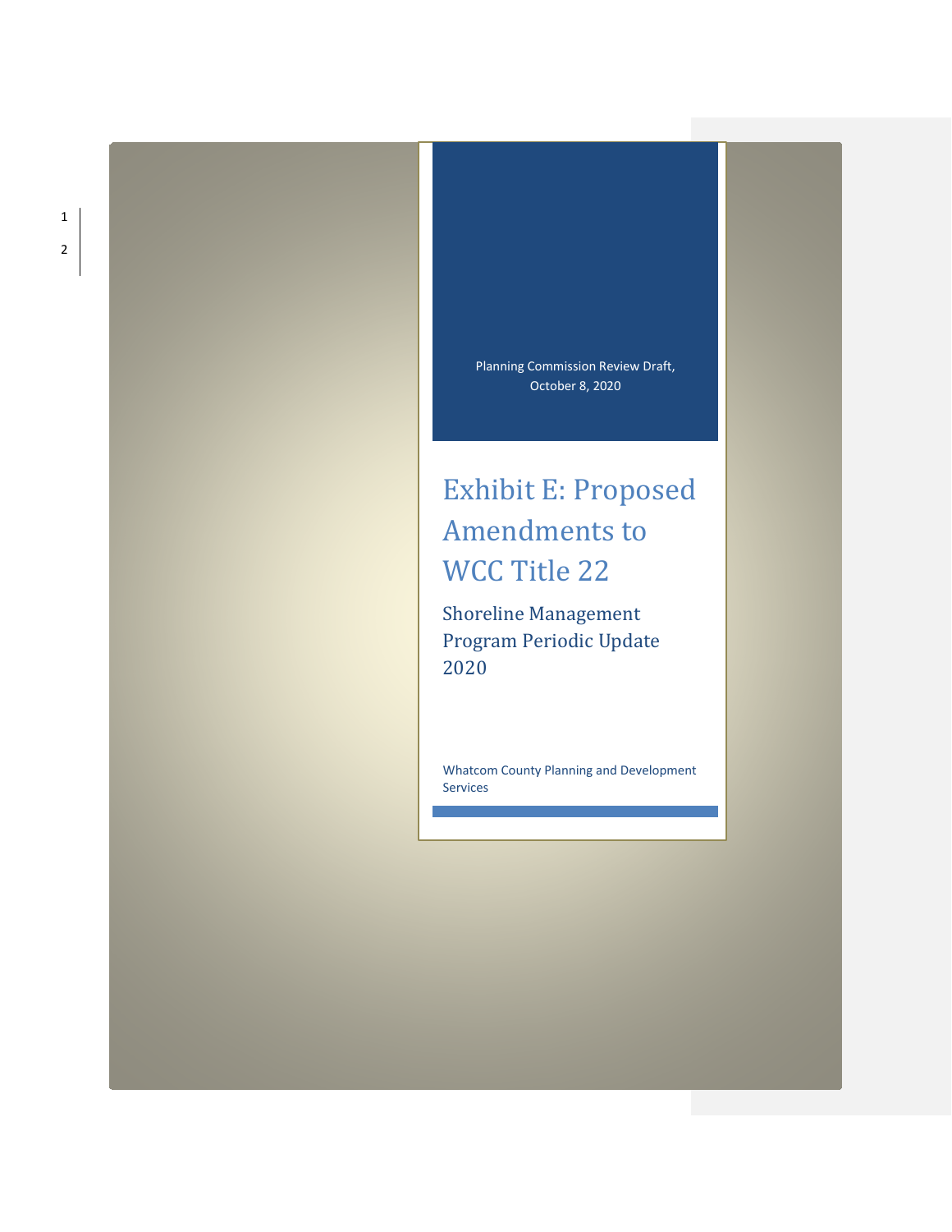Planning Commission Review Draft, October 8, 2020

# Exhibit E: Proposed Amendments to WCC Title 22

## Shoreline Management Program Periodic Update 2020

Whatcom County Planning and Development Services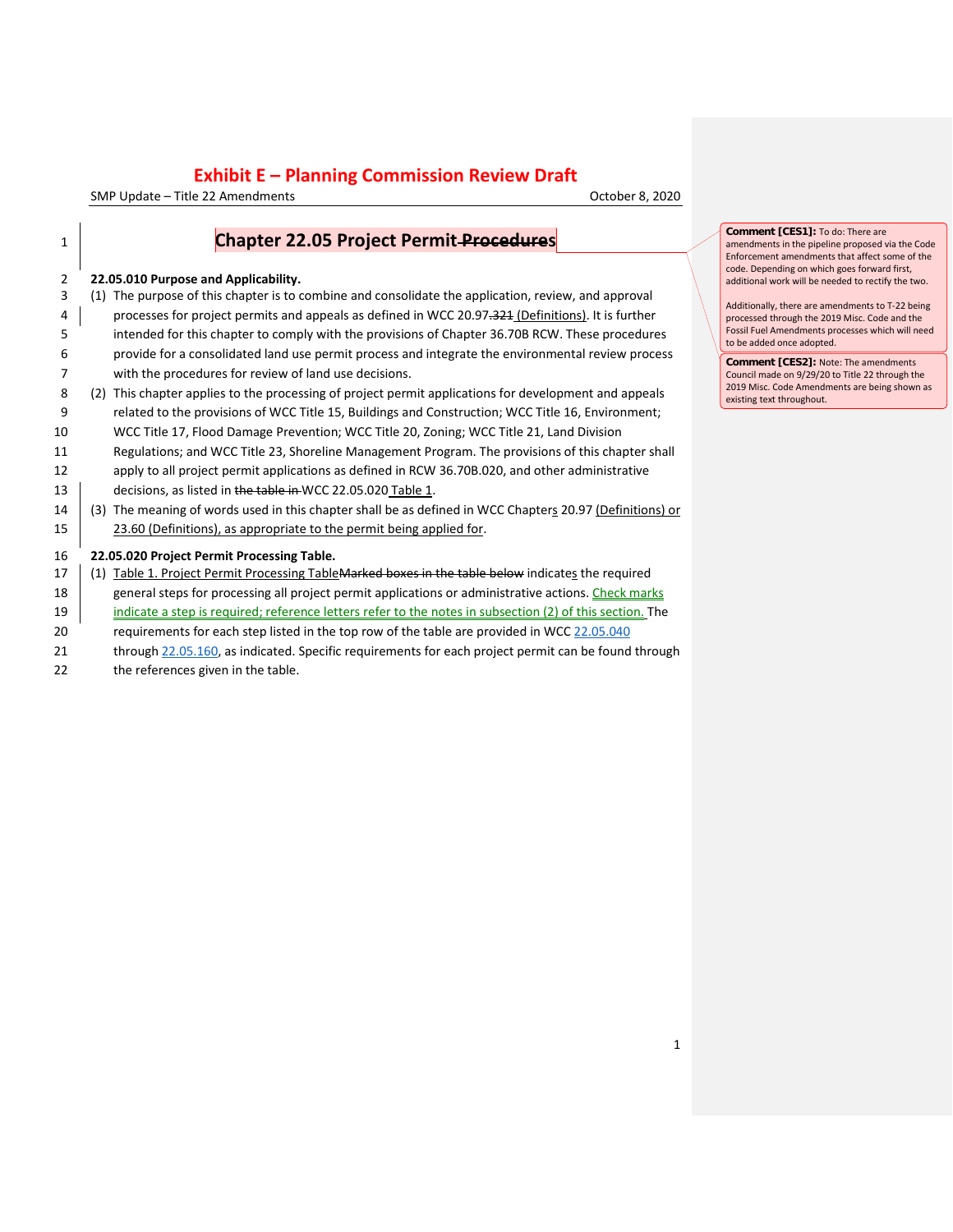# Exhibit E – Planning Commission Review Draft

SMP Update – Title 22 Amendments — October 8, 2020

## Chapter 22.05 Project Permit ~~Procedures~~

> **Comment [CES1]:** To do: There are amendments in the pipeline proposed via the Code Enforcement amendments that affect some of the code. Depending on which goes forward first, additional work will be needed to rectify the two.
>
> Additionally, there are amendments to T-22 being processed through the 2019 Misc. Code and the Fossil Fuel Amendments processes which will need to be added once adopted.

> **Comment [CES2]:** Note: The amendments Council made on 9/29/20 to Title 22 through the 2019 Misc. Code Amendments are being shown as existing text throughout.

**22.05.010 Purpose and Applicability.**

(1) The purpose of this chapter is to combine and consolidate the application, review, and approval processes for project permits and appeals as defined in WCC 20.97~~.321~~ (Definitions). It is further intended for this chapter to comply with the provisions of Chapter 36.70B RCW. These procedures provide for a consolidated land use permit process and integrate the environmental review process with the procedures for review of land use decisions.

(2) This chapter applies to the processing of project permit applications for development and appeals related to the provisions of WCC Title 15, Buildings and Construction; WCC Title 16, Environment; WCC Title 17, Flood Damage Prevention; WCC Title 20, Zoning; WCC Title 21, Land Division Regulations; and WCC Title 23, Shoreline Management Program. The provisions of this chapter shall apply to all project permit applications as defined in RCW 36.70B.020, and other administrative decisions, as listed in ~~the table in~~ WCC 22.05.020 Table 1.

(3) The meaning of words used in this chapter shall be as defined in WCC Chapters 20.97 (Definitions) or 23.60 (Definitions), as appropriate to the permit being applied for.

**22.05.020 Project Permit Processing Table.**

(1) Table 1. Project Permit Processing Table~~Marked boxes in the table below~~ indicates the required general steps for processing all project permit applications or administrative actions. Check marks indicate a step is required; reference letters refer to the notes in subsection (2) of this section. The requirements for each step listed in the top row of the table are provided in WCC 22.05.040 through 22.05.160, as indicated. Specific requirements for each project permit can be found through the references given in the table.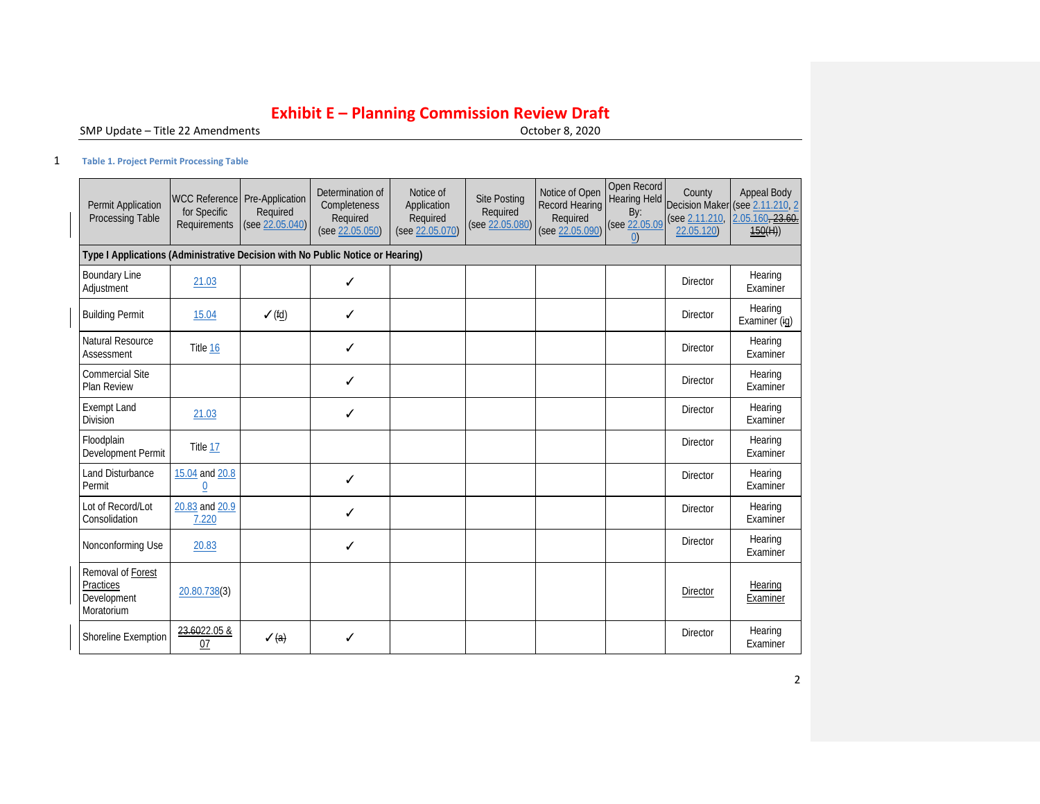# Exhibit E – Planning Commission Review Draft

SMP Update – Title 22 Amendments October 8, 2020

**Table 1. Project Permit Processing Table**

| Permit Application Processing Table | WCC Reference for Specific Requirements | Pre-Application Required (see 22.05.040) | Determination of Completeness Required (see 22.05.050) | Notice of Application Required (see 22.05.070) | Site Posting Required (see 22.05.080) | Notice of Open Record Hearing Required (see 22.05.090) | Open Record Hearing Held By: (see 22.05.090) | County Decision Maker (see 2.11.210, 22.05.120) | Appeal Body (see 2.11.210, 2.05.160, ~~23.60.150~~(~~H~~)) |
|---|---|---|---|---|---|---|---|---|---|
| **Type I Applications (Administrative Decision with No Public Notice or Hearing)** | | | | | | | | | |
| Boundary Line Adjustment | 21.03 | | ✓ | | | | | Director | Hearing Examiner |
| Building Permit | 15.04 | ✓(~~f~~d) | ✓ | | | | | Director | Hearing Examiner (~~i~~g) |
| Natural Resource Assessment | Title 16 | | ✓ | | | | | Director | Hearing Examiner |
| Commercial Site Plan Review | | | ✓ | | | | | Director | Hearing Examiner |
| Exempt Land Division | 21.03 | | ✓ | | | | | Director | Hearing Examiner |
| Floodplain Development Permit | Title 17 | | | | | | | Director | Hearing Examiner |
| Land Disturbance Permit | 15.04 and 20.80 | | ✓ | | | | | Director | Hearing Examiner |
| Lot of Record/Lot Consolidation | 20.83 and 20.97.220 | | ✓ | | | | | Director | Hearing Examiner |
| Nonconforming Use | 20.83 | | ✓ | | | | | Director | Hearing Examiner |
| Removal of Forest Practices Development Moratorium | 20.80.738(3) | | | | | | | Director | Hearing Examiner |
| Shoreline Exemption | ~~23.60~~22.05 & 07 | ✓~~(a)~~ | ✓ | | | | | Director | Hearing Examiner |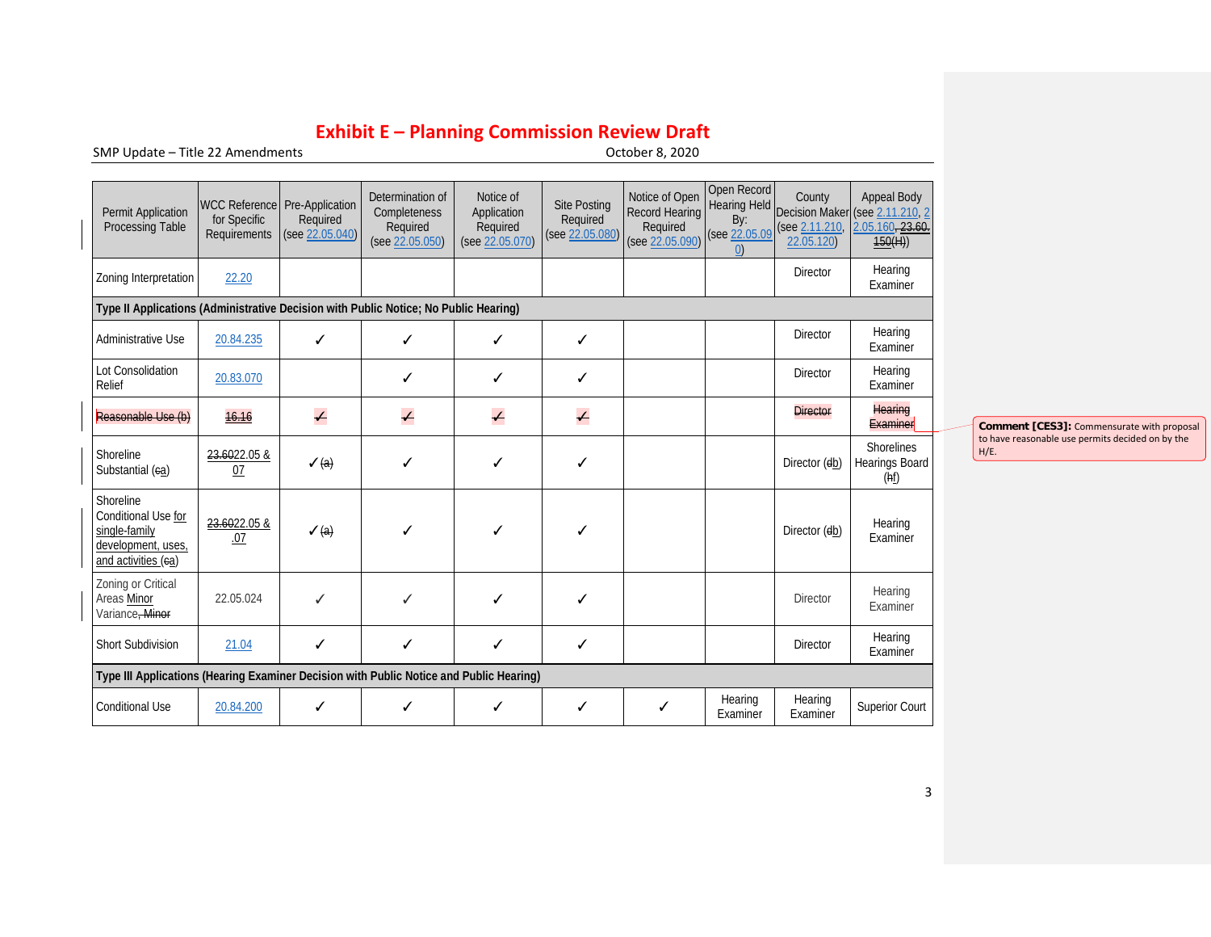# Exhibit E – Planning Commission Review Draft

SMP Update – Title 22 Amendments — October 8, 2020

| Permit Application Processing Table | WCC Reference for Specific Requirements | Pre-Application Required (see 22.05.040) | Determination of Completeness Required (see 22.05.050) | Notice of Application Required (see 22.05.070) | Site Posting Required (see 22.05.080) | Notice of Open Record Hearing Required (see 22.05.090) | Open Record Hearing Held By: (see 22.05.090) | County Decision Maker (see 2.11.210, 22.05.120) | Appeal Body (see 2.11.210, 2.05.160, 23.60.150(H)) |
|---|---|---|---|---|---|---|---|---|---|
| Zoning Interpretation | 22.20 | | | | | | | Director | Hearing Examiner |
| **Type II Applications (Administrative Decision with Public Notice; No Public Hearing)** | | | | | | | | | |
| Administrative Use | 20.84.235 | ✓ | ✓ | ✓ | ✓ | | | Director | Hearing Examiner |
| Lot Consolidation Relief | 20.83.070 | | ✓ | ✓ | ✓ | | | Director | Hearing Examiner |
| ~~Reasonable Use (b)~~ | ~~16.16~~ | ~~✓~~ | ~~✓~~ | ~~✓~~ | ~~✓~~ | | | ~~Director~~ | ~~Hearing Examiner~~ |
| Shoreline Substantial (~~c~~a) | ~~23.60~~22.05 & 07 | ✓~~(a)~~ | ✓ | ✓ | ✓ | | | Director (~~d~~b) | Shorelines Hearings Board (~~h~~f) |
| Shoreline Conditional Use for single-family development, uses, and activities (~~c~~a) | ~~23.60~~22.05 & .07 | ✓~~(a)~~ | ✓ | ✓ | ✓ | | | Director (~~d~~b) | Hearing Examiner |
| Zoning or Critical Areas Minor Variance~~, Minor~~ | 22.05.024 | ✓ | ✓ | ✓ | ✓ | | | Director | Hearing Examiner |
| Short Subdivision | 21.04 | ✓ | ✓ | ✓ | ✓ | | | Director | Hearing Examiner |
| **Type III Applications (Hearing Examiner Decision with Public Notice and Public Hearing)** | | | | | | | | | |
| Conditional Use | 20.84.200 | ✓ | ✓ | ✓ | ✓ | ✓ | Hearing Examiner | Hearing Examiner | Superior Court |

**Comment [CES3]:** Commensurate with proposal to have reasonable use permits decided on by the H/E.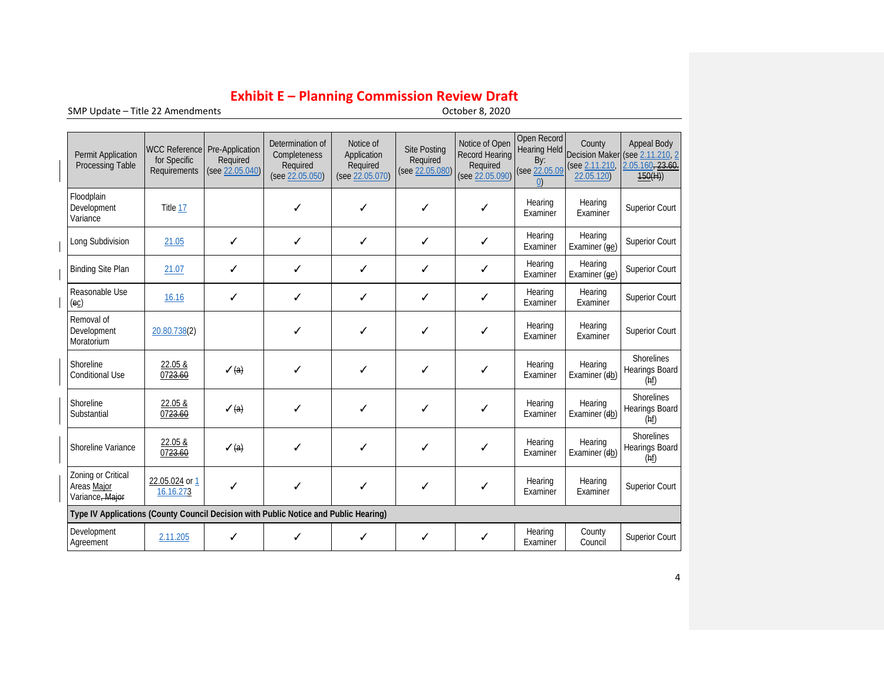# Exhibit E – Planning Commission Review Draft

SMP Update – Title 22 Amendments October 8, 2020

| Permit Application Processing Table | WCC Reference for Specific Requirements | Pre-Application Required (see 22.05.040) | Determination of Completeness Required (see 22.05.050) | Notice of Application Required (see 22.05.070) | Site Posting Required (see 22.05.080) | Notice of Open Record Hearing Required (see 22.05.090) | Open Record Hearing Held By: (see 22.05.090) | County Decision Maker (see 2.11.210, 22.05.120) | Appeal Body (see 2.11.210, 22.05.160, 23.60.150(H)) |
|---|---|---|---|---|---|---|---|---|---|
| Floodplain Development Variance | Title 17 | | ✓ | ✓ | ✓ | ✓ | Hearing Examiner | Hearing Examiner | Superior Court |
| Long Subdivision | 21.05 | ✓ | ✓ | ✓ | ✓ | ✓ | Hearing Examiner | Hearing Examiner (ge) | Superior Court |
| Binding Site Plan | 21.07 | ✓ | ✓ | ✓ | ✓ | ✓ | Hearing Examiner | Hearing Examiner (ge) | Superior Court |
| Reasonable Use (ec) | 16.16 | ✓ | ✓ | ✓ | ✓ | ✓ | Hearing Examiner | Hearing Examiner | Superior Court |
| Removal of Development Moratorium | 20.80.738(2) | | ✓ | ✓ | ✓ | ✓ | Hearing Examiner | Hearing Examiner | Superior Court |
| Shoreline Conditional Use | 22.05 & 0723.60 | ✓(a) | ✓ | ✓ | ✓ | ✓ | Hearing Examiner | Hearing Examiner (db) | Shorelines Hearings Board (hf) |
| Shoreline Substantial | 22.05 & 0723.60 | ✓(a) | ✓ | ✓ | ✓ | ✓ | Hearing Examiner | Hearing Examiner (db) | Shorelines Hearings Board (hf) |
| Shoreline Variance | 22.05 & 0723.60 | ✓(a) | ✓ | ✓ | ✓ | ✓ | Hearing Examiner | Hearing Examiner (db) | Shorelines Hearings Board (hf) |
| Zoning or Critical Areas Major Variance, Major | 22.05.024 or 1 16.16.273 | ✓ | ✓ | ✓ | ✓ | ✓ | Hearing Examiner | Hearing Examiner | Superior Court |
| **Type IV Applications (County Council Decision with Public Notice and Public Hearing)** | | | | | | | | | |
| Development Agreement | 2.11.205 | ✓ | ✓ | ✓ | ✓ | ✓ | Hearing Examiner | County Council | Superior Court |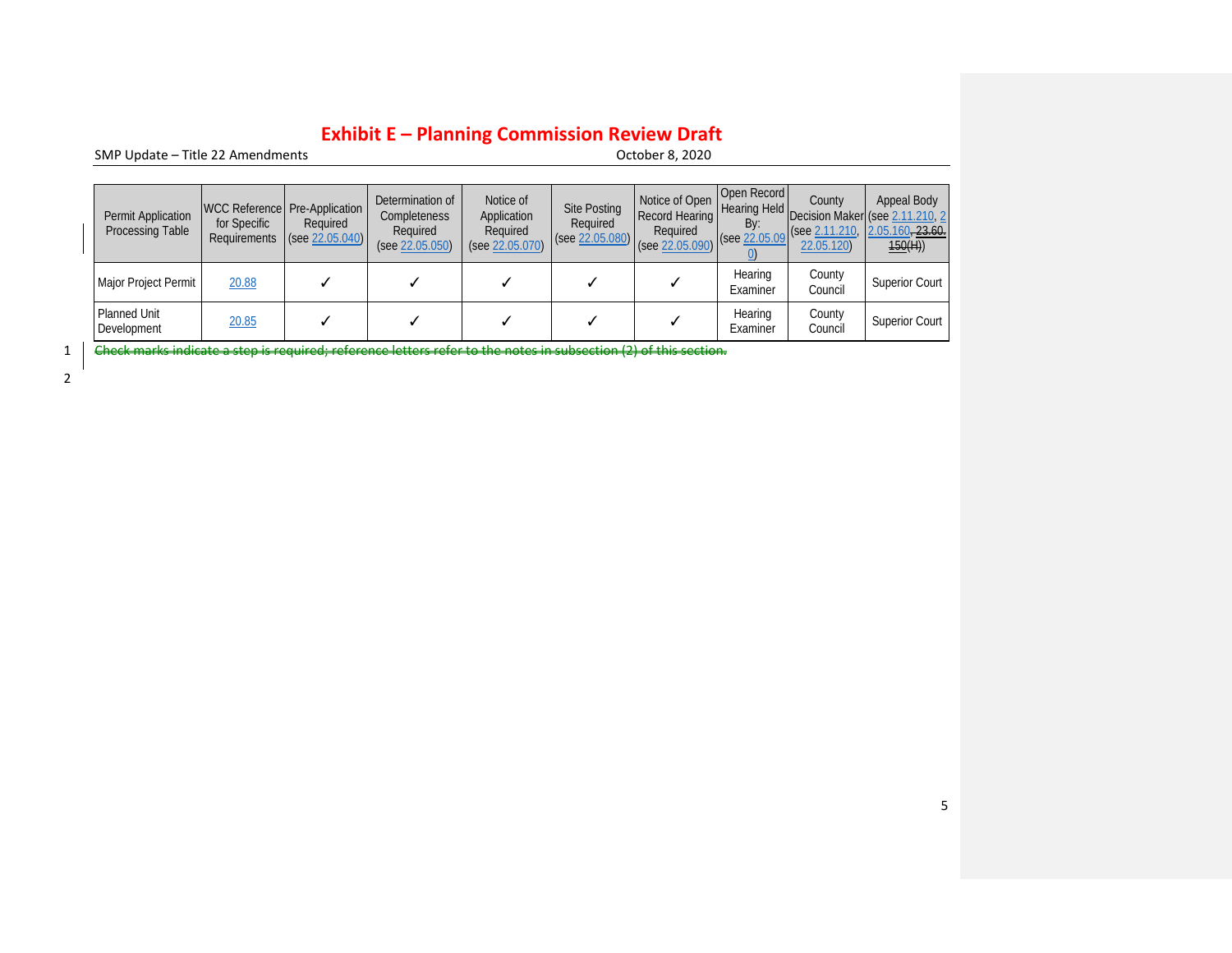| Permit Application Processing Table | WCC Reference for Specific Requirements | Pre-Application Required (see 22.05.040) | Determination of Completeness Required (see 22.05.050) | Notice of Application Required (see 22.05.070) | Site Posting Required (see 22.05.080) | Notice of Open Record Hearing Required (see 22.05.090) | Open Record Hearing Held By: (see 22.05.090) | County Decision Maker (see 2.11.210, 22.05.120) | Appeal Body (see 2.11.210, 2.05.160, ~~23.60.150~~(H)) |
|---|---|---|---|---|---|---|---|---|---|
| Major Project Permit | 20.88 | ✓ | ✓ | ✓ | ✓ | ✓ | Hearing Examiner | County Council | Superior Court |
| Planned Unit Development | 20.85 | ✓ | ✓ | ✓ | ✓ | ✓ | Hearing Examiner | County Council | Superior Court |

~~Check marks indicate a step is required; reference letters refer to the notes in subsection (2) of this section.~~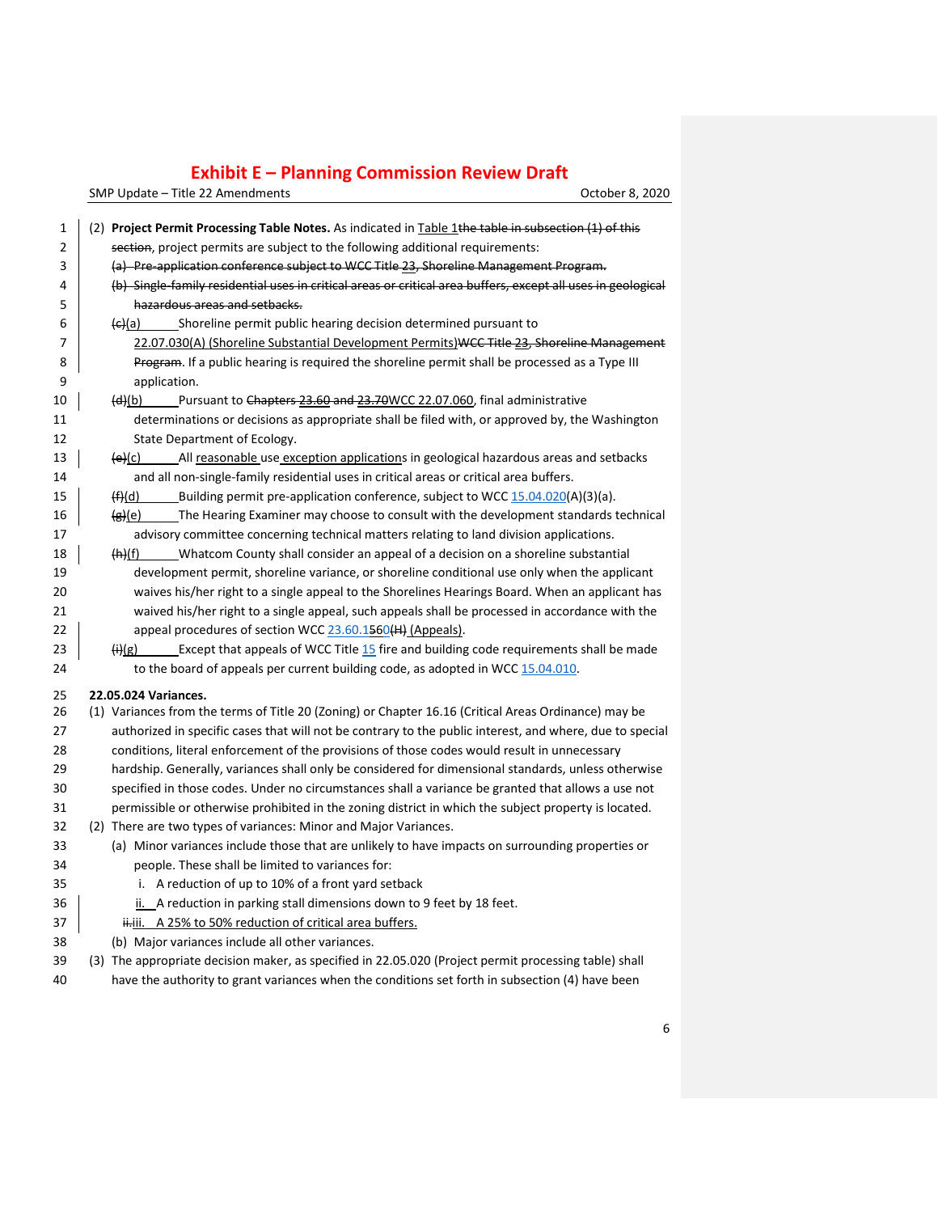(2) **Project Permit Processing Table Notes.** As indicated in Table 1~~the table in subsection (1) of this section~~, project permits are subject to the following additional requirements:

~~(a) Pre-application conference subject to WCC Title 23, Shoreline Management Program.~~

~~(b) Single-family residential uses in critical areas or critical area buffers, except all uses in geological hazardous areas and setbacks.~~

~~(c)~~(a) Shoreline permit public hearing decision determined pursuant to 22.07.030(A) (Shoreline Substantial Development Permits)~~WCC Title 23, Shoreline Management Program~~. If a public hearing is required the shoreline permit shall be processed as a Type III application.

~~(d)~~(b) Pursuant to ~~Chapters 23.60 and 23.70~~WCC 22.07.060, final administrative determinations or decisions as appropriate shall be filed with, or approved by, the Washington State Department of Ecology.

~~(e)~~(c) All reasonable use exception applications in geological hazardous areas and setbacks and all non-single-family residential uses in critical areas or critical area buffers.

~~(f)~~(d) Building permit pre-application conference, subject to WCC 15.04.020(A)(3)(a).

~~(g)~~(e) The Hearing Examiner may choose to consult with the development standards technical advisory committee concerning technical matters relating to land division applications.

~~(h)~~(f) Whatcom County shall consider an appeal of a decision on a shoreline substantial development permit, shoreline variance, or shoreline conditional use only when the applicant waives his/her right to a single appeal to the Shorelines Hearings Board. When an applicant has waived his/her right to a single appeal, such appeals shall be processed in accordance with the appeal procedures of section WCC 23.60.1~~5~~60~~(H)~~ (Appeals).

~~(i)~~(g) Except that appeals of WCC Title 15 fire and building code requirements shall be made to the board of appeals per current building code, as adopted in WCC 15.04.010.

**22.05.024 Variances.**

(1) Variances from the terms of Title 20 (Zoning) or Chapter 16.16 (Critical Areas Ordinance) may be authorized in specific cases that will not be contrary to the public interest, and where, due to special conditions, literal enforcement of the provisions of those codes would result in unnecessary hardship. Generally, variances shall only be considered for dimensional standards, unless otherwise specified in those codes. Under no circumstances shall a variance be granted that allows a use not permissible or otherwise prohibited in the zoning district in which the subject property is located.

(2) There are two types of variances: Minor and Major Variances.

(a) Minor variances include those that are unlikely to have impacts on surrounding properties or people. These shall be limited to variances for:

i. A reduction of up to 10% of a front yard setback

ii. A reduction in parking stall dimensions down to 9 feet by 18 feet.

~~ii.~~iii. A 25% to 50% reduction of critical area buffers.

(b) Major variances include all other variances.

(3) The appropriate decision maker, as specified in 22.05.020 (Project permit processing table) shall have the authority to grant variances when the conditions set forth in subsection (4) have been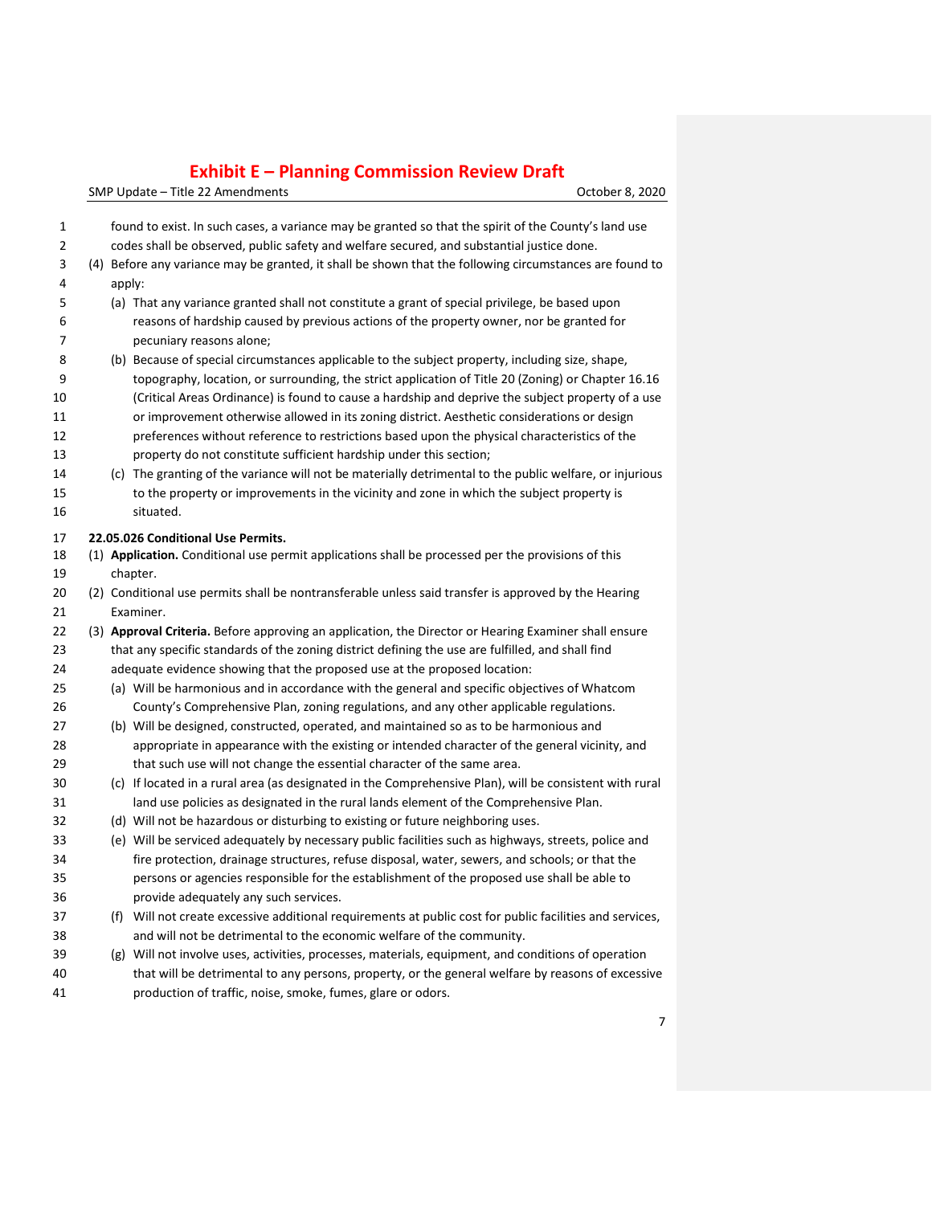found to exist. In such cases, a variance may be granted so that the spirit of the County's land use codes shall be observed, public safety and welfare secured, and substantial justice done.

(4) Before any variance may be granted, it shall be shown that the following circumstances are found to apply:

   (a) That any variance granted shall not constitute a grant of special privilege, be based upon reasons of hardship caused by previous actions of the property owner, nor be granted for pecuniary reasons alone;

   (b) Because of special circumstances applicable to the subject property, including size, shape, topography, location, or surrounding, the strict application of Title 20 (Zoning) or Chapter 16.16 (Critical Areas Ordinance) is found to cause a hardship and deprive the subject property of a use or improvement otherwise allowed in its zoning district. Aesthetic considerations or design preferences without reference to restrictions based upon the physical characteristics of the property do not constitute sufficient hardship under this section;

   (c) The granting of the variance will not be materially detrimental to the public welfare, or injurious to the property or improvements in the vicinity and zone in which the subject property is situated.

**22.05.026 Conditional Use Permits.**

(1) **Application.** Conditional use permit applications shall be processed per the provisions of this chapter.

(2) Conditional use permits shall be nontransferable unless said transfer is approved by the Hearing Examiner.

(3) **Approval Criteria.** Before approving an application, the Director or Hearing Examiner shall ensure that any specific standards of the zoning district defining the use are fulfilled, and shall find adequate evidence showing that the proposed use at the proposed location:

   (a) Will be harmonious and in accordance with the general and specific objectives of Whatcom County's Comprehensive Plan, zoning regulations, and any other applicable regulations.

   (b) Will be designed, constructed, operated, and maintained so as to be harmonious and appropriate in appearance with the existing or intended character of the general vicinity, and that such use will not change the essential character of the same area.

   (c) If located in a rural area (as designated in the Comprehensive Plan), will be consistent with rural land use policies as designated in the rural lands element of the Comprehensive Plan.

   (d) Will not be hazardous or disturbing to existing or future neighboring uses.

   (e) Will be serviced adequately by necessary public facilities such as highways, streets, police and fire protection, drainage structures, refuse disposal, water, sewers, and schools; or that the persons or agencies responsible for the establishment of the proposed use shall be able to provide adequately any such services.

   (f) Will not create excessive additional requirements at public cost for public facilities and services, and will not be detrimental to the economic welfare of the community.

   (g) Will not involve uses, activities, processes, materials, equipment, and conditions of operation that will be detrimental to any persons, property, or the general welfare by reasons of excessive production of traffic, noise, smoke, fumes, glare or odors.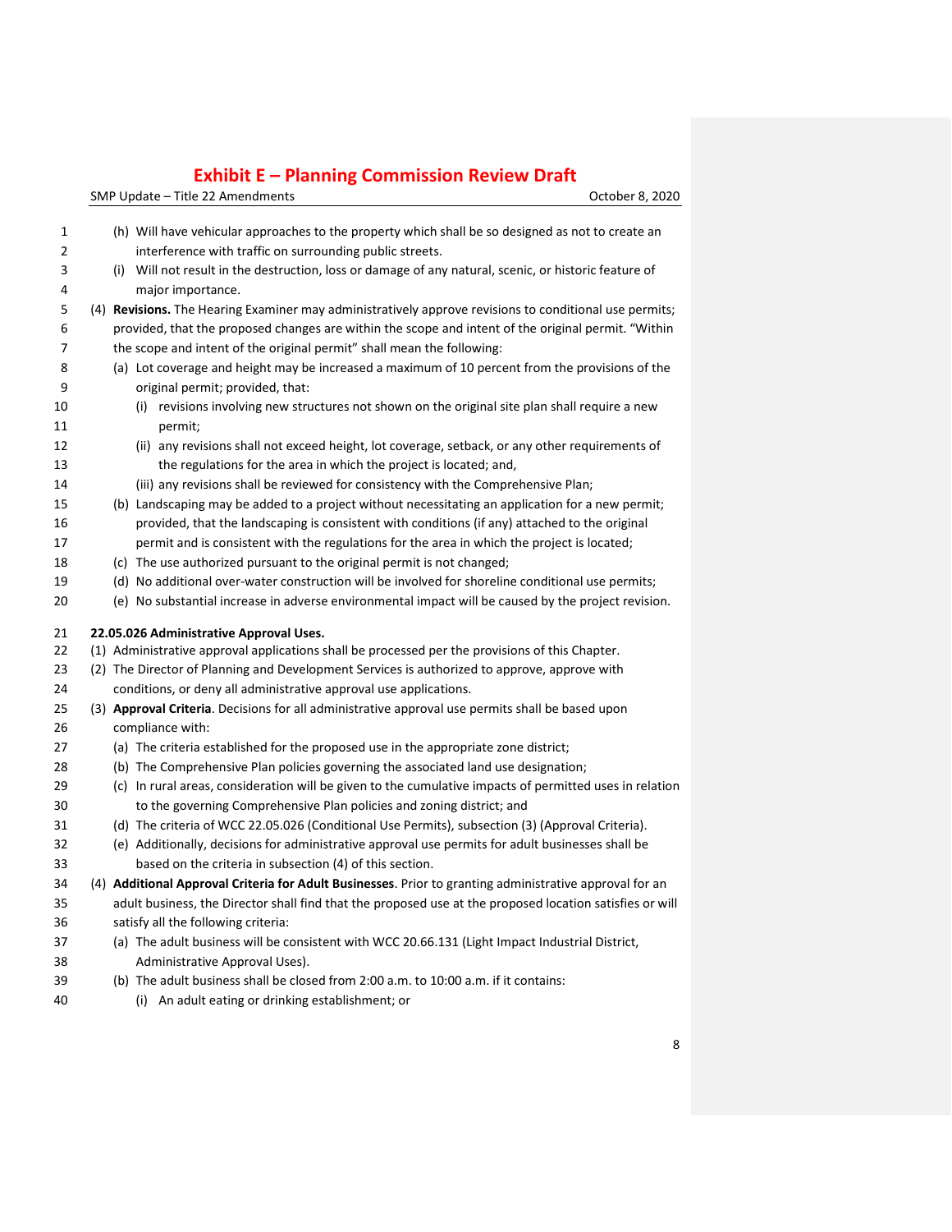(h) Will have vehicular approaches to the property which shall be so designed as not to create an interference with traffic on surrounding public streets.

(i) Will not result in the destruction, loss or damage of any natural, scenic, or historic feature of major importance.

(4) **Revisions.** The Hearing Examiner may administratively approve revisions to conditional use permits; provided, that the proposed changes are within the scope and intent of the original permit. "Within the scope and intent of the original permit" shall mean the following:

(a) Lot coverage and height may be increased a maximum of 10 percent from the provisions of the original permit; provided, that:

(i) revisions involving new structures not shown on the original site plan shall require a new permit;

(ii) any revisions shall not exceed height, lot coverage, setback, or any other requirements of the regulations for the area in which the project is located; and,

(iii) any revisions shall be reviewed for consistency with the Comprehensive Plan;

(b) Landscaping may be added to a project without necessitating an application for a new permit; provided, that the landscaping is consistent with conditions (if any) attached to the original permit and is consistent with the regulations for the area in which the project is located;

(c) The use authorized pursuant to the original permit is not changed;

(d) No additional over-water construction will be involved for shoreline conditional use permits;

(e) No substantial increase in adverse environmental impact will be caused by the project revision.

**22.05.026 Administrative Approval Uses.**

(1) Administrative approval applications shall be processed per the provisions of this Chapter.

(2) The Director of Planning and Development Services is authorized to approve, approve with conditions, or deny all administrative approval use applications.

(3) **Approval Criteria**. Decisions for all administrative approval use permits shall be based upon compliance with:

(a) The criteria established for the proposed use in the appropriate zone district;

(b) The Comprehensive Plan policies governing the associated land use designation;

(c) In rural areas, consideration will be given to the cumulative impacts of permitted uses in relation to the governing Comprehensive Plan policies and zoning district; and

(d) The criteria of WCC 22.05.026 (Conditional Use Permits), subsection (3) (Approval Criteria).

(e) Additionally, decisions for administrative approval use permits for adult businesses shall be based on the criteria in subsection (4) of this section.

(4) **Additional Approval Criteria for Adult Businesses**. Prior to granting administrative approval for an adult business, the Director shall find that the proposed use at the proposed location satisfies or will satisfy all the following criteria:

(a) The adult business will be consistent with WCC 20.66.131 (Light Impact Industrial District, Administrative Approval Uses).

(b) The adult business shall be closed from 2:00 a.m. to 10:00 a.m. if it contains:

(i) An adult eating or drinking establishment; or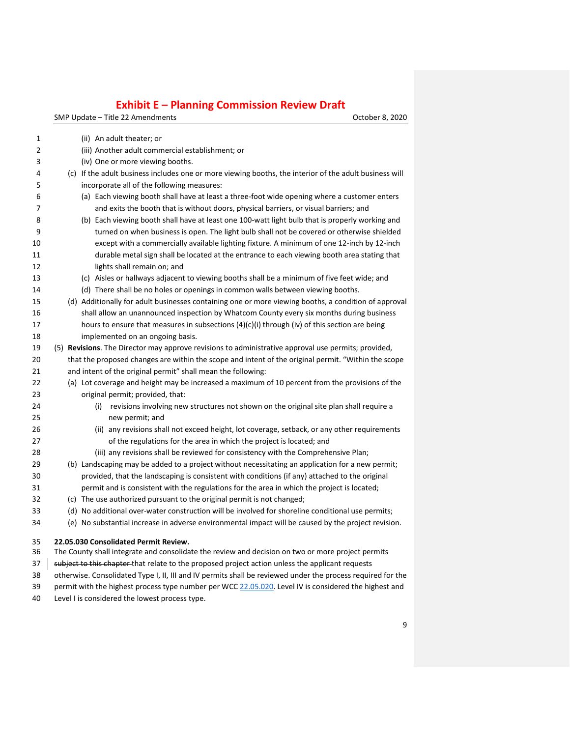- (ii) An adult theater; or
   - (iii) Another adult commercial establishment; or
   - (iv) One or more viewing booths.

(c) If the adult business includes one or more viewing booths, the interior of the adult business will incorporate all of the following measures:

   - (a) Each viewing booth shall have at least a three-foot wide opening where a customer enters and exits the booth that is without doors, physical barriers, or visual barriers; and
   - (b) Each viewing booth shall have at least one 100-watt light bulb that is properly working and turned on when business is open. The light bulb shall not be covered or otherwise shielded except with a commercially available lighting fixture. A minimum of one 12-inch by 12-inch durable metal sign shall be located at the entrance to each viewing booth area stating that lights shall remain on; and
   - (c) Aisles or hallways adjacent to viewing booths shall be a minimum of five feet wide; and
   - (d) There shall be no holes or openings in common walls between viewing booths.

(d) Additionally for adult businesses containing one or more viewing booths, a condition of approval shall allow an unannounced inspection by Whatcom County every six months during business hours to ensure that measures in subsections (4)(c)(i) through (iv) of this section are being implemented on an ongoing basis.

(5) **Revisions**. The Director may approve revisions to administrative approval use permits; provided, that the proposed changes are within the scope and intent of the original permit. "Within the scope and intent of the original permit" shall mean the following:

(a) Lot coverage and height may be increased a maximum of 10 percent from the provisions of the original permit; provided, that:

   - (i) revisions involving new structures not shown on the original site plan shall require a new permit; and
   - (ii) any revisions shall not exceed height, lot coverage, setback, or any other requirements of the regulations for the area in which the project is located; and
   - (iii) any revisions shall be reviewed for consistency with the Comprehensive Plan;

(b) Landscaping may be added to a project without necessitating an application for a new permit; provided, that the landscaping is consistent with conditions (if any) attached to the original permit and is consistent with the regulations for the area in which the project is located;

(c) The use authorized pursuant to the original permit is not changed;

(d) No additional over-water construction will be involved for shoreline conditional use permits;

(e) No substantial increase in adverse environmental impact will be caused by the project revision.

**22.05.030 Consolidated Permit Review.**

The County shall integrate and consolidate the review and decision on two or more project permits ~~subject to this chapter~~ that relate to the proposed project action unless the applicant requests otherwise. Consolidated Type I, II, III and IV permits shall be reviewed under the process required for the permit with the highest process type number per WCC 22.05.020. Level IV is considered the highest and Level I is considered the lowest process type.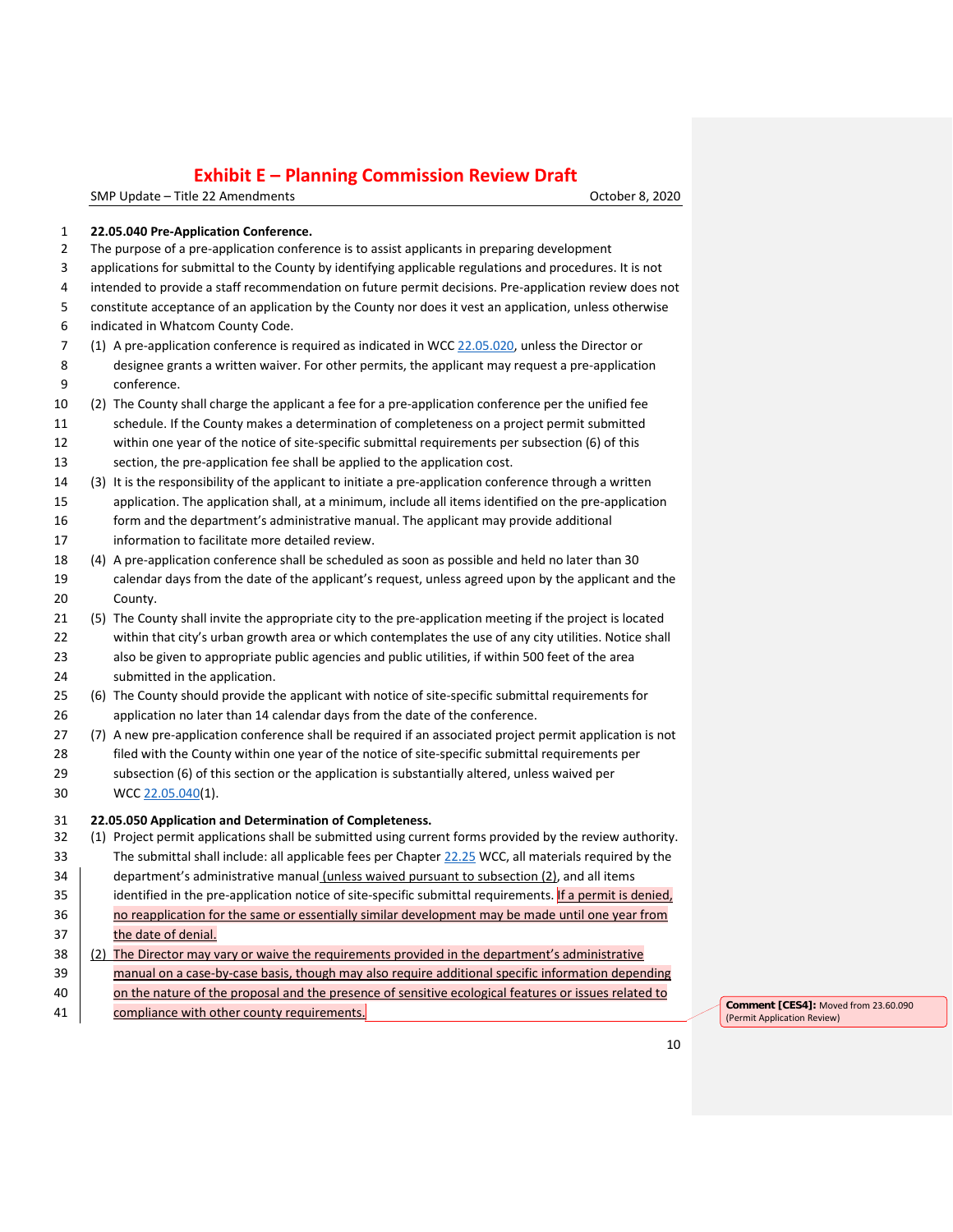**22.05.040 Pre-Application Conference.**

The purpose of a pre-application conference is to assist applicants in preparing development applications for submittal to the County by identifying applicable regulations and procedures. It is not intended to provide a staff recommendation on future permit decisions. Pre-application review does not constitute acceptance of an application by the County nor does it vest an application, unless otherwise indicated in Whatcom County Code.

(1) A pre-application conference is required as indicated in WCC 22.05.020, unless the Director or designee grants a written waiver. For other permits, the applicant may request a pre-application conference.

(2) The County shall charge the applicant a fee for a pre-application conference per the unified fee schedule. If the County makes a determination of completeness on a project permit submitted within one year of the notice of site-specific submittal requirements per subsection (6) of this section, the pre-application fee shall be applied to the application cost.

(3) It is the responsibility of the applicant to initiate a pre-application conference through a written application. The application shall, at a minimum, include all items identified on the pre-application form and the department's administrative manual. The applicant may provide additional information to facilitate more detailed review.

(4) A pre-application conference shall be scheduled as soon as possible and held no later than 30 calendar days from the date of the applicant's request, unless agreed upon by the applicant and the County.

(5) The County shall invite the appropriate city to the pre-application meeting if the project is located within that city's urban growth area or which contemplates the use of any city utilities. Notice shall also be given to appropriate public agencies and public utilities, if within 500 feet of the area submitted in the application.

(6) The County should provide the applicant with notice of site-specific submittal requirements for application no later than 14 calendar days from the date of the conference.

(7) A new pre-application conference shall be required if an associated project permit application is not filed with the County within one year of the notice of site-specific submittal requirements per subsection (6) of this section or the application is substantially altered, unless waived per WCC 22.05.040(1).

**22.05.050 Application and Determination of Completeness.**

(1) Project permit applications shall be submitted using current forms provided by the review authority. The submittal shall include: all applicable fees per Chapter 22.25 WCC, all materials required by the department's administrative manual (unless waived pursuant to subsection (2), and all items identified in the pre-application notice of site-specific submittal requirements. If a permit is denied, no reapplication for the same or essentially similar development may be made until one year from the date of denial.

(2) The Director may vary or waive the requirements provided in the department's administrative manual on a case-by-case basis, though may also require additional specific information depending on the nature of the proposal and the presence of sensitive ecological features or issues related to compliance with other county requirements.

Comment [CES4]: Moved from 23.60.090 (Permit Application Review)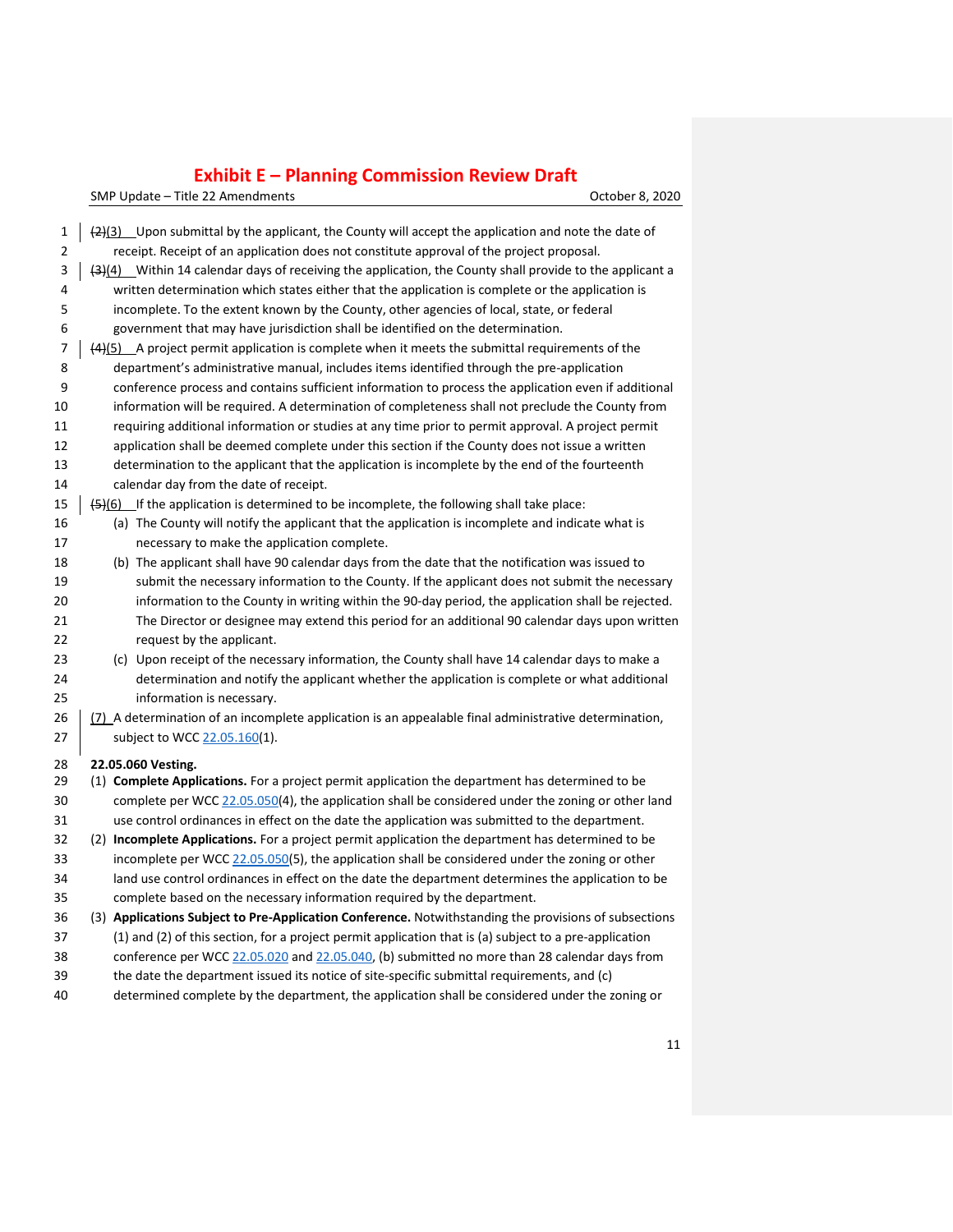(2)(3) Upon submittal by the applicant, the County will accept the application and note the date of receipt. Receipt of an application does not constitute approval of the project proposal.

(3)(4) Within 14 calendar days of receiving the application, the County shall provide to the applicant a written determination which states either that the application is complete or the application is incomplete. To the extent known by the County, other agencies of local, state, or federal government that may have jurisdiction shall be identified on the determination.

(4)(5) A project permit application is complete when it meets the submittal requirements of the department's administrative manual, includes items identified through the pre-application conference process and contains sufficient information to process the application even if additional information will be required. A determination of completeness shall not preclude the County from requiring additional information or studies at any time prior to permit approval. A project permit application shall be deemed complete under this section if the County does not issue a written determination to the applicant that the application is incomplete by the end of the fourteenth calendar day from the date of receipt.

(5)(6) If the application is determined to be incomplete, the following shall take place:

- (a) The County will notify the applicant that the application is incomplete and indicate what is necessary to make the application complete.
- (b) The applicant shall have 90 calendar days from the date that the notification was issued to submit the necessary information to the County. If the applicant does not submit the necessary information to the County in writing within the 90-day period, the application shall be rejected. The Director or designee may extend this period for an additional 90 calendar days upon written request by the applicant.
- (c) Upon receipt of the necessary information, the County shall have 14 calendar days to make a determination and notify the applicant whether the application is complete or what additional information is necessary.

(7) A determination of an incomplete application is an appealable final administrative determination, subject to WCC 22.05.160(1).

**22.05.060 Vesting.**

(1) **Complete Applications.** For a project permit application the department has determined to be complete per WCC 22.05.050(4), the application shall be considered under the zoning or other land use control ordinances in effect on the date the application was submitted to the department.

(2) **Incomplete Applications.** For a project permit application the department has determined to be incomplete per WCC 22.05.050(5), the application shall be considered under the zoning or other land use control ordinances in effect on the date the department determines the application to be complete based on the necessary information required by the department.

(3) **Applications Subject to Pre-Application Conference.** Notwithstanding the provisions of subsections (1) and (2) of this section, for a project permit application that is (a) subject to a pre-application conference per WCC 22.05.020 and 22.05.040, (b) submitted no more than 28 calendar days from the date the department issued its notice of site-specific submittal requirements, and (c) determined complete by the department, the application shall be considered under the zoning or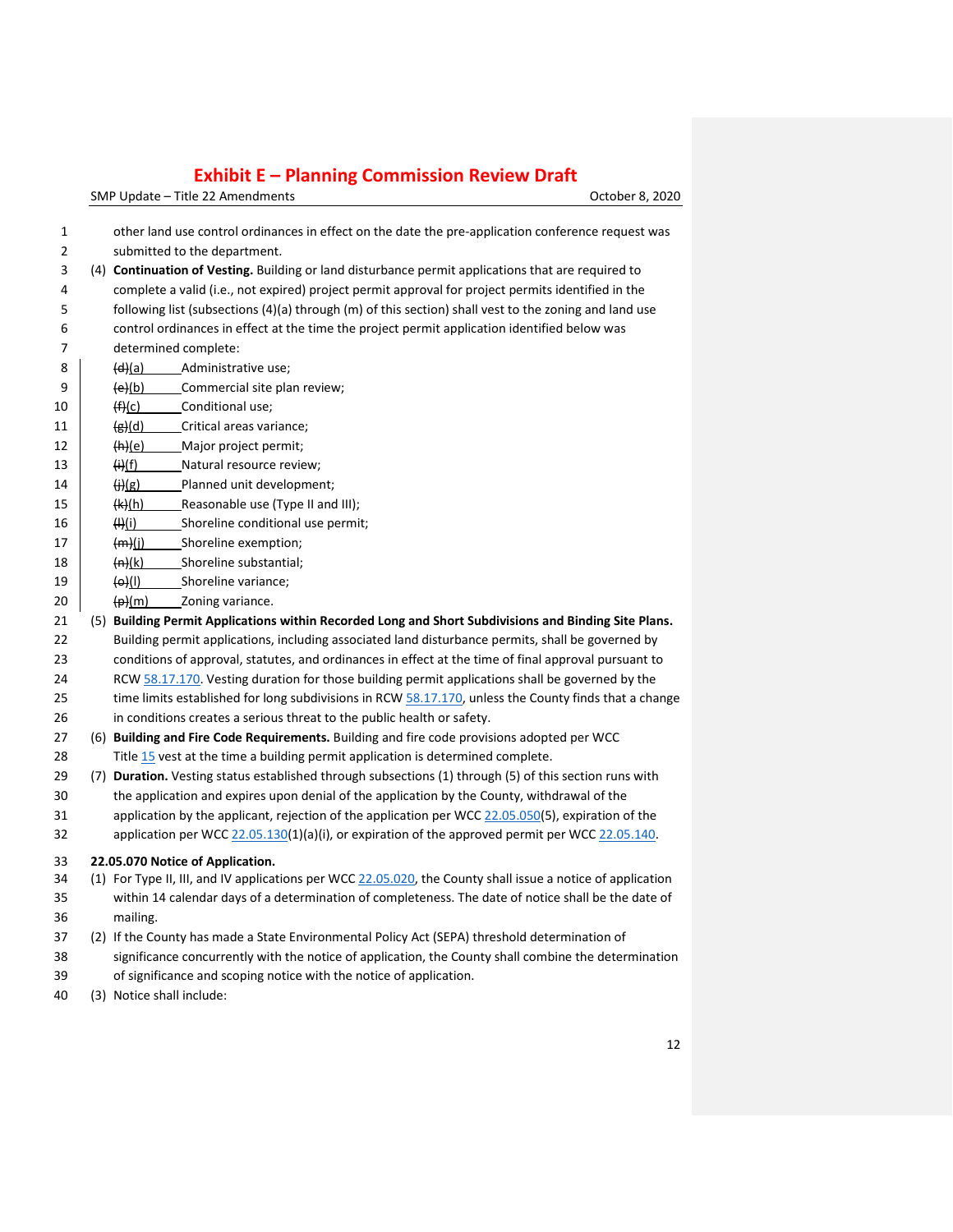other land use control ordinances in effect on the date the pre-application conference request was submitted to the department.

(4) **Continuation of Vesting.** Building or land disturbance permit applications that are required to complete a valid (i.e., not expired) project permit approval for project permits identified in the following list (subsections (4)(a) through (m) of this section) shall vest to the zoning and land use control ordinances in effect at the time the project permit application identified below was determined complete:

~~(d)~~(a) Administrative use;
~~(e)~~(b) Commercial site plan review;
~~(f)~~(c) Conditional use;
~~(g)~~(d) Critical areas variance;
~~(h)~~(e) Major project permit;
~~(i)~~(f) Natural resource review;
~~(j)~~(g) Planned unit development;
~~(k)~~(h) Reasonable use (Type II and III);
~~(l)~~(i) Shoreline conditional use permit;
~~(m)~~(j) Shoreline exemption;
~~(n)~~(k) Shoreline substantial;
~~(o)~~(l) Shoreline variance;
~~(p)~~(m) Zoning variance.

(5) **Building Permit Applications within Recorded Long and Short Subdivisions and Binding Site Plans.** Building permit applications, including associated land disturbance permits, shall be governed by conditions of approval, statutes, and ordinances in effect at the time of final approval pursuant to RCW 58.17.170. Vesting duration for those building permit applications shall be governed by the time limits established for long subdivisions in RCW 58.17.170, unless the County finds that a change in conditions creates a serious threat to the public health or safety.

(6) **Building and Fire Code Requirements.** Building and fire code provisions adopted per WCC Title 15 vest at the time a building permit application is determined complete.

(7) **Duration.** Vesting status established through subsections (1) through (5) of this section runs with the application and expires upon denial of the application by the County, withdrawal of the application by the applicant, rejection of the application per WCC 22.05.050(5), expiration of the application per WCC 22.05.130(1)(a)(i), or expiration of the approved permit per WCC 22.05.140.

**22.05.070 Notice of Application.**

(1) For Type II, III, and IV applications per WCC 22.05.020, the County shall issue a notice of application within 14 calendar days of a determination of completeness. The date of notice shall be the date of mailing.

(2) If the County has made a State Environmental Policy Act (SEPA) threshold determination of significance concurrently with the notice of application, the County shall combine the determination of significance and scoping notice with the notice of application.

(3) Notice shall include: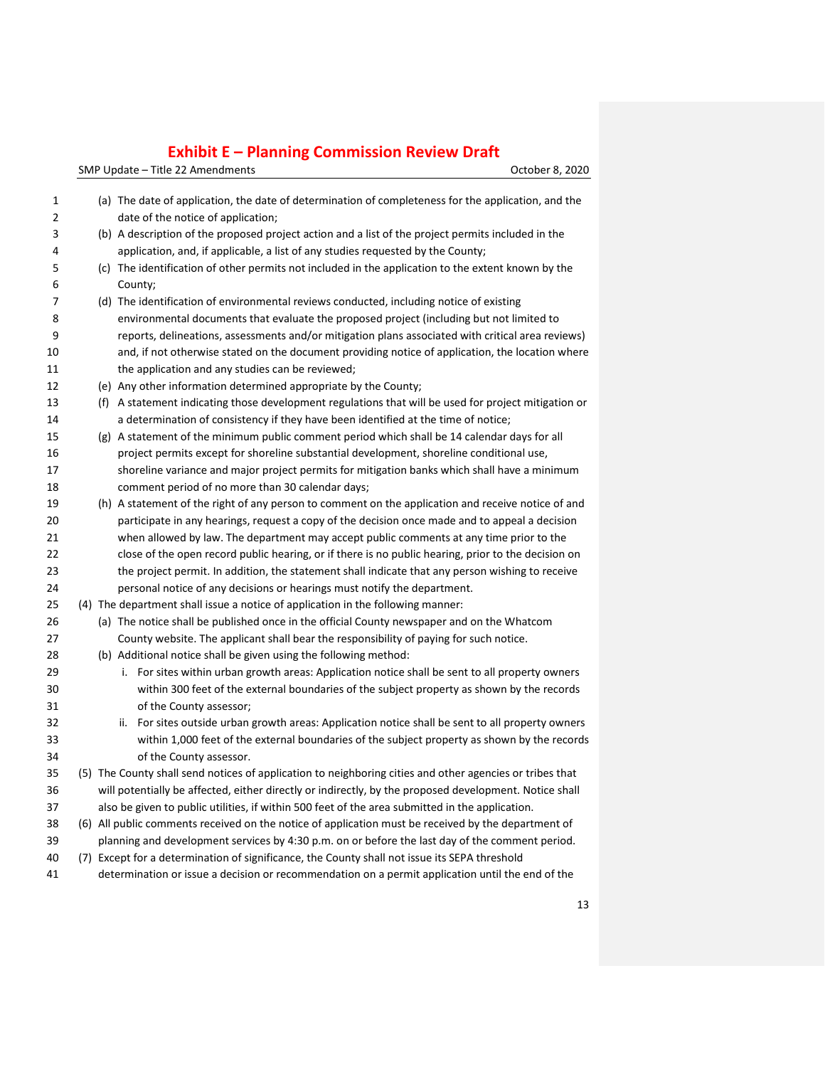(a) The date of application, the date of determination of completeness for the application, and the date of the notice of application;

(b) A description of the proposed project action and a list of the project permits included in the application, and, if applicable, a list of any studies requested by the County;

(c) The identification of other permits not included in the application to the extent known by the County;

(d) The identification of environmental reviews conducted, including notice of existing environmental documents that evaluate the proposed project (including but not limited to reports, delineations, assessments and/or mitigation plans associated with critical area reviews) and, if not otherwise stated on the document providing notice of application, the location where the application and any studies can be reviewed;

(e) Any other information determined appropriate by the County;

(f) A statement indicating those development regulations that will be used for project mitigation or a determination of consistency if they have been identified at the time of notice;

(g) A statement of the minimum public comment period which shall be 14 calendar days for all project permits except for shoreline substantial development, shoreline conditional use, shoreline variance and major project permits for mitigation banks which shall have a minimum comment period of no more than 30 calendar days;

(h) A statement of the right of any person to comment on the application and receive notice of and participate in any hearings, request a copy of the decision once made and to appeal a decision when allowed by law. The department may accept public comments at any time prior to the close of the open record public hearing, or if there is no public hearing, prior to the decision on the project permit. In addition, the statement shall indicate that any person wishing to receive personal notice of any decisions or hearings must notify the department.

(4) The department shall issue a notice of application in the following manner:

(a) The notice shall be published once in the official County newspaper and on the Whatcom County website. The applicant shall bear the responsibility of paying for such notice.

(b) Additional notice shall be given using the following method:

i. For sites within urban growth areas: Application notice shall be sent to all property owners within 300 feet of the external boundaries of the subject property as shown by the records of the County assessor;

ii. For sites outside urban growth areas: Application notice shall be sent to all property owners within 1,000 feet of the external boundaries of the subject property as shown by the records of the County assessor.

(5) The County shall send notices of application to neighboring cities and other agencies or tribes that will potentially be affected, either directly or indirectly, by the proposed development. Notice shall also be given to public utilities, if within 500 feet of the area submitted in the application.

(6) All public comments received on the notice of application must be received by the department of planning and development services by 4:30 p.m. on or before the last day of the comment period.

(7) Except for a determination of significance, the County shall not issue its SEPA threshold determination or issue a decision or recommendation on a permit application until the end of the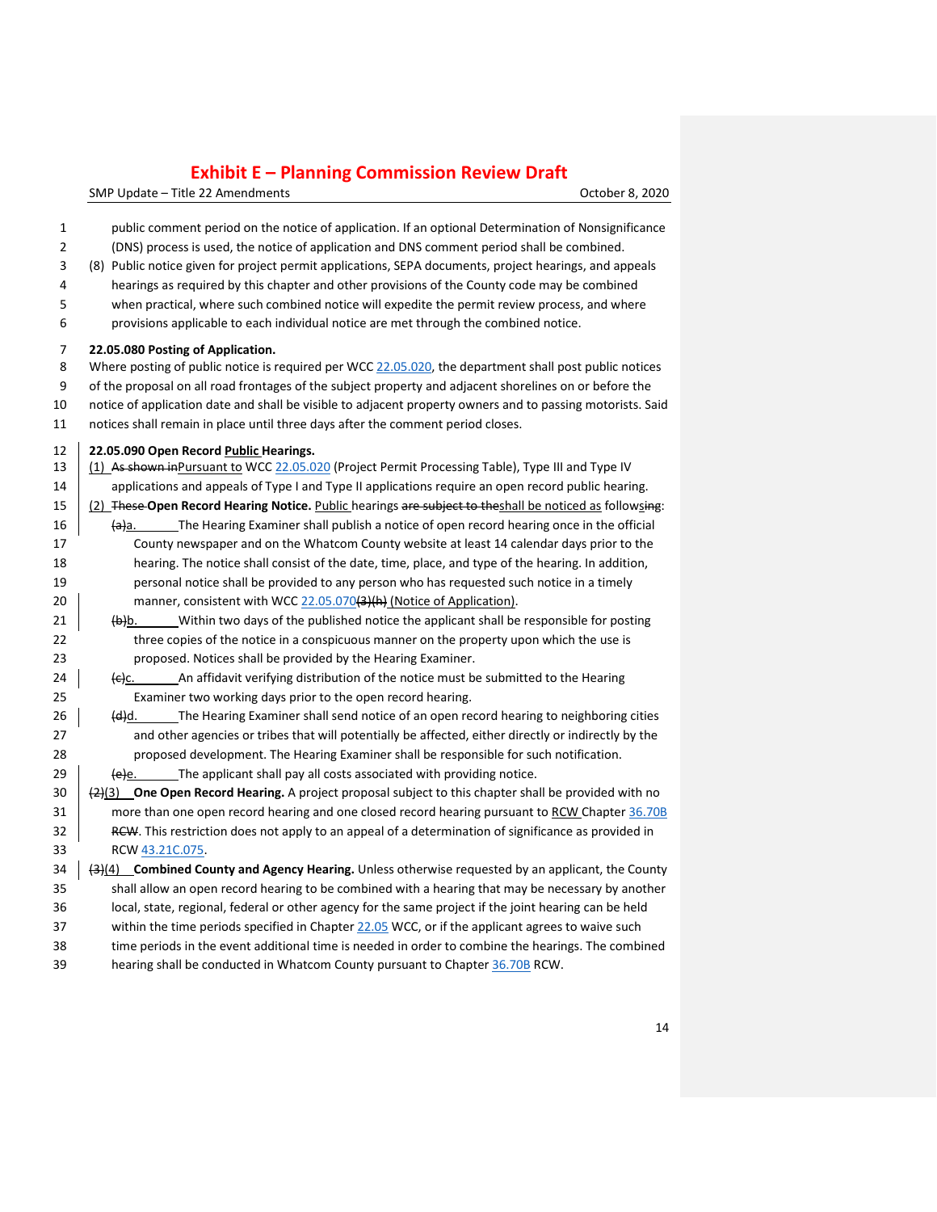public comment period on the notice of application. If an optional Determination of Nonsignificance (DNS) process is used, the notice of application and DNS comment period shall be combined.

(8) Public notice given for project permit applications, SEPA documents, project hearings, and appeals hearings as required by this chapter and other provisions of the County code may be combined when practical, where such combined notice will expedite the permit review process, and where provisions applicable to each individual notice are met through the combined notice.

**22.05.080 Posting of Application.**

Where posting of public notice is required per WCC 22.05.020, the department shall post public notices of the proposal on all road frontages of the subject property and adjacent shorelines on or before the notice of application date and shall be visible to adjacent property owners and to passing motorists. Said notices shall remain in place until three days after the comment period closes.

**22.05.090 Open Record Public Hearings.**

(1) ~~As shown in~~Pursuant to WCC 22.05.020 (Project Permit Processing Table), Type III and Type IV applications and appeals of Type I and Type II applications require an open record public hearing.

(2) ~~These~~ **Open Record Hearing Notice.** Public hearings ~~are subject to the~~shall be noticed as followsing:

~~(a)~~a. The Hearing Examiner shall publish a notice of open record hearing once in the official County newspaper and on the Whatcom County website at least 14 calendar days prior to the hearing. The notice shall consist of the date, time, place, and type of the hearing. In addition, personal notice shall be provided to any person who has requested such notice in a timely manner, consistent with WCC 22.05.070~~(3)(h)~~ (Notice of Application).

~~(b)~~b. Within two days of the published notice the applicant shall be responsible for posting three copies of the notice in a conspicuous manner on the property upon which the use is proposed. Notices shall be provided by the Hearing Examiner.

~~(c)~~c. An affidavit verifying distribution of the notice must be submitted to the Hearing Examiner two working days prior to the open record hearing.

~~(d)~~d. The Hearing Examiner shall send notice of an open record hearing to neighboring cities and other agencies or tribes that will potentially be affected, either directly or indirectly by the proposed development. The Hearing Examiner shall be responsible for such notification.

~~(e)~~e. The applicant shall pay all costs associated with providing notice.

~~(2)~~(3) **One Open Record Hearing.** A project proposal subject to this chapter shall be provided with no more than one open record hearing and one closed record hearing pursuant to RCW Chapter 36.70B ~~RCW~~. This restriction does not apply to an appeal of a determination of significance as provided in RCW 43.21C.075.

~~(3)~~(4) **Combined County and Agency Hearing.** Unless otherwise requested by an applicant, the County shall allow an open record hearing to be combined with a hearing that may be necessary by another local, state, regional, federal or other agency for the same project if the joint hearing can be held within the time periods specified in Chapter 22.05 WCC, or if the applicant agrees to waive such time periods in the event additional time is needed in order to combine the hearings. The combined hearing shall be conducted in Whatcom County pursuant to Chapter 36.70B RCW.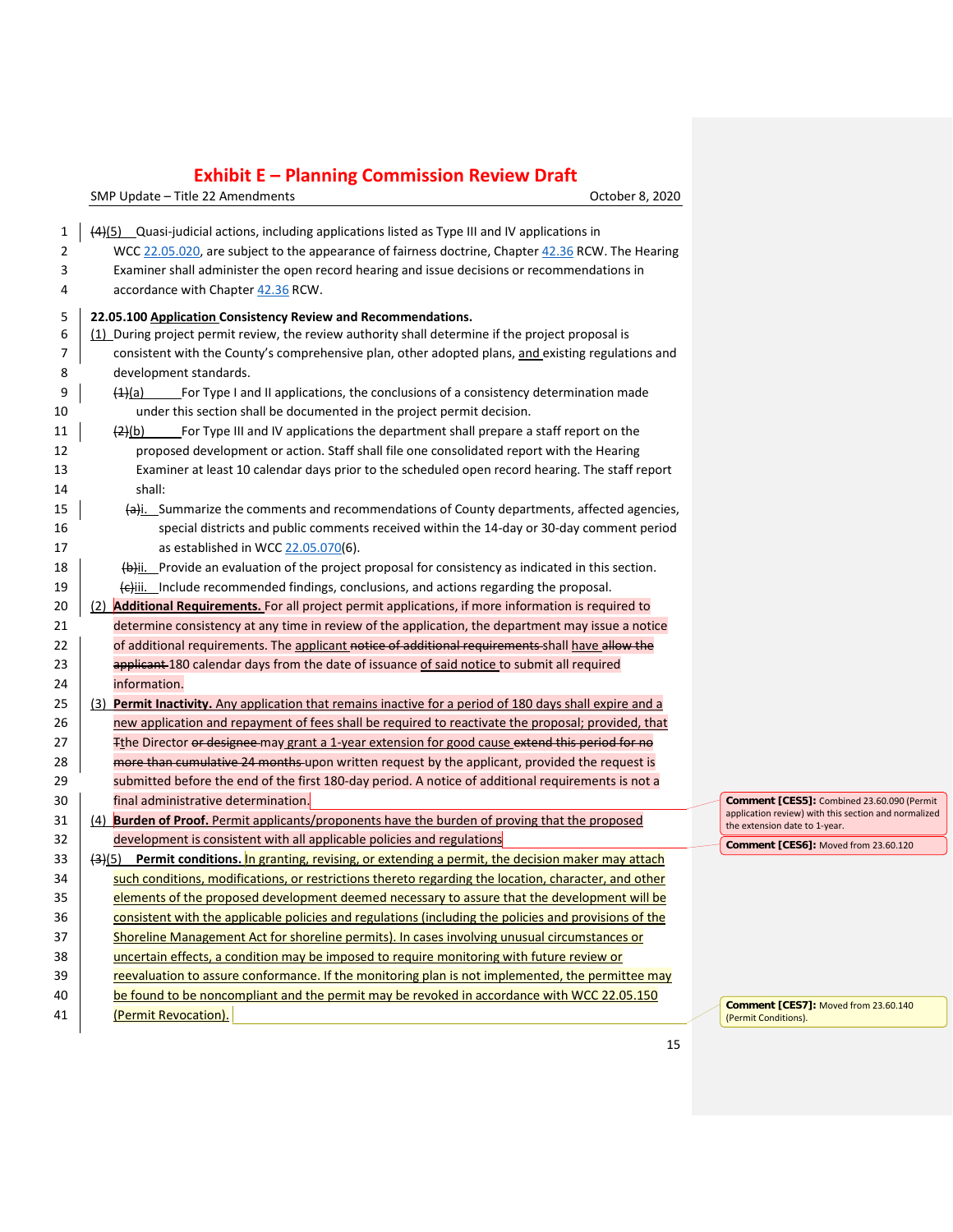(4)(5) Quasi-judicial actions, including applications listed as Type III and IV applications in WCC 22.05.020, are subject to the appearance of fairness doctrine, Chapter 42.36 RCW. The Hearing Examiner shall administer the open record hearing and issue decisions or recommendations in accordance with Chapter 42.36 RCW.

**22.05.100 Application Consistency Review and Recommendations.**

(1) During project permit review, the review authority shall determine if the project proposal is consistent with the County's comprehensive plan, other adopted plans, and existing regulations and development standards.

(1)(a) For Type I and II applications, the conclusions of a consistency determination made under this section shall be documented in the project permit decision.

(2)(b) For Type III and IV applications the department shall prepare a staff report on the proposed development or action. Staff shall file one consolidated report with the Hearing Examiner at least 10 calendar days prior to the scheduled open record hearing. The staff report shall:

(a)i. Summarize the comments and recommendations of County departments, affected agencies, special districts and public comments received within the 14-day or 30-day comment period as established in WCC 22.05.070(6).

(b)ii. Provide an evaluation of the project proposal for consistency as indicated in this section.

(c)iii. Include recommended findings, conclusions, and actions regarding the proposal.

(2) **Additional Requirements.** For all project permit applications, if more information is required to determine consistency at any time in review of the application, the department may issue a notice of additional requirements. The applicant ~~notice of additional requirements~~ shall have ~~allow the applicant~~ 180 calendar days from the date of issuance of said notice to submit all required information.

(3) **Permit Inactivity.** Any application that remains inactive for a period of 180 days shall expire and a new application and repayment of fees shall be required to reactivate the proposal; provided, that ~~T~~the Director ~~or designee~~ may grant a 1-year extension for good cause ~~extend this period for no more than cumulative 24 months~~ upon written request by the applicant, provided the request is submitted before the end of the first 180-day period. A notice of additional requirements is not a final administrative determination.

(4) **Burden of Proof.** Permit applicants/proponents have the burden of proving that the proposed development is consistent with all applicable policies and regulations

(3)(5) **Permit conditions.** In granting, revising, or extending a permit, the decision maker may attach such conditions, modifications, or restrictions thereto regarding the location, character, and other elements of the proposed development deemed necessary to assure that the development will be consistent with the applicable policies and regulations (including the policies and provisions of the Shoreline Management Act for shoreline permits). In cases involving unusual circumstances or uncertain effects, a condition may be imposed to require monitoring with future review or reevaluation to assure conformance. If the monitoring plan is not implemented, the permittee may be found to be noncompliant and the permit may be revoked in accordance with WCC 22.05.150 (Permit Revocation).

**Comment [CES5]:** Combined 23.60.090 (Permit application review) with this section and normalized the extension date to 1-year.

**Comment [CES6]:** Moved from 23.60.120

**Comment [CES7]:** Moved from 23.60.140 (Permit Conditions).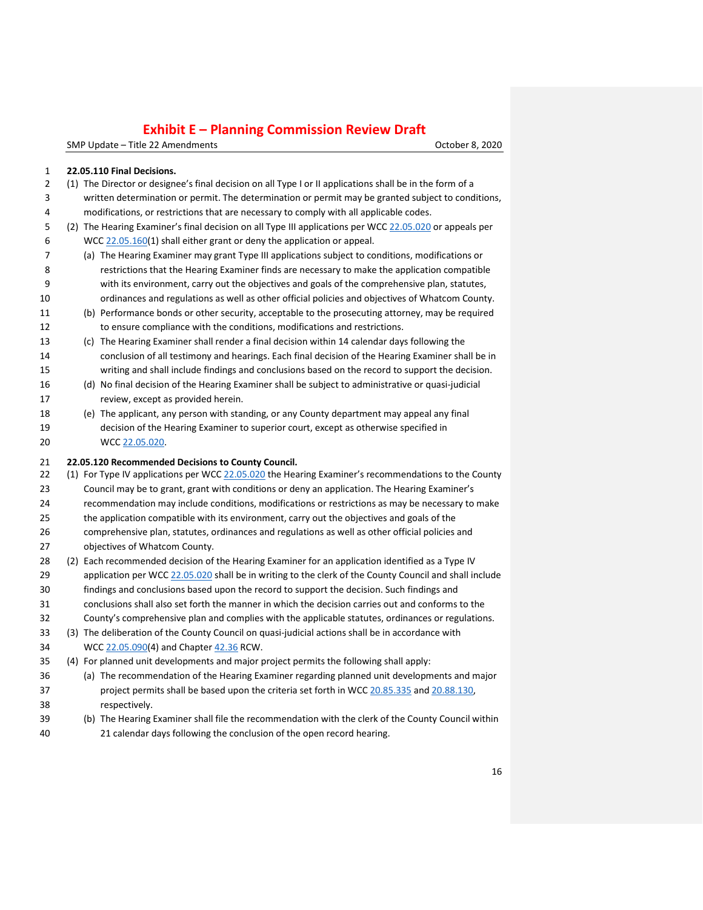**22.05.110 Final Decisions.**

(1) The Director or designee's final decision on all Type I or II applications shall be in the form of a written determination or permit. The determination or permit may be granted subject to conditions, modifications, or restrictions that are necessary to comply with all applicable codes.

(2) The Hearing Examiner's final decision on all Type III applications per WCC 22.05.020 or appeals per WCC 22.05.160(1) shall either grant or deny the application or appeal.

- (a) The Hearing Examiner may grant Type III applications subject to conditions, modifications or restrictions that the Hearing Examiner finds are necessary to make the application compatible with its environment, carry out the objectives and goals of the comprehensive plan, statutes, ordinances and regulations as well as other official policies and objectives of Whatcom County.
- (b) Performance bonds or other security, acceptable to the prosecuting attorney, may be required to ensure compliance with the conditions, modifications and restrictions.
- (c) The Hearing Examiner shall render a final decision within 14 calendar days following the conclusion of all testimony and hearings. Each final decision of the Hearing Examiner shall be in writing and shall include findings and conclusions based on the record to support the decision.
- (d) No final decision of the Hearing Examiner shall be subject to administrative or quasi-judicial review, except as provided herein.
- (e) The applicant, any person with standing, or any County department may appeal any final decision of the Hearing Examiner to superior court, except as otherwise specified in WCC 22.05.020.

**22.05.120 Recommended Decisions to County Council.**

(1) For Type IV applications per WCC 22.05.020 the Hearing Examiner's recommendations to the County Council may be to grant, grant with conditions or deny an application. The Hearing Examiner's recommendation may include conditions, modifications or restrictions as may be necessary to make the application compatible with its environment, carry out the objectives and goals of the comprehensive plan, statutes, ordinances and regulations as well as other official policies and objectives of Whatcom County.

(2) Each recommended decision of the Hearing Examiner for an application identified as a Type IV application per WCC 22.05.020 shall be in writing to the clerk of the County Council and shall include findings and conclusions based upon the record to support the decision. Such findings and conclusions shall also set forth the manner in which the decision carries out and conforms to the County's comprehensive plan and complies with the applicable statutes, ordinances or regulations.

(3) The deliberation of the County Council on quasi-judicial actions shall be in accordance with WCC 22.05.090(4) and Chapter 42.36 RCW.

(4) For planned unit developments and major project permits the following shall apply:

- (a) The recommendation of the Hearing Examiner regarding planned unit developments and major project permits shall be based upon the criteria set forth in WCC 20.85.335 and 20.88.130, respectively.
- (b) The Hearing Examiner shall file the recommendation with the clerk of the County Council within 21 calendar days following the conclusion of the open record hearing.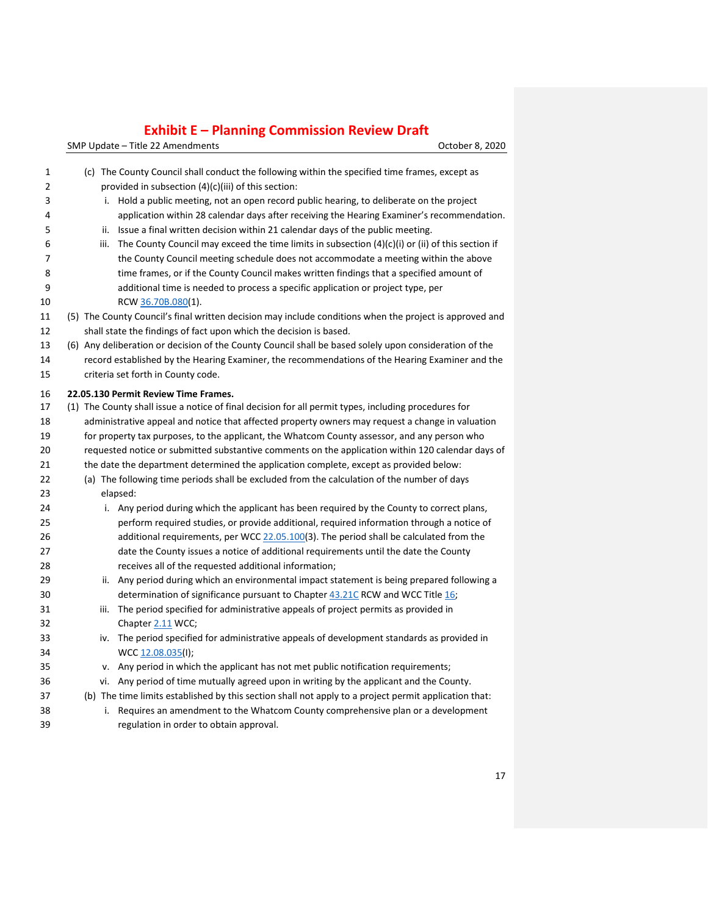(c) The County Council shall conduct the following within the specified time frames, except as provided in subsection (4)(c)(iii) of this section:

   i. Hold a public meeting, not an open record public hearing, to deliberate on the project application within 28 calendar days after receiving the Hearing Examiner's recommendation.

   ii. Issue a final written decision within 21 calendar days of the public meeting.

   iii. The County Council may exceed the time limits in subsection (4)(c)(i) or (ii) of this section if the County Council meeting schedule does not accommodate a meeting within the above time frames, or if the County Council makes written findings that a specified amount of additional time is needed to process a specific application or project type, per RCW 36.70B.080(1).

(5) The County Council's final written decision may include conditions when the project is approved and shall state the findings of fact upon which the decision is based.

(6) Any deliberation or decision of the County Council shall be based solely upon consideration of the record established by the Hearing Examiner, the recommendations of the Hearing Examiner and the criteria set forth in County code.

**22.05.130 Permit Review Time Frames.**

(1) The County shall issue a notice of final decision for all permit types, including procedures for administrative appeal and notice that affected property owners may request a change in valuation for property tax purposes, to the applicant, the Whatcom County assessor, and any person who requested notice or submitted substantive comments on the application within 120 calendar days of the date the department determined the application complete, except as provided below:

(a) The following time periods shall be excluded from the calculation of the number of days elapsed:

   i. Any period during which the applicant has been required by the County to correct plans, perform required studies, or provide additional, required information through a notice of additional requirements, per WCC 22.05.100(3). The period shall be calculated from the date the County issues a notice of additional requirements until the date the County receives all of the requested additional information;

   ii. Any period during which an environmental impact statement is being prepared following a determination of significance pursuant to Chapter 43.21C RCW and WCC Title 16;

   iii. The period specified for administrative appeals of project permits as provided in Chapter 2.11 WCC;

   iv. The period specified for administrative appeals of development standards as provided in WCC 12.08.035(I);

   v. Any period in which the applicant has not met public notification requirements;

   vi. Any period of time mutually agreed upon in writing by the applicant and the County.

(b) The time limits established by this section shall not apply to a project permit application that:

   i. Requires an amendment to the Whatcom County comprehensive plan or a development regulation in order to obtain approval.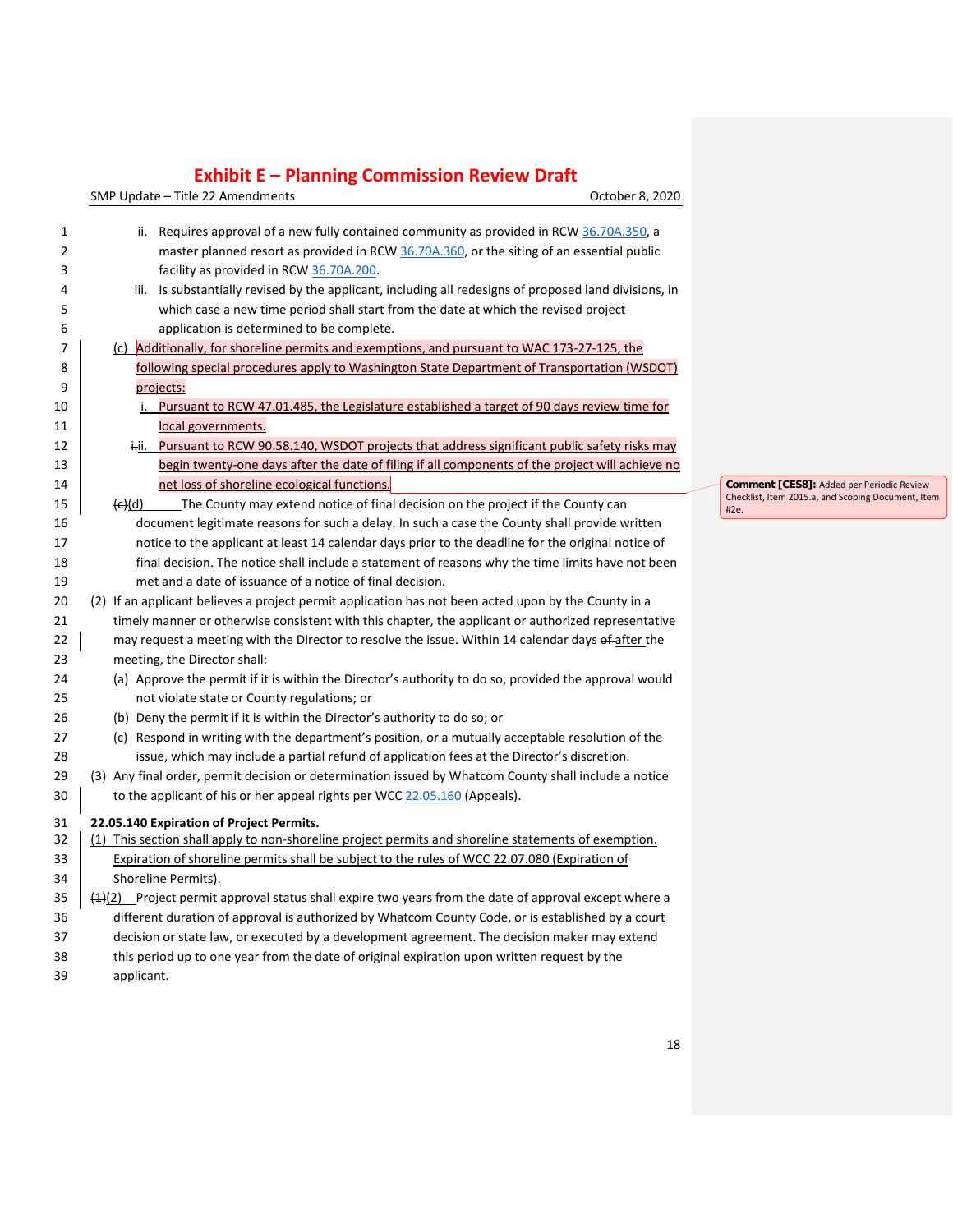ii. Requires approval of a new fully contained community as provided in RCW 36.70A.350, a master planned resort as provided in RCW 36.70A.360, or the siting of an essential public facility as provided in RCW 36.70A.200.

iii. Is substantially revised by the applicant, including all redesigns of proposed land divisions, in which case a new time period shall start from the date at which the revised project application is determined to be complete.

(c) Additionally, for shoreline permits and exemptions, and pursuant to WAC 173-27-125, the following special procedures apply to Washington State Department of Transportation (WSDOT) projects:

i. Pursuant to RCW 47.01.485, the Legislature established a target of 90 days review time for local governments.

~~i.~~ii. Pursuant to RCW 90.58.140, WSDOT projects that address significant public safety risks may begin twenty-one days after the date of filing if all components of the project will achieve no net loss of shoreline ecological functions.

> Comment [CES8]: Added per Periodic Review Checklist, Item 2015.a, and Scoping Document, Item #2e.

~~(c)~~(d) The County may extend notice of final decision on the project if the County can document legitimate reasons for such a delay. In such a case the County shall provide written notice to the applicant at least 14 calendar days prior to the deadline for the original notice of final decision. The notice shall include a statement of reasons why the time limits have not been met and a date of issuance of a notice of final decision.

(2) If an applicant believes a project permit application has not been acted upon by the County in a timely manner or otherwise consistent with this chapter, the applicant or authorized representative may request a meeting with the Director to resolve the issue. Within 14 calendar days ~~of~~ after the meeting, the Director shall:

(a) Approve the permit if it is within the Director's authority to do so, provided the approval would not violate state or County regulations; or

(b) Deny the permit if it is within the Director's authority to do so; or

(c) Respond in writing with the department's position, or a mutually acceptable resolution of the issue, which may include a partial refund of application fees at the Director's discretion.

(3) Any final order, permit decision or determination issued by Whatcom County shall include a notice to the applicant of his or her appeal rights per WCC 22.05.160 (Appeals).

**22.05.140 Expiration of Project Permits.**

(1) This section shall apply to non-shoreline project permits and shoreline statements of exemption. Expiration of shoreline permits shall be subject to the rules of WCC 22.07.080 (Expiration of Shoreline Permits).

~~(1)~~(2) Project permit approval status shall expire two years from the date of approval except where a different duration of approval is authorized by Whatcom County Code, or is established by a court decision or state law, or executed by a development agreement. The decision maker may extend this period up to one year from the date of original expiration upon written request by the applicant.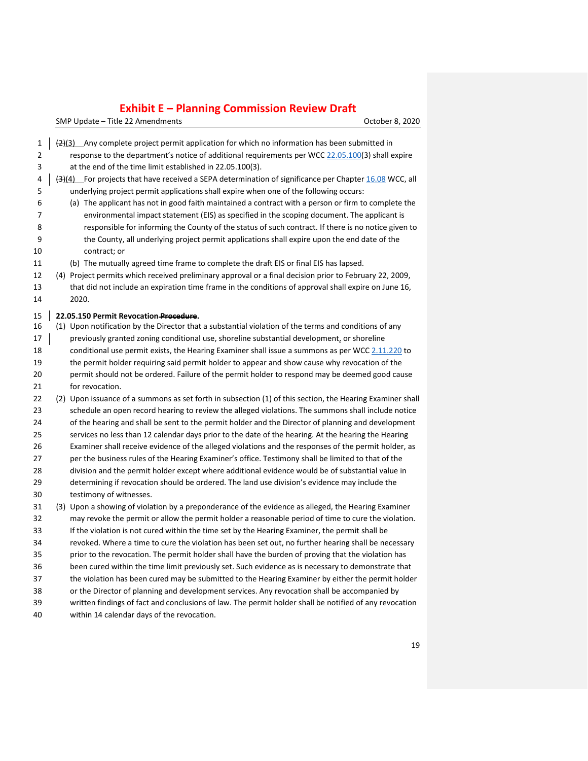~~(2)~~(3) Any complete project permit application for which no information has been submitted in response to the department's notice of additional requirements per WCC 22.05.100(3) shall expire at the end of the time limit established in 22.05.100(3).

~~(3)~~(4) For projects that have received a SEPA determination of significance per Chapter 16.08 WCC, all underlying project permit applications shall expire when one of the following occurs:

(a) The applicant has not in good faith maintained a contract with a person or firm to complete the environmental impact statement (EIS) as specified in the scoping document. The applicant is responsible for informing the County of the status of such contract. If there is no notice given to the County, all underlying project permit applications shall expire upon the end date of the contract; or

(b) The mutually agreed time frame to complete the draft EIS or final EIS has lapsed.

(4) Project permits which received preliminary approval or a final decision prior to February 22, 2009, that did not include an expiration time frame in the conditions of approval shall expire on June 16, 2020.

**22.05.150 Permit Revocation ~~Procedure~~.**

(1) Upon notification by the Director that a substantial violation of the terms and conditions of any previously granted zoning conditional use, shoreline substantial development, or shoreline conditional use permit exists, the Hearing Examiner shall issue a summons as per WCC 2.11.220 to the permit holder requiring said permit holder to appear and show cause why revocation of the permit should not be ordered. Failure of the permit holder to respond may be deemed good cause for revocation.

(2) Upon issuance of a summons as set forth in subsection (1) of this section, the Hearing Examiner shall schedule an open record hearing to review the alleged violations. The summons shall include notice of the hearing and shall be sent to the permit holder and the Director of planning and development services no less than 12 calendar days prior to the date of the hearing. At the hearing the Hearing Examiner shall receive evidence of the alleged violations and the responses of the permit holder, as per the business rules of the Hearing Examiner's office. Testimony shall be limited to that of the division and the permit holder except where additional evidence would be of substantial value in determining if revocation should be ordered. The land use division's evidence may include the testimony of witnesses.

(3) Upon a showing of violation by a preponderance of the evidence as alleged, the Hearing Examiner may revoke the permit or allow the permit holder a reasonable period of time to cure the violation. If the violation is not cured within the time set by the Hearing Examiner, the permit shall be revoked. Where a time to cure the violation has been set out, no further hearing shall be necessary prior to the revocation. The permit holder shall have the burden of proving that the violation has been cured within the time limit previously set. Such evidence as is necessary to demonstrate that the violation has been cured may be submitted to the Hearing Examiner by either the permit holder or the Director of planning and development services. Any revocation shall be accompanied by written findings of fact and conclusions of law. The permit holder shall be notified of any revocation within 14 calendar days of the revocation.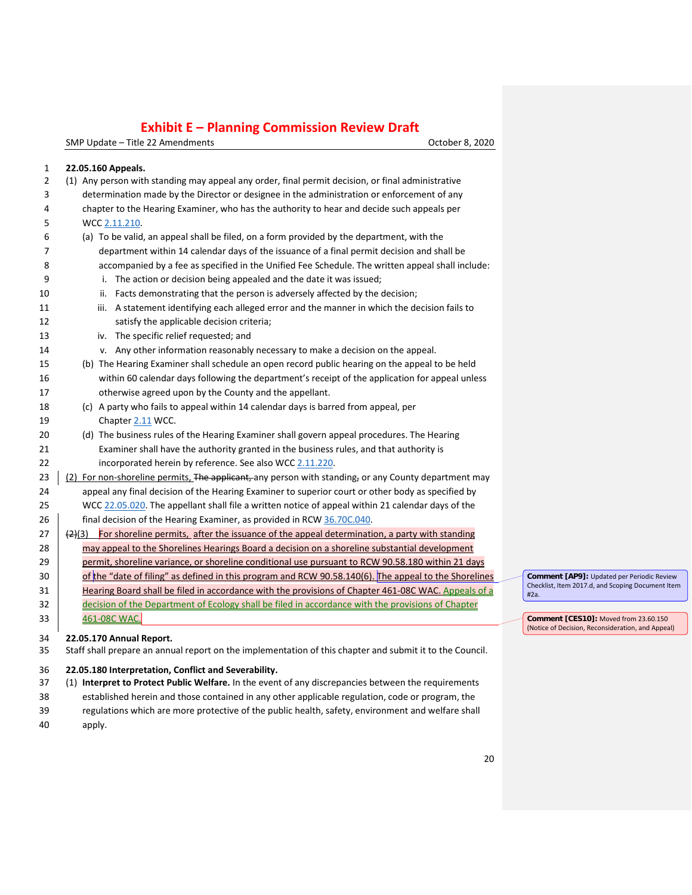**Exhibit E – Planning Commission Review Draft**

SMP Update – Title 22 Amendments — October 8, 2020

**22.05.160 Appeals.**

(1) Any person with standing may appeal any order, final permit decision, or final administrative determination made by the Director or designee in the administration or enforcement of any chapter to the Hearing Examiner, who has the authority to hear and decide such appeals per WCC 2.11.210.

(a) To be valid, an appeal shall be filed, on a form provided by the department, with the department within 14 calendar days of the issuance of a final permit decision and shall be accompanied by a fee as specified in the Unified Fee Schedule. The written appeal shall include:

i. The action or decision being appealed and the date it was issued;
ii. Facts demonstrating that the person is adversely affected by the decision;
iii. A statement identifying each alleged error and the manner in which the decision fails to satisfy the applicable decision criteria;
iv. The specific relief requested; and
v. Any other information reasonably necessary to make a decision on the appeal.

(b) The Hearing Examiner shall schedule an open record public hearing on the appeal to be held within 60 calendar days following the department's receipt of the application for appeal unless otherwise agreed upon by the County and the appellant.

(c) A party who fails to appeal within 14 calendar days is barred from appeal, per Chapter 2.11 WCC.

(d) The business rules of the Hearing Examiner shall govern appeal procedures. The Hearing Examiner shall have the authority granted in the business rules, and that authority is incorporated herein by reference. See also WCC 2.11.220.

(2) For non-shoreline permits, ~~The applicant,~~ any person with standing~~,~~ or any County department may appeal any final decision of the Hearing Examiner to superior court or other body as specified by WCC 22.05.020. The appellant shall file a written notice of appeal within 21 calendar days of the final decision of the Hearing Examiner, as provided in RCW 36.70C.040.

~~(2)~~(3) For shoreline permits, after the issuance of the appeal determination, a party with standing may appeal to the Shorelines Hearings Board a decision on a shoreline substantial development permit, shoreline variance, or shoreline conditional use pursuant to RCW 90.58.180 within 21 days of the "date of filing" as defined in this program and RCW 90.58.140(6). The appeal to the Shorelines Hearing Board shall be filed in accordance with the provisions of Chapter 461-08C WAC. Appeals of a decision of the Department of Ecology shall be filed in accordance with the provisions of Chapter 461-08C WAC.

> **Comment [AP9]:** Updated per Periodic Review Checklist, Item 2017.d, and Scoping Document Item #2a.

> **Comment [CES10]:** Moved from 23.60.150 (Notice of Decision, Reconsideration, and Appeal)

**22.05.170 Annual Report.**

Staff shall prepare an annual report on the implementation of this chapter and submit it to the Council.

**22.05.180 Interpretation, Conflict and Severability.**

(1) **Interpret to Protect Public Welfare.** In the event of any discrepancies between the requirements established herein and those contained in any other applicable regulation, code or program, the regulations which are more protective of the public health, safety, environment and welfare shall apply.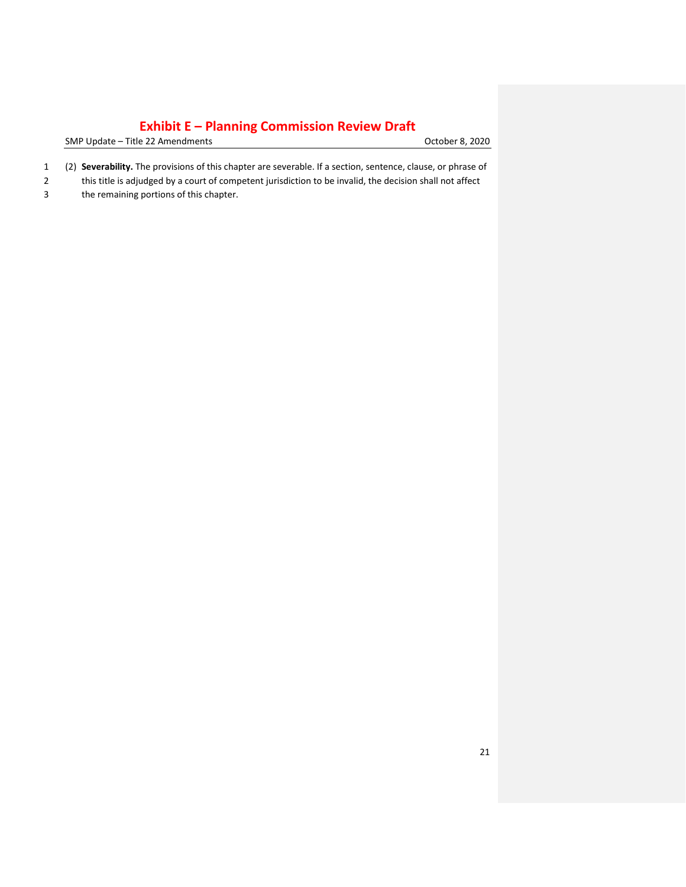(2) **Severability.** The provisions of this chapter are severable. If a section, sentence, clause, or phrase of this title is adjudged by a court of competent jurisdiction to be invalid, the decision shall not affect the remaining portions of this chapter.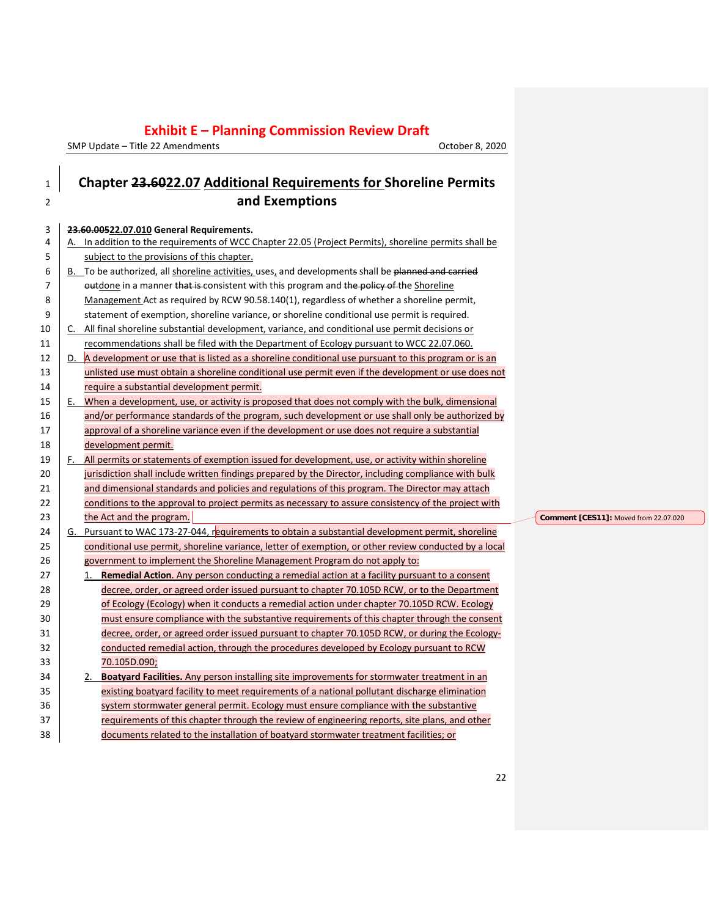# Chapter ~~23.60~~22.07 Additional Requirements for Shoreline Permits and Exemptions

**~~23.60.005~~22.07.010 General Requirements.**

A. In addition to the requirements of WCC Chapter 22.05 (Project Permits), shoreline permits shall be subject to the provisions of this chapter.

B. To be authorized, all shoreline activities, uses, and developments shall be ~~planned and carried out~~done in a manner ~~that is~~ consistent with this program and ~~the policy of~~ the Shoreline Management Act as required by RCW 90.58.140(1), regardless of whether a shoreline permit, statement of exemption, shoreline variance, or shoreline conditional use permit is required.

C. All final shoreline substantial development, variance, and conditional use permit decisions or recommendations shall be filed with the Department of Ecology pursuant to WCC 22.07.060.

D. A development or use that is listed as a shoreline conditional use pursuant to this program or is an unlisted use must obtain a shoreline conditional use permit even if the development or use does not require a substantial development permit.

E. When a development, use, or activity is proposed that does not comply with the bulk, dimensional and/or performance standards of the program, such development or use shall only be authorized by approval of a shoreline variance even if the development or use does not require a substantial development permit.

F. All permits or statements of exemption issued for development, use, or activity within shoreline jurisdiction shall include written findings prepared by the Director, including compliance with bulk and dimensional standards and policies and regulations of this program. The Director may attach conditions to the approval to project permits as necessary to assure consistency of the project with the Act and the program.

G. Pursuant to WAC 173-27-044, requirements to obtain a substantial development permit, shoreline conditional use permit, shoreline variance, letter of exemption, or other review conducted by a local government to implement the Shoreline Management Program do not apply to:

1. **Remedial Action**. Any person conducting a remedial action at a facility pursuant to a consent decree, order, or agreed order issued pursuant to chapter 70.105D RCW, or to the Department of Ecology (Ecology) when it conducts a remedial action under chapter 70.105D RCW. Ecology must ensure compliance with the substantive requirements of this chapter through the consent decree, order, or agreed order issued pursuant to chapter 70.105D RCW, or during the Ecology-conducted remedial action, through the procedures developed by Ecology pursuant to RCW 70.105D.090;

2. **Boatyard Facilities.** Any person installing site improvements for stormwater treatment in an existing boatyard facility to meet requirements of a national pollutant discharge elimination system stormwater general permit. Ecology must ensure compliance with the substantive requirements of this chapter through the review of engineering reports, site plans, and other documents related to the installation of boatyard stormwater treatment facilities; or

Comment [CES11]: Moved from 22.07.020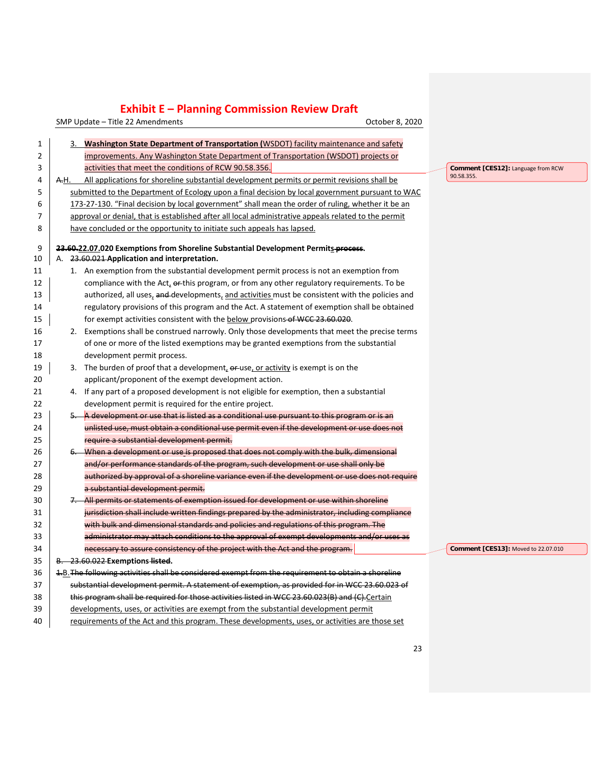3. **Washington State Department of Transportation (**WSDOT) facility maintenance and safety improvements. Any Washington State Department of Transportation (WSDOT) projects or activities that meet the conditions of RCW 90.58.356.

> **Comment [CES12]:** Language from RCW 90.58.355.

~~A.~~H. All applications for shoreline substantial development permits or permit revisions shall be submitted to the Department of Ecology upon a final decision by local government pursuant to WAC 173-27-130. "Final decision by local government" shall mean the order of ruling, whether it be an approval or denial, that is established after all local administrative appeals related to the permit have concluded or the opportunity to initiate such appeals has lapsed.

**~~23.60.~~22.07.020 Exemptions from Shoreline Substantial Development Permits ~~process~~.**

A. ~~23.60.021~~ **Application and interpretation.**

1. An exemption from the substantial development permit process is not an exemption from compliance with the Act, ~~or~~ this program, or from any other regulatory requirements. To be authorized, all uses, ~~and~~ developments, and activities must be consistent with the policies and regulatory provisions of this program and the Act. A statement of exemption shall be obtained for exempt activities consistent with the below provisions ~~of WCC 23.60.020~~.
2. Exemptions shall be construed narrowly. Only those developments that meet the precise terms of one or more of the listed exemptions may be granted exemptions from the substantial development permit process.
3. The burden of proof that a development, ~~or~~ use, or activity is exempt is on the applicant/proponent of the exempt development action.
4. If any part of a proposed development is not eligible for exemption, then a substantial development permit is required for the entire project.
5. ~~A development or use that is listed as a conditional use pursuant to this program or is an unlisted use, must obtain a conditional use permit even if the development or use does not require a substantial development permit.~~
6. ~~When a development or use is proposed that does not comply with the bulk, dimensional and/or performance standards of the program, such development or use shall only be authorized by approval of a shoreline variance even if the development or use does not require a substantial development permit.~~
7. ~~All permits or statements of exemption issued for development or use within shoreline jurisdiction shall include written findings prepared by the administrator, including compliance with bulk and dimensional standards and policies and regulations of this program. The administrator may attach conditions to the approval of exempt developments and/or uses as necessary to assure consistency of the project with the Act and the program.~~

> **Comment [CES13]:** Moved to 22.07.010

~~B. 23.60.022~~ **Exemptions ~~listed~~.**

~~1.~~B. ~~The following activities shall be considered exempt from the requirement to obtain a shoreline substantial development permit. A statement of exemption, as provided for in WCC 23.60.023 of this program shall be required for those activities listed in WCC 23.60.023(B) and (C).~~ Certain developments, uses, or activities are exempt from the substantial development permit requirements of the Act and this program. These developments, uses, or activities are those set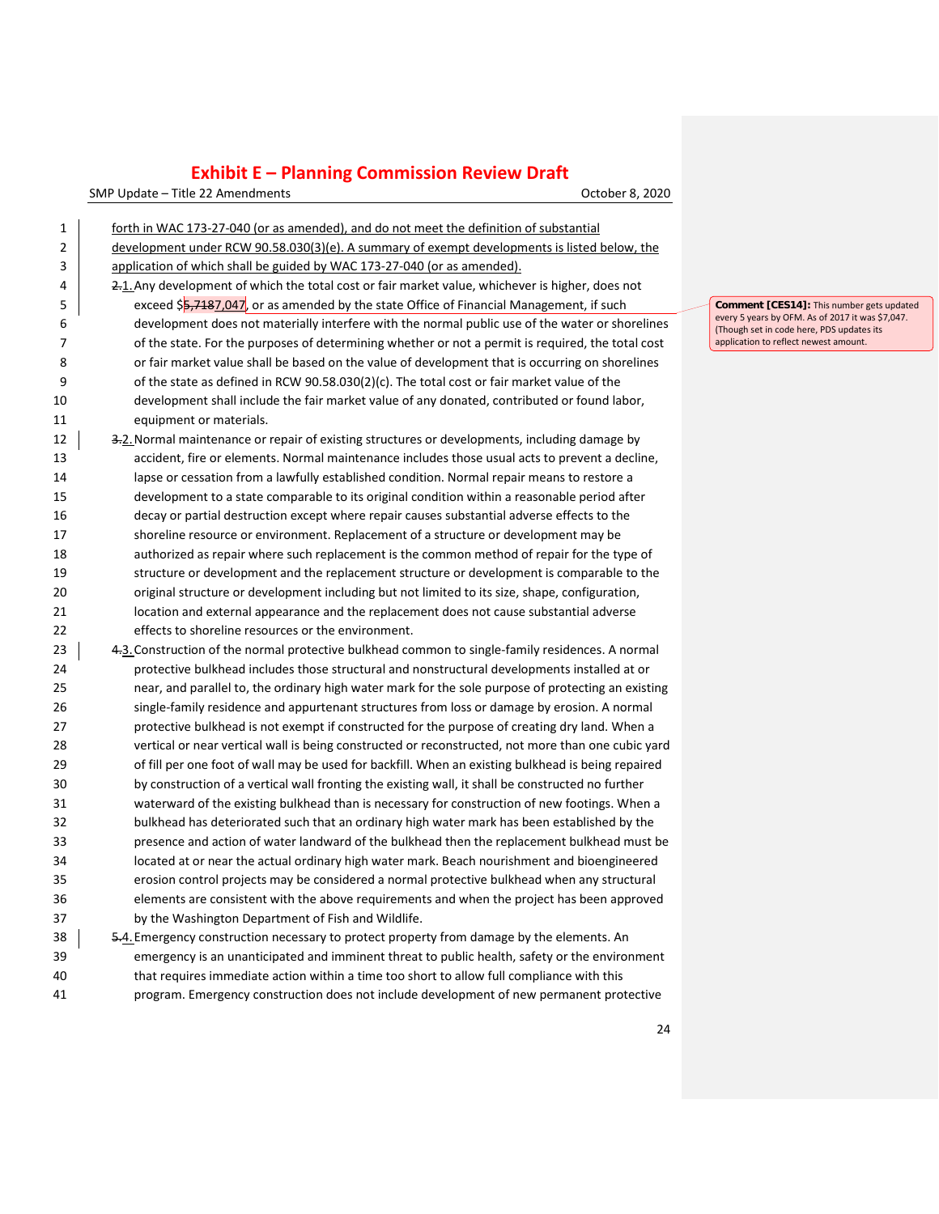forth in WAC 173-27-040 (or as amended), and do not meet the definition of substantial development under RCW 90.58.030(3)(e). A summary of exempt developments is listed below, the application of which shall be guided by WAC 173-27-040 (or as amended).

1. Any development of which the total cost or fair market value, whichever is higher, does not exceed $7,047, or as amended by the state Office of Financial Management, if such development does not materially interfere with the normal public use of the water or shorelines of the state. For the purposes of determining whether or not a permit is required, the total cost or fair market value shall be based on the value of development that is occurring on shorelines of the state as defined in RCW 90.58.030(2)(c). The total cost or fair market value of the development shall include the fair market value of any donated, contributed or found labor, equipment or materials.

2. Normal maintenance or repair of existing structures or developments, including damage by accident, fire or elements. Normal maintenance includes those usual acts to prevent a decline, lapse or cessation from a lawfully established condition. Normal repair means to restore a development to a state comparable to its original condition within a reasonable period after decay or partial destruction except where repair causes substantial adverse effects to the shoreline resource or environment. Replacement of a structure or development may be authorized as repair where such replacement is the common method of repair for the type of structure or development and the replacement structure or development is comparable to the original structure or development including but not limited to its size, shape, configuration, location and external appearance and the replacement does not cause substantial adverse effects to shoreline resources or the environment.

3. Construction of the normal protective bulkhead common to single-family residences. A normal protective bulkhead includes those structural and nonstructural developments installed at or near, and parallel to, the ordinary high water mark for the sole purpose of protecting an existing single-family residence and appurtenant structures from loss or damage by erosion. A normal protective bulkhead is not exempt if constructed for the purpose of creating dry land. When a vertical or near vertical wall is being constructed or reconstructed, not more than one cubic yard of fill per one foot of wall may be used for backfill. When an existing bulkhead is being repaired by construction of a vertical wall fronting the existing wall, it shall be constructed no further waterward of the existing bulkhead than is necessary for construction of new footings. When a bulkhead has deteriorated such that an ordinary high water mark has been established by the presence and action of water landward of the bulkhead then the replacement bulkhead must be located at or near the actual ordinary high water mark. Beach nourishment and bioengineered erosion control projects may be considered a normal protective bulkhead when any structural elements are consistent with the above requirements and when the project has been approved by the Washington Department of Fish and Wildlife.

4. Emergency construction necessary to protect property from damage by the elements. An emergency is an unanticipated and imminent threat to public health, safety or the environment that requires immediate action within a time too short to allow full compliance with this program. Emergency construction does not include development of new permanent protective

**Comment [CES14]:** This number gets updated every 5 years by OFM. As of 2017 it was $7,047. (Though set in code here, PDS updates its application to reflect newest amount.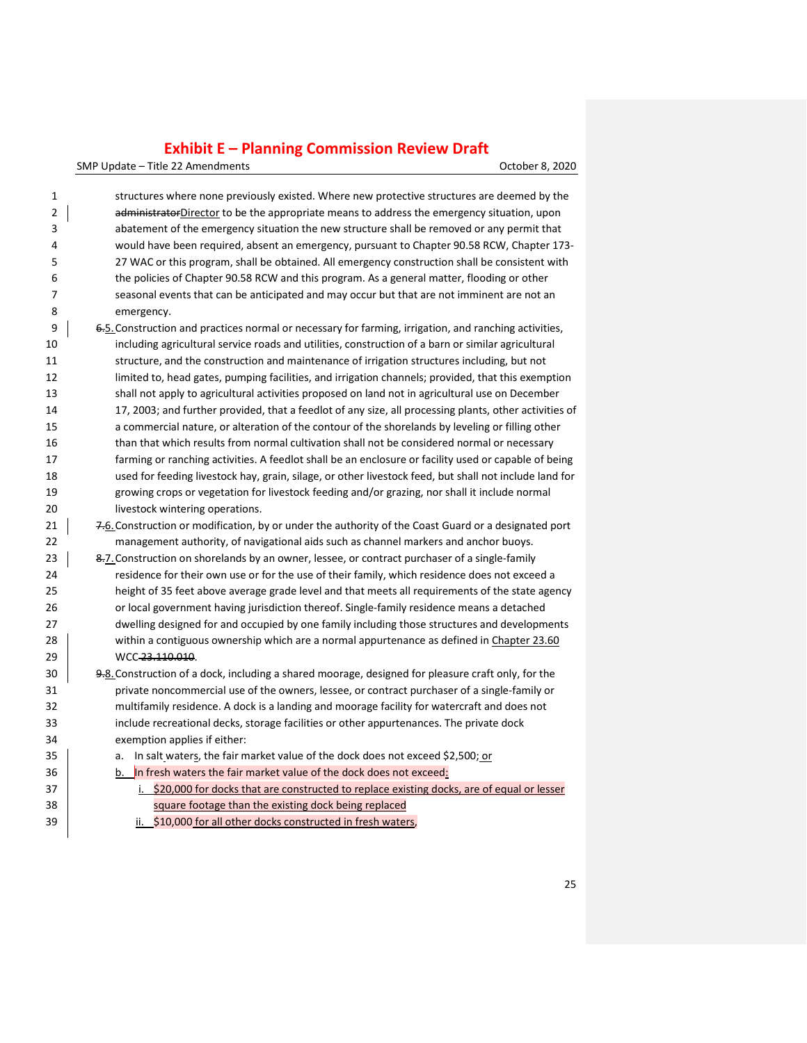structures where none previously existed. Where new protective structures are deemed by the ~~administrator~~Director to be the appropriate means to address the emergency situation, upon abatement of the emergency situation the new structure shall be removed or any permit that would have been required, absent an emergency, pursuant to Chapter 90.58 RCW, Chapter 173-27 WAC or this program, shall be obtained. All emergency construction shall be consistent with the policies of Chapter 90.58 RCW and this program. As a general matter, flooding or other seasonal events that can be anticipated and may occur but that are not imminent are not an emergency.

~~6.~~5. Construction and practices normal or necessary for farming, irrigation, and ranching activities, including agricultural service roads and utilities, construction of a barn or similar agricultural structure, and the construction and maintenance of irrigation structures including, but not limited to, head gates, pumping facilities, and irrigation channels; provided, that this exemption shall not apply to agricultural activities proposed on land not in agricultural use on December 17, 2003; and further provided, that a feedlot of any size, all processing plants, other activities of a commercial nature, or alteration of the contour of the shorelands by leveling or filling other than that which results from normal cultivation shall not be considered normal or necessary farming or ranching activities. A feedlot shall be an enclosure or facility used or capable of being used for feeding livestock hay, grain, silage, or other livestock feed, but shall not include land for growing crops or vegetation for livestock feeding and/or grazing, nor shall it include normal livestock wintering operations.

~~7.~~6. Construction or modification, by or under the authority of the Coast Guard or a designated port management authority, of navigational aids such as channel markers and anchor buoys.

~~8.~~7. Construction on shorelands by an owner, lessee, or contract purchaser of a single-family residence for their own use or for the use of their family, which residence does not exceed a height of 35 feet above average grade level and that meets all requirements of the state agency or local government having jurisdiction thereof. Single-family residence means a detached dwelling designed for and occupied by one family including those structures and developments within a contiguous ownership which are a normal appurtenance as defined in Chapter 23.60 WCC ~~23.110.010~~.

~~9.~~8. Construction of a dock, including a shared moorage, designed for pleasure craft only, for the private noncommercial use of the owners, lessee, or contract purchaser of a single-family or multifamily residence. A dock is a landing and moorage facility for watercraft and does not include recreational decks, storage facilities or other appurtenances. The private dock exemption applies if either:

a. In salt waters, the fair market value of the dock does not exceed $2,500; or

b. In fresh waters the fair market value of the dock does not exceed:

   i. $20,000 for docks that are constructed to replace existing docks, are of equal or lesser square footage than the existing dock being replaced

   ii. $10,000 for all other docks constructed in fresh waters,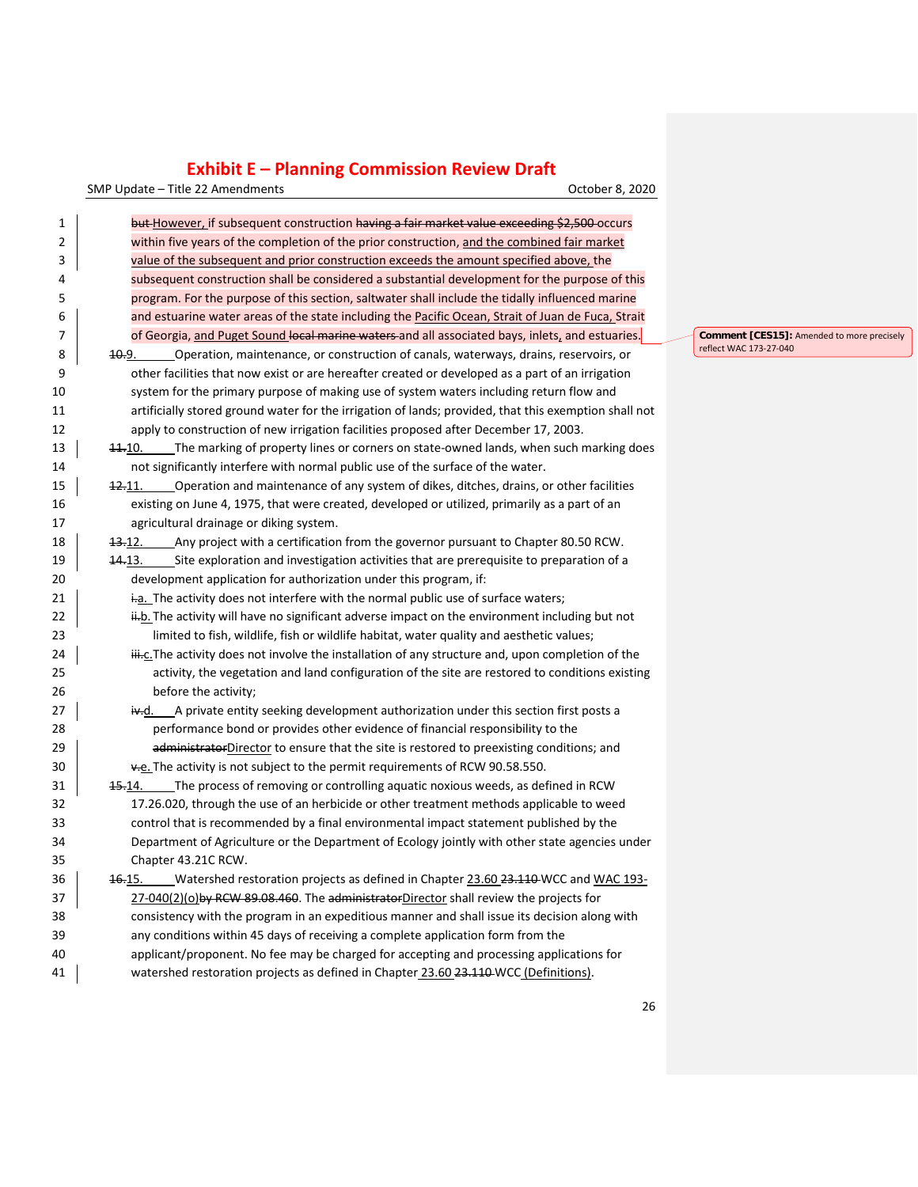~~but~~ However, if subsequent construction ~~having a fair market value exceeding $2,500~~ occurs within five years of the completion of the prior construction, and the combined fair market value of the subsequent and prior construction exceeds the amount specified above, the subsequent construction shall be considered a substantial development for the purpose of this program. For the purpose of this section, saltwater shall include the tidally influenced marine and estuarine water areas of the state including the Pacific Ocean, Strait of Juan de Fuca, Strait of Georgia, and Puget Sound ~~local marine waters~~ and all associated bays, inlets, and estuaries.

**Comment [CES15]:** Amended to more precisely reflect WAC 173-27-040

~~10.~~9. Operation, maintenance, or construction of canals, waterways, drains, reservoirs, or other facilities that now exist or are hereafter created or developed as a part of an irrigation system for the primary purpose of making use of system waters including return flow and artificially stored ground water for the irrigation of lands; provided, that this exemption shall not apply to construction of new irrigation facilities proposed after December 17, 2003.

~~11.~~10. The marking of property lines or corners on state-owned lands, when such marking does not significantly interfere with normal public use of the surface of the water.

~~12.~~11. Operation and maintenance of any system of dikes, ditches, drains, or other facilities existing on June 4, 1975, that were created, developed or utilized, primarily as a part of an agricultural drainage or diking system.

~~13.~~12. Any project with a certification from the governor pursuant to Chapter 80.50 RCW.

~~14.~~13. Site exploration and investigation activities that are prerequisite to preparation of a development application for authorization under this program, if:

~~i.~~a. The activity does not interfere with the normal public use of surface waters;

~~ii.~~b. The activity will have no significant adverse impact on the environment including but not limited to fish, wildlife, fish or wildlife habitat, water quality and aesthetic values;

~~iii.~~c. The activity does not involve the installation of any structure and, upon completion of the activity, the vegetation and land configuration of the site are restored to conditions existing before the activity;

~~iv.~~d. A private entity seeking development authorization under this section first posts a performance bond or provides other evidence of financial responsibility to the ~~administrator~~Director to ensure that the site is restored to preexisting conditions; and

~~v.~~e. The activity is not subject to the permit requirements of RCW 90.58.550.

~~15.~~14. The process of removing or controlling aquatic noxious weeds, as defined in RCW 17.26.020, through the use of an herbicide or other treatment methods applicable to weed control that is recommended by a final environmental impact statement published by the Department of Agriculture or the Department of Ecology jointly with other state agencies under Chapter 43.21C RCW.

~~16.~~15. Watershed restoration projects as defined in Chapter 23.60 ~~23.110~~ WCC and WAC 193-27-040(2)(o)~~by RCW 89.08.460~~. The ~~administrator~~Director shall review the projects for consistency with the program in an expeditious manner and shall issue its decision along with any conditions within 45 days of receiving a complete application form from the applicant/proponent. No fee may be charged for accepting and processing applications for watershed restoration projects as defined in Chapter 23.60 ~~23.110~~ WCC (Definitions).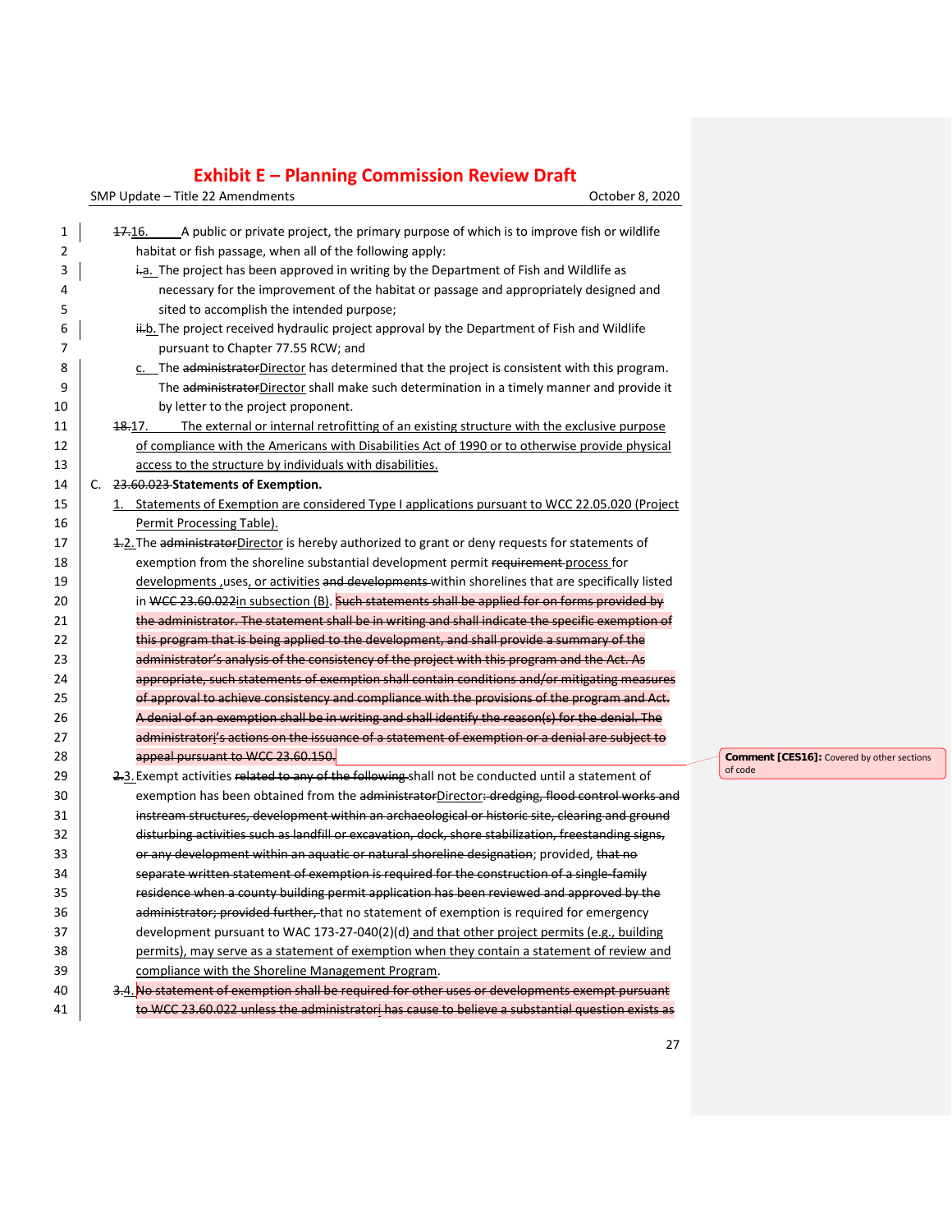# Exhibit E – Planning Commission Review Draft

SMP Update – Title 22 Amendments — October 8, 2020

~~17.~~16. A public or private project, the primary purpose of which is to improve fish or wildlife habitat or fish passage, when all of the following apply:

~~i.~~a. The project has been approved in writing by the Department of Fish and Wildlife as necessary for the improvement of the habitat or passage and appropriately designed and sited to accomplish the intended purpose;

~~ii.~~b. The project received hydraulic project approval by the Department of Fish and Wildlife pursuant to Chapter 77.55 RCW; and

c. The ~~administrator~~Director has determined that the project is consistent with this program. The ~~administrator~~Director shall make such determination in a timely manner and provide it by letter to the project proponent.

~~18.~~17. The external or internal retrofitting of an existing structure with the exclusive purpose of compliance with the Americans with Disabilities Act of 1990 or to otherwise provide physical access to the structure by individuals with disabilities.

C. ~~23.60.023~~ **Statements of Exemption.**

1. Statements of Exemption are considered Type I applications pursuant to WCC 22.05.020 (Project Permit Processing Table).

~~1.~~2. The ~~administrator~~Director is hereby authorized to grant or deny requests for statements of exemption from the shoreline substantial development permit ~~requirement~~ process for developments ,uses, or activities ~~and developments~~ within shorelines that are specifically listed in ~~WCC 23.60.022~~in subsection (B). ~~Such statements shall be applied for on forms provided by the administrator. The statement shall be in writing and shall indicate the specific exemption of this program that is being applied to the development, and shall provide a summary of the administrator's analysis of the consistency of the project with this program and the Act. As appropriate, such statements of exemption shall contain conditions and/or mitigating measures of approval to achieve consistency and compliance with the provisions of the program and Act. A denial of an exemption shall be in writing and shall identify the reason(s) for the denial. The administrator's actions on the issuance of a statement of exemption or a denial are subject to appeal pursuant to WCC 23.60.150.~~

> **Comment [CES16]:** Covered by other sections of code

~~2.~~3. Exempt activities ~~related to any of the following~~ shall not be conducted until a statement of exemption has been obtained from the ~~administrator~~Director~~: dredging, flood control works and instream structures, development within an archaeological or historic site, clearing and ground disturbing activities such as landfill or excavation, dock, shore stabilization, freestanding signs, or any development within an aquatic or natural shoreline designation~~; provided, ~~that no separate written statement of exemption is required for the construction of a single-family residence when a county building permit application has been reviewed and approved by the administrator; provided further,~~ that no statement of exemption is required for emergency development pursuant to WAC 173-27-040(2)(d) and that other project permits (e.g., building permits), may serve as a statement of exemption when they contain a statement of review and compliance with the Shoreline Management Program.

~~3.~~4. ~~No statement of exemption shall be required for other uses or developments exempt pursuant to WCC 23.60.022 unless the administrator has cause to believe a substantial question exists as~~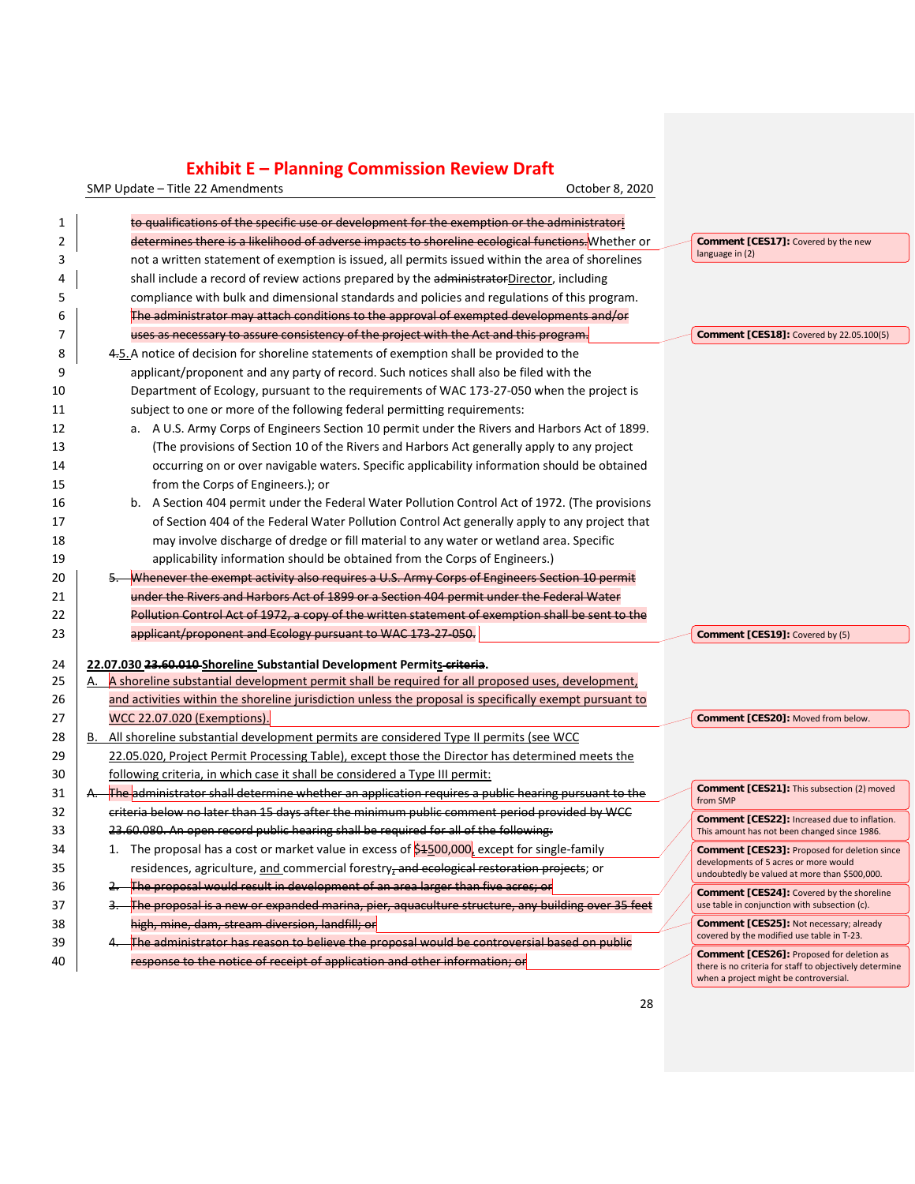## Exhibit E – Planning Commission Review Draft

SMP Update – Title 22 Amendments — October 8, 2020

~~to qualifications of the specific use or development for the exemption or the administrator determines there is a likelihood of adverse impacts to shoreline ecological functions.~~ Whether or not a written statement of exemption is issued, all permits issued within the area of shorelines shall include a record of review actions prepared by the ~~administrator~~ Director, including compliance with bulk and dimensional standards and policies and regulations of this program. ~~The administrator may attach conditions to the approval of exempted developments and/or uses as necessary to assure consistency of the project with the Act and this program.~~

~~4.~~ 5. A notice of decision for shoreline statements of exemption shall be provided to the applicant/proponent and any party of record. Such notices shall also be filed with the Department of Ecology, pursuant to the requirements of WAC 173-27-050 when the project is subject to one or more of the following federal permitting requirements:

a. A U.S. Army Corps of Engineers Section 10 permit under the Rivers and Harbors Act of 1899. (The provisions of Section 10 of the Rivers and Harbors Act generally apply to any project occurring on or over navigable waters. Specific applicability information should be obtained from the Corps of Engineers.); or

b. A Section 404 permit under the Federal Water Pollution Control Act of 1972. (The provisions of Section 404 of the Federal Water Pollution Control Act generally apply to any project that may involve discharge of dredge or fill material to any water or wetland area. Specific applicability information should be obtained from the Corps of Engineers.)

~~5. Whenever the exempt activity also requires a U.S. Army Corps of Engineers Section 10 permit under the Rivers and Harbors Act of 1899 or a Section 404 permit under the Federal Water Pollution Control Act of 1972, a copy of the written statement of exemption shall be sent to the applicant/proponent and Ecology pursuant to WAC 173-27-050.~~

**22.07.030 ~~23.60.010~~ Shoreline Substantial Development Permits ~~criteria~~.**

A. A shoreline substantial development permit shall be required for all proposed uses, development, and activities within the shoreline jurisdiction unless the proposal is specifically exempt pursuant to WCC 22.07.020 (Exemptions).

B. All shoreline substantial development permits are considered Type II permits (see WCC 22.05.020, Project Permit Processing Table), except those the Director has determined meets the following criteria, in which case it shall be considered a Type III permit:

~~A. The administrator shall determine whether an application requires a public hearing pursuant to the criteria below no later than 15 days after the minimum public comment period provided by WCC 23.60.080. An open record public hearing shall be required for all of the following:~~

1. The proposal has a cost or market value in excess of $~~1~~500,000, except for single-family residences, agriculture, and commercial forestry~~, and ecological restoration projects~~; or

~~2. The proposal would result in development of an area larger than five acres; or~~

~~3. The proposal is a new or expanded marina, pier, aquaculture structure, any building over 35 feet high, mine, dam, stream diversion, landfill; or~~

~~4. The administrator has reason to believe the proposal would be controversial based on public response to the notice of receipt of application and other information; or~~

---

**Comment [CES17]:** Covered by the new language in (2)

**Comment [CES18]:** Covered by 22.05.100(5)

**Comment [CES19]:** Covered by (5)

**Comment [CES20]:** Moved from below.

**Comment [CES21]:** This subsection (2) moved from SMP

**Comment [CES22]:** Increased due to inflation. This amount has not been changed since 1986.

**Comment [CES23]:** Proposed for deletion since developments of 5 acres or more would undoubtedly be valued at more than $500,000.

**Comment [CES24]:** Covered by the shoreline use table in conjunction with subsection (c).

**Comment [CES25]:** Not necessary; already covered by the modified use table in T-23.

**Comment [CES26]:** Proposed for deletion as there is no criteria for staff to objectively determine when a project might be controversial.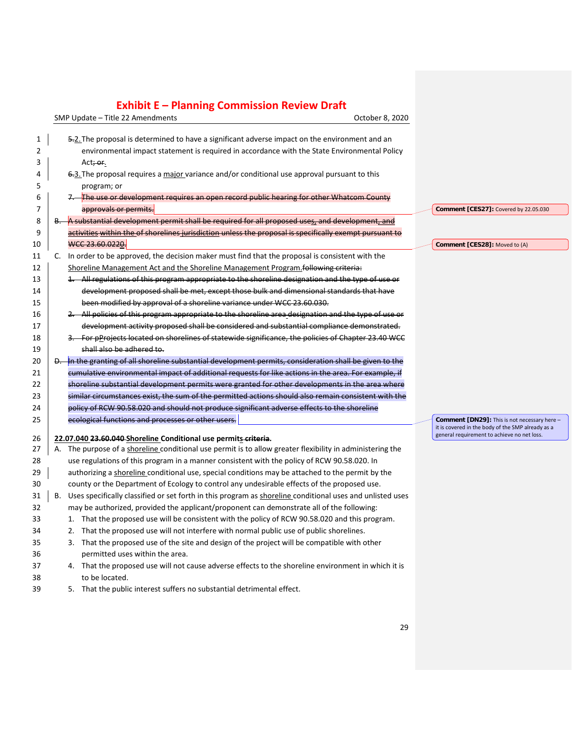**Exhibit E – Planning Commission Review Draft**

5.2. The proposal is determined to have a significant adverse impact on the environment and an environmental impact statement is required in accordance with the State Environmental Policy Act; or.

6.3. The proposal requires a major variance and/or conditional use approval pursuant to this program; or

~~7. The use or development requires an open record public hearing for other Whatcom County approvals or permits.~~

> **Comment [CES27]:** Covered by 22.05.030

~~B. A substantial development permit shall be required for all proposed uses, and development, and activities within the of shorelines jurisdiction unless the proposal is specifically exempt pursuant to WCC 23.60.0220.~~

> **Comment [CES28]:** Moved to (A)

C. In order to be approved, the decision maker must find that the proposal is consistent with the Shoreline Management Act and the Shoreline Management Program.~~following criteria:~~

~~1. All regulations of this program appropriate to the shoreline designation and the type of use or development proposed shall be met, except those bulk and dimensional standards that have been modified by approval of a shoreline variance under WCC 23.60.030.~~

~~2. All policies of this program appropriate to the shoreline area designation and the type of use or development activity proposed shall be considered and substantial compliance demonstrated.~~

~~3. For pProjects located on shorelines of statewide significance, the policies of Chapter 23.40 WCC shall also be adhered to.~~

~~D. In the granting of all shoreline substantial development permits, consideration shall be given to the cumulative environmental impact of additional requests for like actions in the area. For example, if shoreline substantial development permits were granted for other developments in the area where similar circumstances exist, the sum of the permitted actions should also remain consistent with the policy of RCW 90.58.020 and should not produce significant adverse effects to the shoreline ecological functions and processes or other users.~~

> **Comment [DN29]:** This is not necessary here – it is covered in the body of the SMP already as a general requirement to achieve no net loss.

**22.07.040 ~~23.60.040~~ Shoreline Conditional use permits ~~criteria~~.**

A. The purpose of a shoreline conditional use permit is to allow greater flexibility in administering the use regulations of this program in a manner consistent with the policy of RCW 90.58.020. In authorizing a shoreline conditional use, special conditions may be attached to the permit by the county or the Department of Ecology to control any undesirable effects of the proposed use.

B. Uses specifically classified or set forth in this program as shoreline conditional uses and unlisted uses may be authorized, provided the applicant/proponent can demonstrate all of the following:

1. That the proposed use will be consistent with the policy of RCW 90.58.020 and this program.
2. That the proposed use will not interfere with normal public use of public shorelines.
3. That the proposed use of the site and design of the project will be compatible with other permitted uses within the area.
4. That the proposed use will not cause adverse effects to the shoreline environment in which it is to be located.
5. That the public interest suffers no substantial detrimental effect.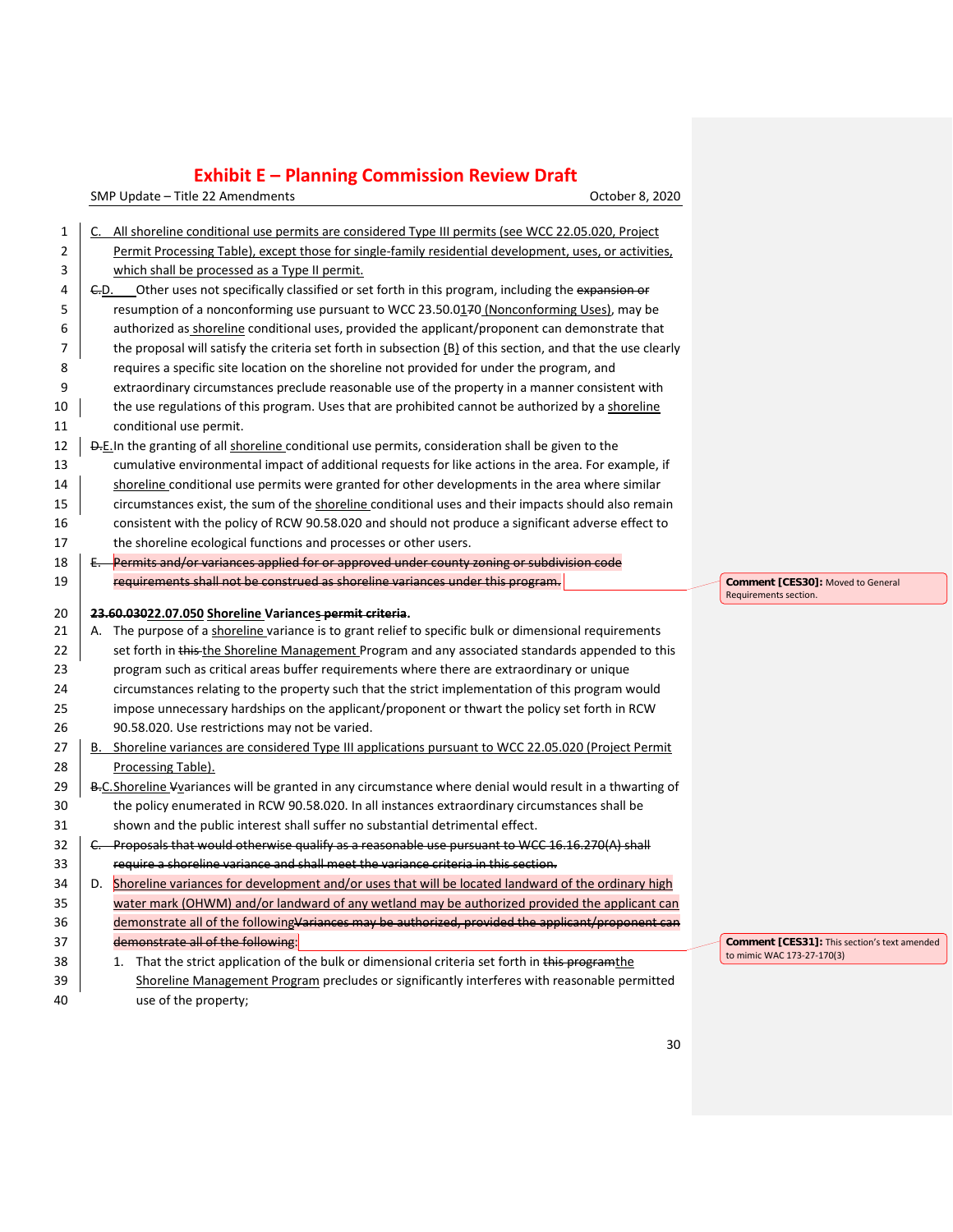C. All shoreline conditional use permits are considered Type III permits (see WCC 22.05.020, Project Permit Processing Table), except those for single-family residential development, uses, or activities, which shall be processed as a Type II permit.

~~C.~~D. Other uses not specifically classified or set forth in this program, including the ~~expansion or~~ resumption of a nonconforming use pursuant to WCC 23.50.01~~7~~0 (Nonconforming Uses), may be authorized as shoreline conditional uses, provided the applicant/proponent can demonstrate that the proposal will satisfy the criteria set forth in subsection (B) of this section, and that the use clearly requires a specific site location on the shoreline not provided for under the program, and extraordinary circumstances preclude reasonable use of the property in a manner consistent with the use regulations of this program. Uses that are prohibited cannot be authorized by a shoreline conditional use permit.

~~D.~~E. In the granting of all shoreline conditional use permits, consideration shall be given to the cumulative environmental impact of additional requests for like actions in the area. For example, if shoreline conditional use permits were granted for other developments in the area where similar circumstances exist, the sum of the shoreline conditional uses and their impacts should also remain consistent with the policy of RCW 90.58.020 and should not produce a significant adverse effect to the shoreline ecological functions and processes or other users.

~~E. Permits and/or variances applied for or approved under county zoning or subdivision code requirements shall not be construed as shoreline variances under this program.~~

> Comment [CES30]: Moved to General Requirements section.

**~~23.60.030~~22.07.050 Shoreline Variances ~~permit criteria~~.**

A. The purpose of a shoreline variance is to grant relief to specific bulk or dimensional requirements set forth in ~~this~~ the Shoreline Management Program and any associated standards appended to this program such as critical areas buffer requirements where there are extraordinary or unique circumstances relating to the property such that the strict implementation of this program would impose unnecessary hardships on the applicant/proponent or thwart the policy set forth in RCW 90.58.020. Use restrictions may not be varied.

B. Shoreline variances are considered Type III applications pursuant to WCC 22.05.020 (Project Permit Processing Table).

~~B.~~C. Shoreline ~~V~~variances will be granted in any circumstance where denial would result in a thwarting of the policy enumerated in RCW 90.58.020. In all instances extraordinary circumstances shall be shown and the public interest shall suffer no substantial detrimental effect.

~~C. Proposals that would otherwise qualify as a reasonable use pursuant to WCC 16.16.270(A) shall require a shoreline variance and shall meet the variance criteria in this section.~~

D. Shoreline variances for development and/or uses that will be located landward of the ordinary high water mark (OHWM) and/or landward of any wetland may be authorized provided the applicant can demonstrate all of the following~~Variances may be authorized, provided the applicant/proponent can demonstrate all of the following~~:

> Comment [CES31]: This section's text amended to mimic WAC 173-27-170(3)

1. That the strict application of the bulk or dimensional criteria set forth in ~~this program~~the Shoreline Management Program precludes or significantly interferes with reasonable permitted use of the property;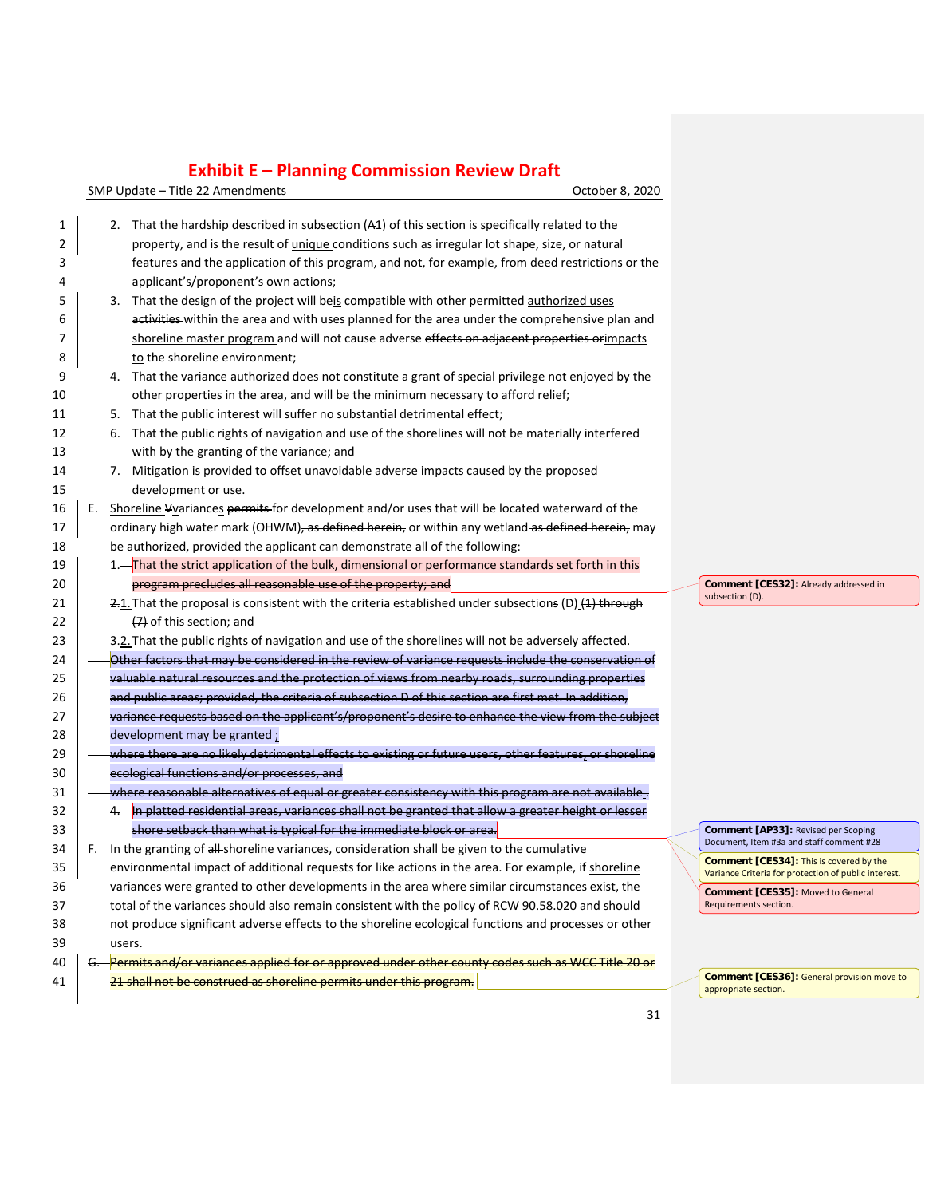2. That the hardship described in subsection ~~(A~~1) of this section is specifically related to the property, and is the result of unique conditions such as irregular lot shape, size, or natural features and the application of this program, and not, for example, from deed restrictions or the applicant's/proponent's own actions;
3. That the design of the project ~~will be~~is compatible with other ~~permitted~~ authorized uses ~~activities~~ within the area and with uses planned for the area under the comprehensive plan and shoreline master program and will not cause adverse ~~effects on adjacent properties or~~impacts to the shoreline environment;
4. That the variance authorized does not constitute a grant of special privilege not enjoyed by the other properties in the area, and will be the minimum necessary to afford relief;
5. That the public interest will suffer no substantial detrimental effect;
6. That the public rights of navigation and use of the shorelines will not be materially interfered with by the granting of the variance; and
7. Mitigation is provided to offset unavoidable adverse impacts caused by the proposed development or use.

E. Shoreline ~~V~~variances ~~permits~~ for development and/or uses that will be located waterward of the ordinary high water mark (OHWM)~~, as defined herein,~~ or within any wetland ~~as defined herein,~~ may be authorized, provided the applicant can demonstrate all of the following:

~~1. That the strict application of the bulk, dimensional or performance standards set forth in this program precludes all reasonable use of the property; and~~

~~2.~~1. That the proposal is consistent with the criteria established under subsections (D) ~~(1) through (7)~~ of this section; and

~~3.~~2. That the public rights of navigation and use of the shorelines will not be adversely affected.

~~Other factors that may be considered in the review of variance requests include the conservation of valuable natural resources and the protection of views from nearby roads, surrounding properties and public areas; provided, the criteria of subsection D of this section are first met. In addition, variance requests based on the applicant's/proponent's desire to enhance the view from the subject development may be granted ;~~

~~where there are no likely detrimental effects to existing or future users, other features, or shoreline ecological functions and/or processes, and~~

~~where reasonable alternatives of equal or greater consistency with this program are not available .~~

~~4. In platted residential areas, variances shall not be granted that allow a greater height or lesser shore setback than what is typical for the immediate block or area.~~

F. In the granting of ~~all~~ shoreline variances, consideration shall be given to the cumulative environmental impact of additional requests for like actions in the area. For example, if shoreline variances were granted to other developments in the area where similar circumstances exist, the total of the variances should also remain consistent with the policy of RCW 90.58.020 and should not produce significant adverse effects to the shoreline ecological functions and processes or other users.

~~G. Permits and/or variances applied for or approved under other county codes such as WCC Title 20 or 21 shall not be construed as shoreline permits under this program.~~

**Comment [CES32]:** Already addressed in subsection (D).

**Comment [AP33]:** Revised per Scoping Document, Item #3a and staff comment #28

**Comment [CES34]:** This is covered by the Variance Criteria for protection of public interest.

**Comment [CES35]:** Moved to General Requirements section.

**Comment [CES36]:** General provision move to appropriate section.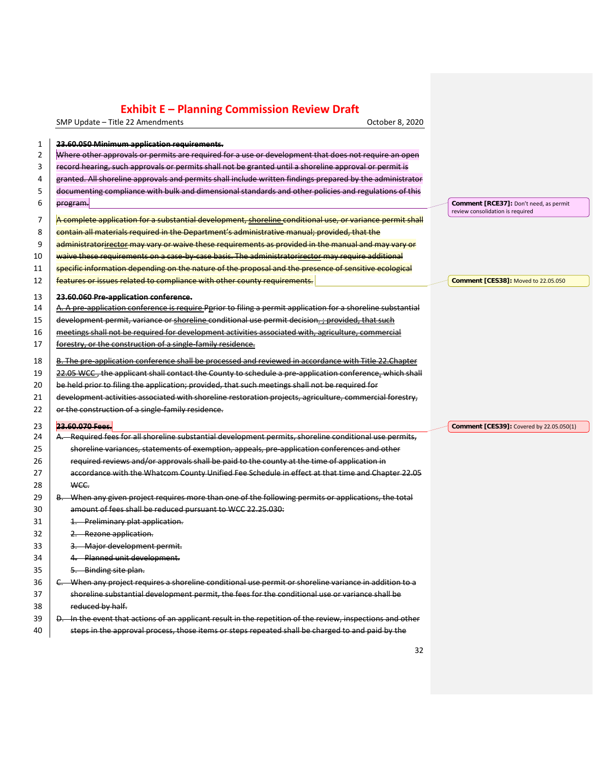23.60.050 Minimum application requirements.

Where other approvals or permits are required for a use or development that does not require an open record hearing, such approvals or permits shall not be granted until a shoreline approval or permit is granted. All shoreline approvals and permits shall include written findings prepared by the administrator documenting compliance with bulk and dimensional standards and other policies and regulations of this program.

> **Comment [RCE37]:** Don't need, as permit review consolidation is required

A complete application for a substantial development, shoreline conditional use, or variance permit shall contain all materials required in the Department's administrative manual; provided, that the administratorirector may vary or waive these requirements as provided in the manual and may vary or waive these requirements on a case-by-case basis. The administratorirector may require additional specific information depending on the nature of the proposal and the presence of sensitive ecological features or issues related to compliance with other county requirements.

> **Comment [CES38]:** Moved to 22.05.050

**23.60.060 Pre-application conference.**

A. A pre-application conference is require Pprior to filing a permit application for a shoreline substantial development permit, variance or shoreline conditional use permit decision. ; provided, that such meetings shall not be required for development activities associated with, agriculture, commercial forestry, or the construction of a single-family residence.

B. The pre-application conference shall be processed and reviewed in accordance with Title 22.Chapter 22.05 WCC., the applicant shall contact the County to schedule a pre-application conference, which shall be held prior to filing the application; provided, that such meetings shall not be required for development activities associated with shoreline restoration projects, agriculture, commercial forestry, or the construction of a single-family residence.

**23.60.070 Fees.**

> **Comment [CES39]:** Covered by 22.05.050(1)

A. Required fees for all shoreline substantial development permits, shoreline conditional use permits, shoreline variances, statements of exemption, appeals, pre-application conferences and other required reviews and/or approvals shall be paid to the county at the time of application in accordance with the Whatcom County Unified Fee Schedule in effect at that time and Chapter 22.05 WCC.

B. When any given project requires more than one of the following permits or applications, the total amount of fees shall be reduced pursuant to WCC 22.25.030:

1. Preliminary plat application.
2. Rezone application.
3. Major development permit.
4. Planned unit development.
5. Binding site plan.

C. When any project requires a shoreline conditional use permit or shoreline variance in addition to a shoreline substantial development permit, the fees for the conditional use or variance shall be reduced by half.

D. In the event that actions of an applicant result in the repetition of the review, inspections and other steps in the approval process, those items or steps repeated shall be charged to and paid by the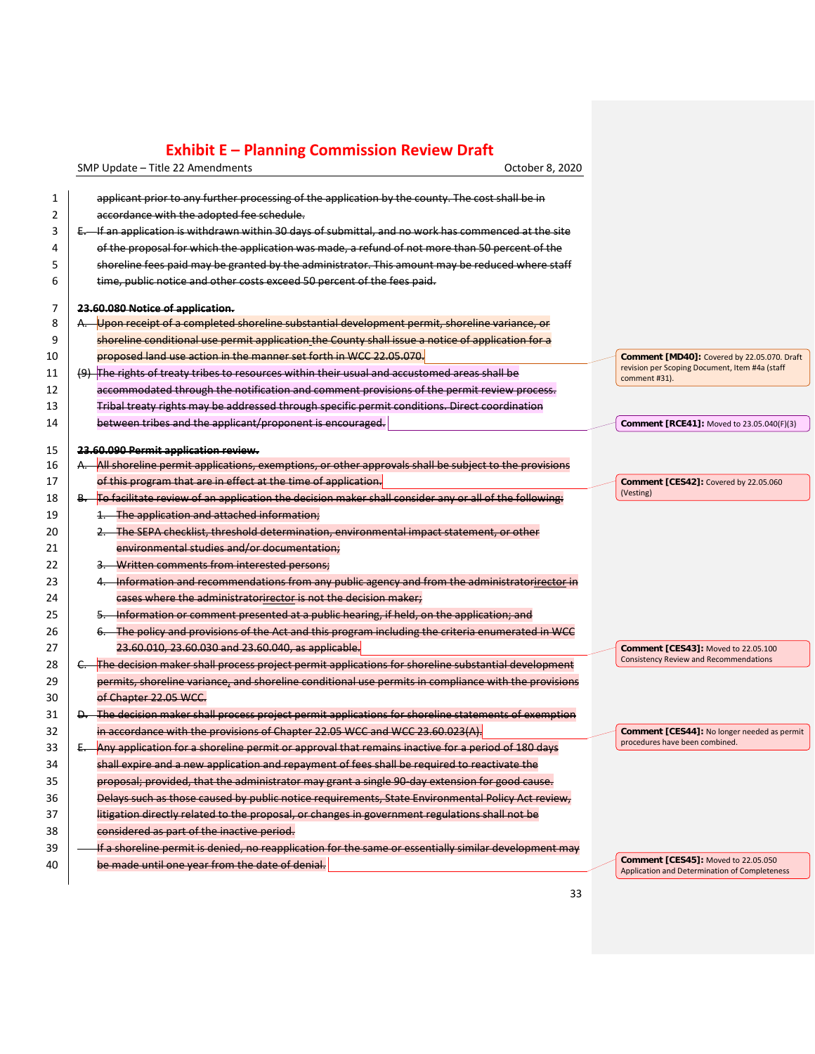applicant prior to any further processing of the application by the county. The cost shall be in accordance with the adopted fee schedule.

E. If an application is withdrawn within 30 days of submittal, and no work has commenced at the site of the proposal for which the application was made, a refund of not more than 50 percent of the shoreline fees paid may be granted by the administrator. This amount may be reduced where staff time, public notice and other costs exceed 50 percent of the fees paid.

**23.60.080 Notice of application.**

A. Upon receipt of a completed shoreline substantial development permit, shoreline variance, or shoreline conditional use permit application the County shall issue a notice of application for a proposed land use action in the manner set forth in WCC 22.05.070.

> **Comment [MD40]:** Covered by 22.05.070. Draft revision per Scoping Document, Item #4a (staff comment #31).

(9) The rights of treaty tribes to resources within their usual and accustomed areas shall be accommodated through the notification and comment provisions of the permit review process. Tribal treaty rights may be addressed through specific permit conditions. Direct coordination between tribes and the applicant/proponent is encouraged.

> **Comment [RCE41]:** Moved to 23.05.040(F)(3)

**23.60.090 Permit application review.**

A. All shoreline permit applications, exemptions, or other approvals shall be subject to the provisions of this program that are in effect at the time of application.

> **Comment [CES42]:** Covered by 22.05.060 (Vesting)

B. To facilitate review of an application the decision maker shall consider any or all of the following:

1. The application and attached information;
2. The SEPA checklist, threshold determination, environmental impact statement, or other environmental studies and/or documentation;
3. Written comments from interested persons;
4. Information and recommendations from any public agency and from the administratorirector in cases where the administratorirector is not the decision maker;
5. Information or comment presented at a public hearing, if held, on the application; and
6. The policy and provisions of the Act and this program including the criteria enumerated in WCC 23.60.010, 23.60.030 and 23.60.040, as applicable.

> **Comment [CES43]:** Moved to 22.05.100 Consistency Review and Recommendations

C. The decision maker shall process project permit applications for shoreline substantial development permits, shoreline variance, and shoreline conditional use permits in compliance with the provisions of Chapter 22.05 WCC.

D. The decision maker shall process project permit applications for shoreline statements of exemption in accordance with the provisions of Chapter 22.05 WCC and WCC 23.60.023(A).

> **Comment [CES44]:** No longer needed as permit procedures have been combined.

E. Any application for a shoreline permit or approval that remains inactive for a period of 180 days shall expire and a new application and repayment of fees shall be required to reactivate the proposal; provided, that the administrator may grant a single 90-day extension for good cause. Delays such as those caused by public notice requirements, State Environmental Policy Act review, litigation directly related to the proposal, or changes in government regulations shall not be considered as part of the inactive period.

If a shoreline permit is denied, no reapplication for the same or essentially similar development may be made until one year from the date of denial.

> **Comment [CES45]:** Moved to 22.05.050 Application and Determination of Completeness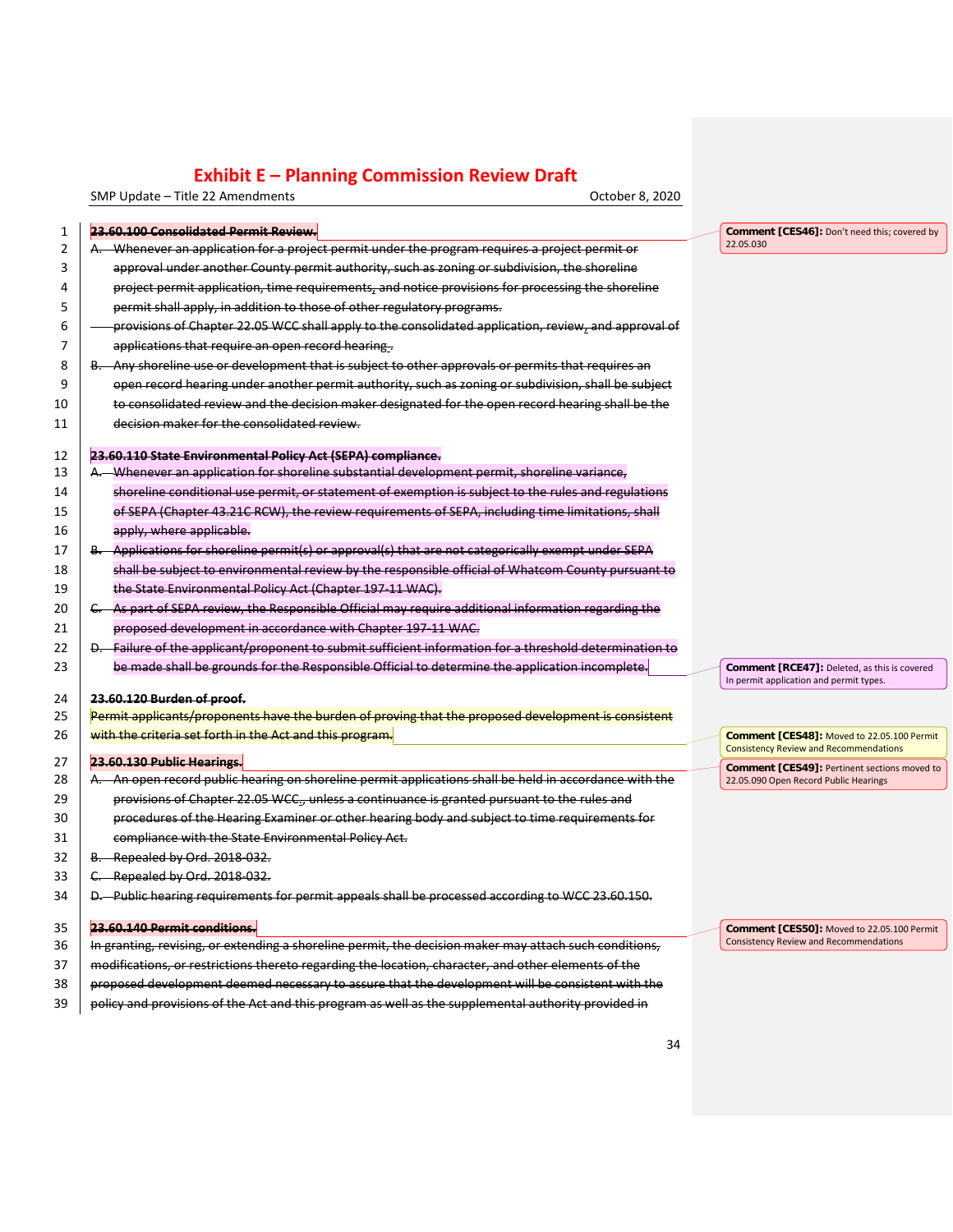23.60.100 Consolidated Permit Review.

A. Whenever an application for a project permit under the program requires a project permit or approval under another County permit authority, such as zoning or subdivision, the shoreline project permit application, time requirements, and notice provisions for processing the shoreline permit shall apply, in addition to those of other regulatory programs.

provisions of Chapter 22.05 WCC shall apply to the consolidated application, review, and approval of applications that require an open record hearing..

B. Any shoreline use or development that is subject to other approvals or permits that requires an open record hearing under another permit authority, such as zoning or subdivision, shall be subject to consolidated review and the decision maker designated for the open record hearing shall be the decision maker for the consolidated review.

> **Comment [CES46]:** Don't need this; covered by 22.05.030

23.60.110 State Environmental Policy Act (SEPA) compliance.

A. Whenever an application for shoreline substantial development permit, shoreline variance, shoreline conditional use permit, or statement of exemption is subject to the rules and regulations of SEPA (Chapter 43.21C RCW), the review requirements of SEPA, including time limitations, shall apply, where applicable.

B. Applications for shoreline permit(s) or approval(s) that are not categorically exempt under SEPA shall be subject to environmental review by the responsible official of Whatcom County pursuant to the State Environmental Policy Act (Chapter 197-11 WAC).

C. As part of SEPA review, the Responsible Official may require additional information regarding the proposed development in accordance with Chapter 197-11 WAC.

D. Failure of the applicant/proponent to submit sufficient information for a threshold determination to be made shall be grounds for the Responsible Official to determine the application incomplete.

> **Comment [RCE47]:** Deleted, as this is covered In permit application and permit types.

23.60.120 Burden of proof.

Permit applicants/proponents have the burden of proving that the proposed development is consistent with the criteria set forth in the Act and this program.

> **Comment [CES48]:** Moved to 22.05.100 Permit Consistency Review and Recommendations

23.60.130 Public Hearings.

A. An open record public hearing on shoreline permit applications shall be held in accordance with the provisions of Chapter 22.05 WCC., unless a continuance is granted pursuant to the rules and procedures of the Hearing Examiner or other hearing body and subject to time requirements for compliance with the State Environmental Policy Act.

B. Repealed by Ord. 2018-032.

C. Repealed by Ord. 2018-032.

D. Public hearing requirements for permit appeals shall be processed according to WCC 23.60.150.

> **Comment [CES49]:** Pertinent sections moved to 22.05.090 Open Record Public Hearings

23.60.140 Permit conditions.

In granting, revising, or extending a shoreline permit, the decision maker may attach such conditions, modifications, or restrictions thereto regarding the location, character, and other elements of the proposed development deemed necessary to assure that the development will be consistent with the policy and provisions of the Act and this program as well as the supplemental authority provided in

> **Comment [CES50]:** Moved to 22.05.100 Permit Consistency Review and Recommendations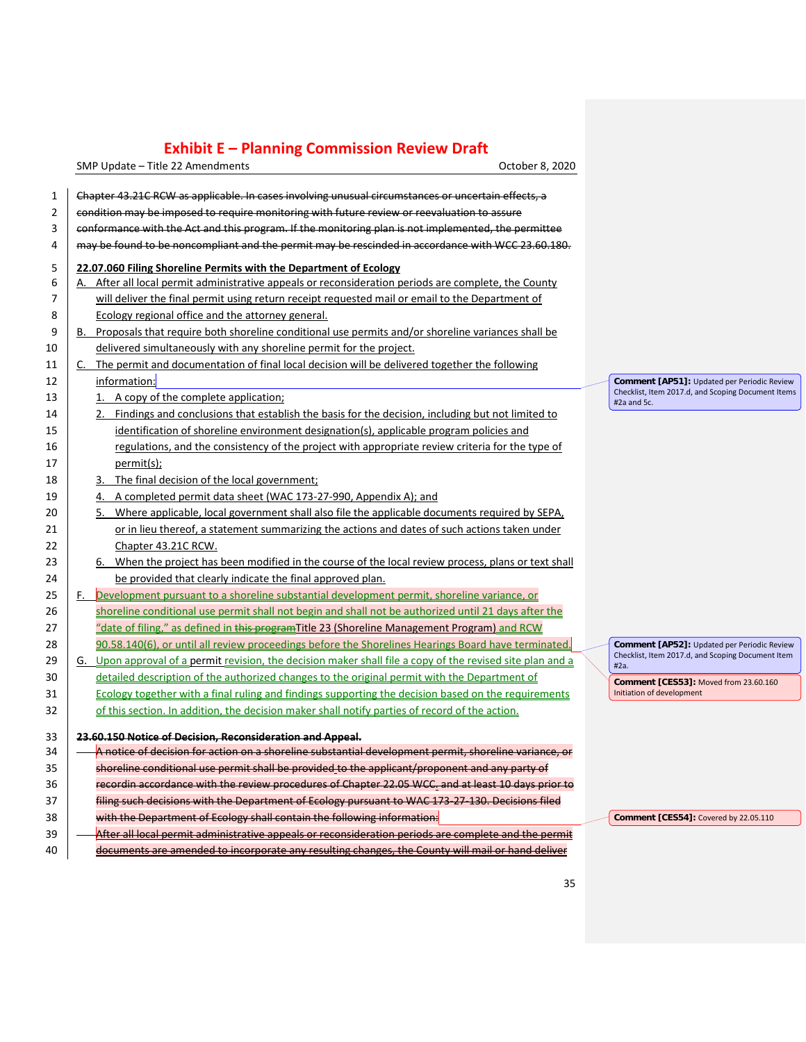~~Chapter 43.21C RCW as applicable. In cases involving unusual circumstances or uncertain effects, a condition may be imposed to require monitoring with future review or reevaluation to assure conformance with the Act and this program. If the monitoring plan is not implemented, the permittee may be found to be noncompliant and the permit may be rescinded in accordance with WCC 23.60.180.~~

**22.07.060 Filing Shoreline Permits with the Department of Ecology**

A. After all local permit administrative appeals or reconsideration periods are complete, the County will deliver the final permit using return receipt requested mail or email to the Department of Ecology regional office and the attorney general.

B. Proposals that require both shoreline conditional use permits and/or shoreline variances shall be delivered simultaneously with any shoreline permit for the project.

C. The permit and documentation of final local decision will be delivered together the following information:

1. A copy of the complete application;
2. Findings and conclusions that establish the basis for the decision, including but not limited to identification of shoreline environment designation(s), applicable program policies and regulations, and the consistency of the project with appropriate review criteria for the type of permit(s);
3. The final decision of the local government;
4. A completed permit data sheet (WAC 173-27-990, Appendix A); and
5. Where applicable, local government shall also file the applicable documents required by SEPA, or in lieu thereof, a statement summarizing the actions and dates of such actions taken under Chapter 43.21C RCW.
6. When the project has been modified in the course of the local review process, plans or text shall be provided that clearly indicate the final approved plan.

F. Development pursuant to a shoreline substantial development permit, shoreline variance, or shoreline conditional use permit shall not begin and shall not be authorized until 21 days after the "date of filing," as defined in ~~this program~~Title 23 (Shoreline Management Program) and RCW 90.58.140(6), or until all review proceedings before the Shorelines Hearings Board have terminated.

G. Upon approval of a permit revision, the decision maker shall file a copy of the revised site plan and a detailed description of the authorized changes to the original permit with the Department of Ecology together with a final ruling and findings supporting the decision based on the requirements of this section. In addition, the decision maker shall notify parties of record of the action.

~~**23.60.150 Notice of Decision, Reconsideration and Appeal.**~~

~~A notice of decision for action on a shoreline substantial development permit, shoreline variance, or shoreline conditional use permit shall be provided to the applicant/proponent and any party of recordin accordance with the review procedures of Chapter 22.05 WCC. and at least 10 days prior to filing such decisions with the Department of Ecology pursuant to WAC 173-27-130. Decisions filed with the Department of Ecology shall contain the following information:~~

~~After all local permit administrative appeals or reconsideration periods are complete and the permit documents are amended to incorporate any resulting changes, the County will mail or hand deliver~~

Comment [AP51]: Updated per Periodic Review Checklist, Item 2017.d, and Scoping Document Items #2a and 5c.

Comment [AP52]: Updated per Periodic Review Checklist, Item 2017.d, and Scoping Document Item #2a.

Comment [CES53]: Moved from 23.60.160 Initiation of development

Comment [CES54]: Covered by 22.05.110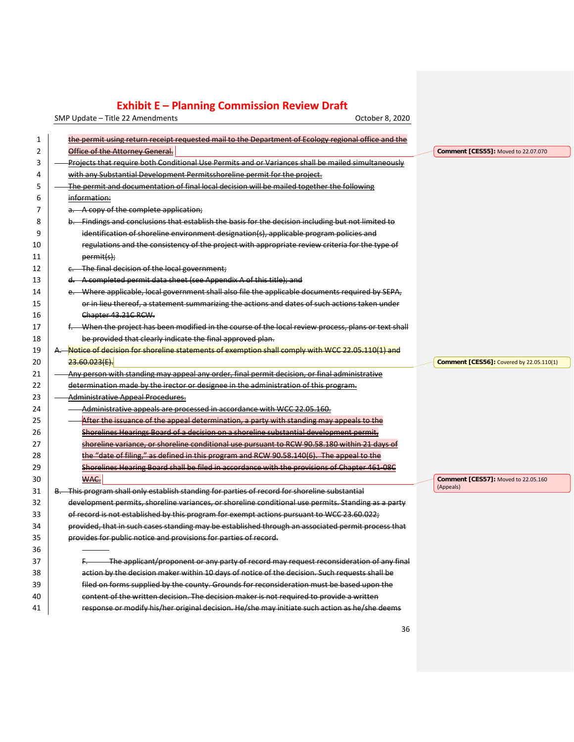~~the permit using return receipt requested mail to the Department of Ecology regional office and the Office of the Attorney General.~~

> **Comment [CES55]:** Moved to 22.07.070

~~Projects that require both Conditional Use Permits and or Variances shall be mailed simultaneously with any Substantial Development Permitsshoreline permit for the project.~~

~~The permit and documentation of final local decision will be mailed together the following information:~~

~~a. A copy of the complete application;~~

~~b. Findings and conclusions that establish the basis for the decision including but not limited to identification of shoreline environment designation(s), applicable program policies and regulations and the consistency of the project with appropriate review criteria for the type of permit(s);~~

~~c. The final decision of the local government;~~

~~d. A completed permit data sheet (see Appendix A of this title); and~~

~~e. Where applicable, local government shall also file the applicable documents required by SEPA, or in lieu thereof, a statement summarizing the actions and dates of such actions taken under Chapter 43.21C RCW.~~

~~f. When the project has been modified in the course of the local review process, plans or text shall be provided that clearly indicate the final approved plan.~~

~~A. Notice of decision for shoreline statements of exemption shall comply with WCC 22.05.110(1) and 23.60.023(E).~~

> **Comment [CES56]:** Covered by 22.05.110(1)

~~Any person with standing may appeal any order, final permit decision, or final administrative determination made by the irector or designee in the administration of this program.~~

~~Administrative Appeal Procedures.~~

~~Administrative appeals are processed in accordance with WCC 22.05.160.~~

~~After the issuance of the appeal determination, a party with standing may appeals to the Shorelines Hearings Board of a decision on a shoreline substantial development permit, shoreline variance, or shoreline conditional use pursuant to RCW 90.58.180 within 21 days of the "date of filing," as defined in this program and RCW 90.58.140(6). The appeal to the Shorelines Hearing Board shall be filed in accordance with the provisions of Chapter 461-08C WAC.~~

> **Comment [CES57]:** Moved to 22.05.160 (Appeals)

~~B. This program shall only establish standing for parties of record for shoreline substantial development permits, shoreline variances, or shoreline conditional use permits. Standing as a party of record is not established by this program for exempt actions pursuant to WCC 23.60.022; provided, that in such cases standing may be established through an associated permit process that provides for public notice and provisions for parties of record.~~

~~F. The applicant/proponent or any party of record may request reconsideration of any final action by the decision maker within 10 days of notice of the decision. Such requests shall be filed on forms supplied by the county. Grounds for reconsideration must be based upon the content of the written decision. The decision maker is not required to provide a written response or modify his/her original decision. He/she may initiate such action as he/she deems~~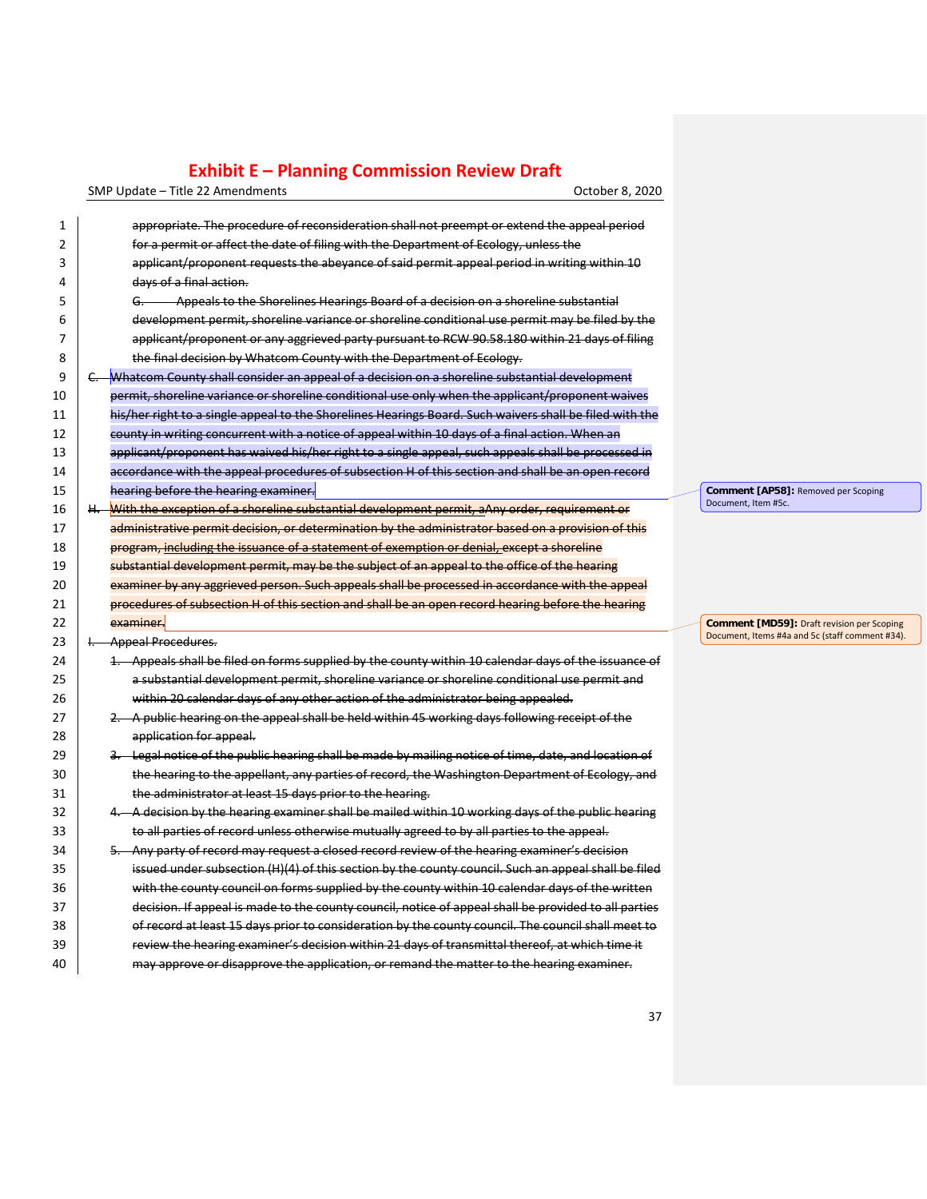appropriate. The procedure of reconsideration shall not preempt or extend the appeal period for a permit or affect the date of filing with the Department of Ecology, unless the applicant/proponent requests the abeyance of said permit appeal period in writing within 10 days of a final action.

G. Appeals to the Shorelines Hearings Board of a decision on a shoreline substantial development permit, shoreline variance or shoreline conditional use permit may be filed by the applicant/proponent or any aggrieved party pursuant to RCW 90.58.180 within 21 days of filing the final decision by Whatcom County with the Department of Ecology.

C. Whatcom County shall consider an appeal of a decision on a shoreline substantial development permit, shoreline variance or shoreline conditional use only when the applicant/proponent waives his/her right to a single appeal to the Shorelines Hearings Board. Such waivers shall be filed with the county in writing concurrent with a notice of appeal within 10 days of a final action. When an applicant/proponent has waived his/her right to a single appeal, such appeals shall be processed in accordance with the appeal procedures of subsection H of this section and shall be an open record hearing before the hearing examiner.

H. With the exception of a shoreline substantial development permit, aAny order, requirement or administrative permit decision, or determination by the administrator based on a provision of this program, including the issuance of a statement of exemption or denial, except a shoreline substantial development permit, may be the subject of an appeal to the office of the hearing examiner by any aggrieved person. Such appeals shall be processed in accordance with the appeal procedures of subsection H of this section and shall be an open record hearing before the hearing examiner.

I. Appeal Procedures.

1. Appeals shall be filed on forms supplied by the county within 10 calendar days of the issuance of a substantial development permit, shoreline variance or shoreline conditional use permit and within 20 calendar days of any other action of the administrator being appealed.
2. A public hearing on the appeal shall be held within 45 working days following receipt of the application for appeal.
3. Legal notice of the public hearing shall be made by mailing notice of time, date, and location of the hearing to the appellant, any parties of record, the Washington Department of Ecology, and the administrator at least 15 days prior to the hearing.
4. A decision by the hearing examiner shall be mailed within 10 working days of the public hearing to all parties of record unless otherwise mutually agreed to by all parties to the appeal.
5. Any party of record may request a closed record review of the hearing examiner's decision issued under subsection (H)(4) of this section by the county council. Such an appeal shall be filed with the county council on forms supplied by the county within 10 calendar days of the written decision. If appeal is made to the county council, notice of appeal shall be provided to all parties of record at least 15 days prior to consideration by the county council. The council shall meet to review the hearing examiner's decision within 21 days of transmittal thereof, at which time it may approve or disapprove the application, or remand the matter to the hearing examiner.

**Comment [AP58]:** Removed per Scoping Document, Item #5c.

**Comment [MD59]:** Draft revision per Scoping Document, Items #4a and 5c (staff comment #34).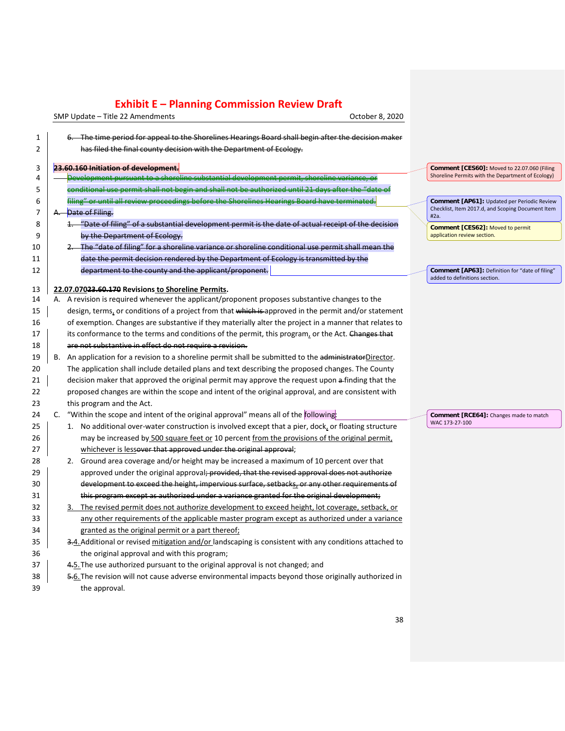6. ~~The time period for appeal to the Shorelines Hearings Board shall begin after the decision maker has filed the final county decision with the Department of Ecology.~~

**~~23.60.160 Initiation of development.~~**

~~Development pursuant to a shoreline substantial development permit, shoreline variance, or conditional use permit shall not begin and shall not be authorized until 21 days after the "date of filing" or until all review proceedings before the Shorelines Hearings Board have terminated.~~

~~A. Date of Filing.~~

~~1. "Date of filing" of a substantial development permit is the date of actual receipt of the decision by the Department of Ecology.~~

~~2. The "date of filing" for a shoreline variance or shoreline conditional use permit shall mean the date the permit decision rendered by the Department of Ecology is transmitted by the department to the county and the applicant/proponent.~~

**22.07.070~~23.60.170~~ Revisions to Shoreline Permits.**

A. A revision is required whenever the applicant/proponent proposes substantive changes to the design, terms, or conditions of a project from that ~~which is~~ approved in the permit and/or statement of exemption. Changes are substantive if they materially alter the project in a manner that relates to its conformance to the terms and conditions of the permit, this program, or the Act. ~~Changes that are not substantive in effect do not require a revision.~~

B. An application for a revision to a shoreline permit shall be submitted to the ~~administrator~~Director. The application shall include detailed plans and text describing the proposed changes. The County decision maker that approved the original permit may approve the request upon ~~a~~ finding that the proposed changes are within the scope and intent of the original approval, and are consistent with this program and the Act.

C. "Within the scope and intent of the original approval" means all of the following:

1. No additional over-water construction is involved except that a pier, dock, or floating structure may be increased by 500 square feet or 10 percent from the provisions of the original permit, whichever is less~~over that approved under the original approval~~;

2. Ground area coverage and/or height may be increased a maximum of 10 percent over that approved under the original approval~~; provided, that the revised approval does not authorize development to exceed the height, impervious surface, setbacks, or any other requirements of this program except as authorized under a variance granted for the original development;~~

3. The revised permit does not authorize development to exceed height, lot coverage, setback, or any other requirements of the applicable master program except as authorized under a variance granted as the original permit or a part thereof;

~~3.~~4. Additional or revised mitigation and/or landscaping is consistent with any conditions attached to the original approval and with this program;

~~4.~~5. The use authorized pursuant to the original approval is not changed; and

~~5.~~6. The revision will not cause adverse environmental impacts beyond those originally authorized in the approval.

> **Comment [CES60]:** Moved to 22.07.060 (Filing Shoreline Permits with the Department of Ecology)
>
> **Comment [AP61]:** Updated per Periodic Review Checklist, Item 2017.d, and Scoping Document Item #2a.
>
> **Comment [CES62]:** Moved to permit application review section.
>
> **Comment [AP63]:** Definition for "date of filing" added to definitions section.
>
> **Comment [RCE64]:** Changes made to match WAC 173-27-100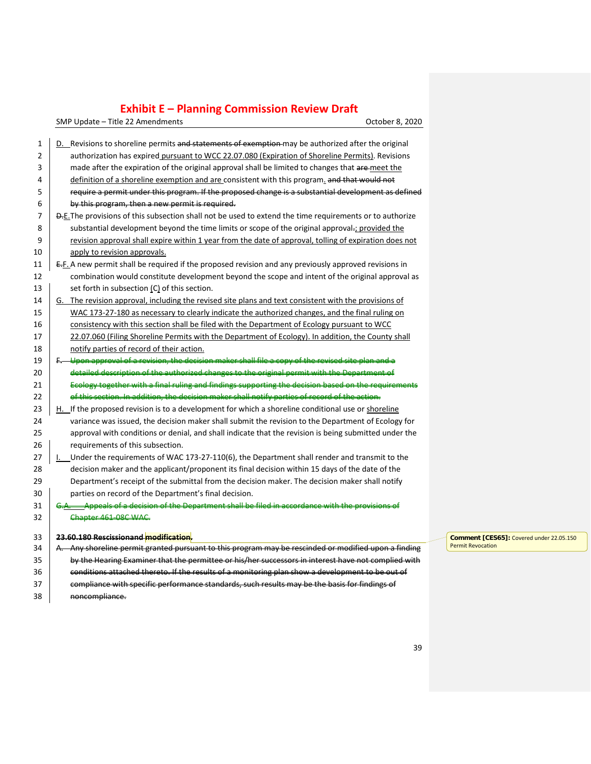D. Revisions to shoreline permits ~~and statements of exemption~~ may be authorized after the original authorization has expired pursuant to WCC 22.07.080 (Expiration of Shoreline Permits). Revisions made after the expiration of the original approval shall be limited to changes that ~~are~~ meet the definition of a shoreline exemption and are consistent with this program. ~~and that would not require a permit under this program. If the proposed change is a substantial development as defined by this program, then a new permit is required.~~

~~D.~~E. The provisions of this subsection shall not be used to extend the time requirements or to authorize substantial development beyond the time limits or scope of the original approval~~.~~; provided the revision approval shall expire within 1 year from the date of approval, tolling of expiration does not apply to revision approvals.

~~E.~~F. A new permit shall be required if the proposed revision and any previously approved revisions in combination would constitute development beyond the scope and intent of the original approval as set forth in subsection (C) of this section.

G. The revision approval, including the revised site plans and text consistent with the provisions of WAC 173-27-180 as necessary to clearly indicate the authorized changes, and the final ruling on consistency with this section shall be filed with the Department of Ecology pursuant to WCC 22.07.060 (Filing Shoreline Permits with the Department of Ecology). In addition, the County shall notify parties of record of their action.

~~F. Upon approval of a revision, the decision maker shall file a copy of the revised site plan and a detailed description of the authorized changes to the original permit with the Department of Ecology together with a final ruling and findings supporting the decision based on the requirements of this section. In addition, the decision maker shall notify parties of record of the action.~~

H. If the proposed revision is to a development for which a shoreline conditional use or shoreline variance was issued, the decision maker shall submit the revision to the Department of Ecology for approval with conditions or denial, and shall indicate that the revision is being submitted under the requirements of this subsection.

I. Under the requirements of WAC 173-27-110(6), the Department shall render and transmit to the decision maker and the applicant/proponent its final decision within 15 days of the date of the Department's receipt of the submittal from the decision maker. The decision maker shall notify parties on record of the Department's final decision.

~~G.A. Appeals of a decision of the Department shall be filed in accordance with the provisions of Chapter 461-08C WAC.~~

**~~23.60.180 Rescission and modification.~~**

~~A. Any shoreline permit granted pursuant to this program may be rescinded or modified upon a finding by the Hearing Examiner that the permittee or his/her successors in interest have not complied with conditions attached thereto. If the results of a monitoring plan show a development to be out of compliance with specific performance standards, such results may be the basis for findings of noncompliance.~~

Comment [CES65]: Covered under 22.05.150 Permit Revocation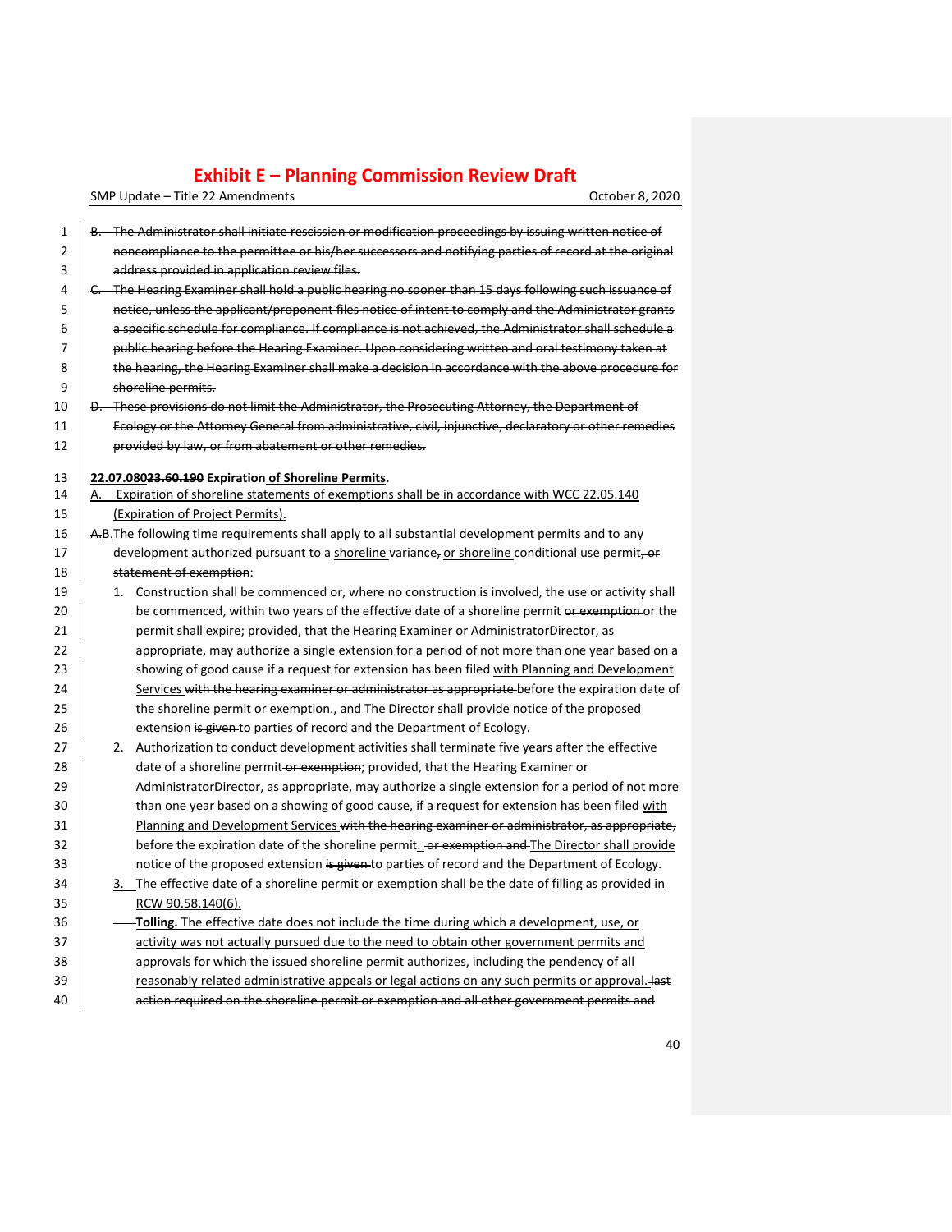B. ~~The Administrator shall initiate rescission or modification proceedings by issuing written notice of noncompliance to the permittee or his/her successors and notifying parties of record at the original address provided in application review files.~~

C. ~~The Hearing Examiner shall hold a public hearing no sooner than 15 days following such issuance of notice, unless the applicant/proponent files notice of intent to comply and the Administrator grants a specific schedule for compliance. If compliance is not achieved, the Administrator shall schedule a public hearing before the Hearing Examiner. Upon considering written and oral testimony taken at the hearing, the Hearing Examiner shall make a decision in accordance with the above procedure for shoreline permits.~~

D. ~~These provisions do not limit the Administrator, the Prosecuting Attorney, the Department of Ecology or the Attorney General from administrative, civil, injunctive, declaratory or other remedies provided by law, or from abatement or other remedies.~~

**22.07.080~~23.60.190~~ Expiration of Shoreline Permits.**

A. Expiration of shoreline statements of exemptions shall be in accordance with WCC 22.05.140 (Expiration of Project Permits).

~~A.~~B. The following time requirements shall apply to all substantial development permits and to any development authorized pursuant to a shoreline variance~~,~~ or shoreline conditional use permit~~, or statement of exemption~~:

1. Construction shall be commenced or, where no construction is involved, the use or activity shall be commenced, within two years of the effective date of a shoreline permit ~~or exemption~~ or the permit shall expire; provided, that the Hearing Examiner or ~~Administrator~~Director, as appropriate, may authorize a single extension for a period of not more than one year based on a showing of good cause if a request for extension has been filed with Planning and Development Services ~~with the hearing examiner or administrator as appropriate~~ before the expiration date of the shoreline permit ~~or exemption~~.~~, and~~ The Director shall provide notice of the proposed extension ~~is given~~ to parties of record and the Department of Ecology.
2. Authorization to conduct development activities shall terminate five years after the effective date of a shoreline permit ~~or exemption~~; provided, that the Hearing Examiner or ~~Administrator~~Director, as appropriate, may authorize a single extension for a period of not more than one year based on a showing of good cause, if a request for extension has been filed with Planning and Development Services ~~with the hearing examiner or administrator, as appropriate,~~ before the expiration date of the shoreline permit. ~~or exemption and~~ The Director shall provide notice of the proposed extension ~~is given~~ to parties of record and the Department of Ecology.
3. The effective date of a shoreline permit ~~or exemption~~ shall be the date of filling as provided in RCW 90.58.140(6).

   **Tolling.** The effective date does not include the time during which a development, use, or activity was not actually pursued due to the need to obtain other government permits and approvals for which the issued shoreline permit authorizes, including the pendency of all reasonably related administrative appeals or legal actions on any such permits or approval. ~~last action required on the shoreline permit or exemption and all other government permits and~~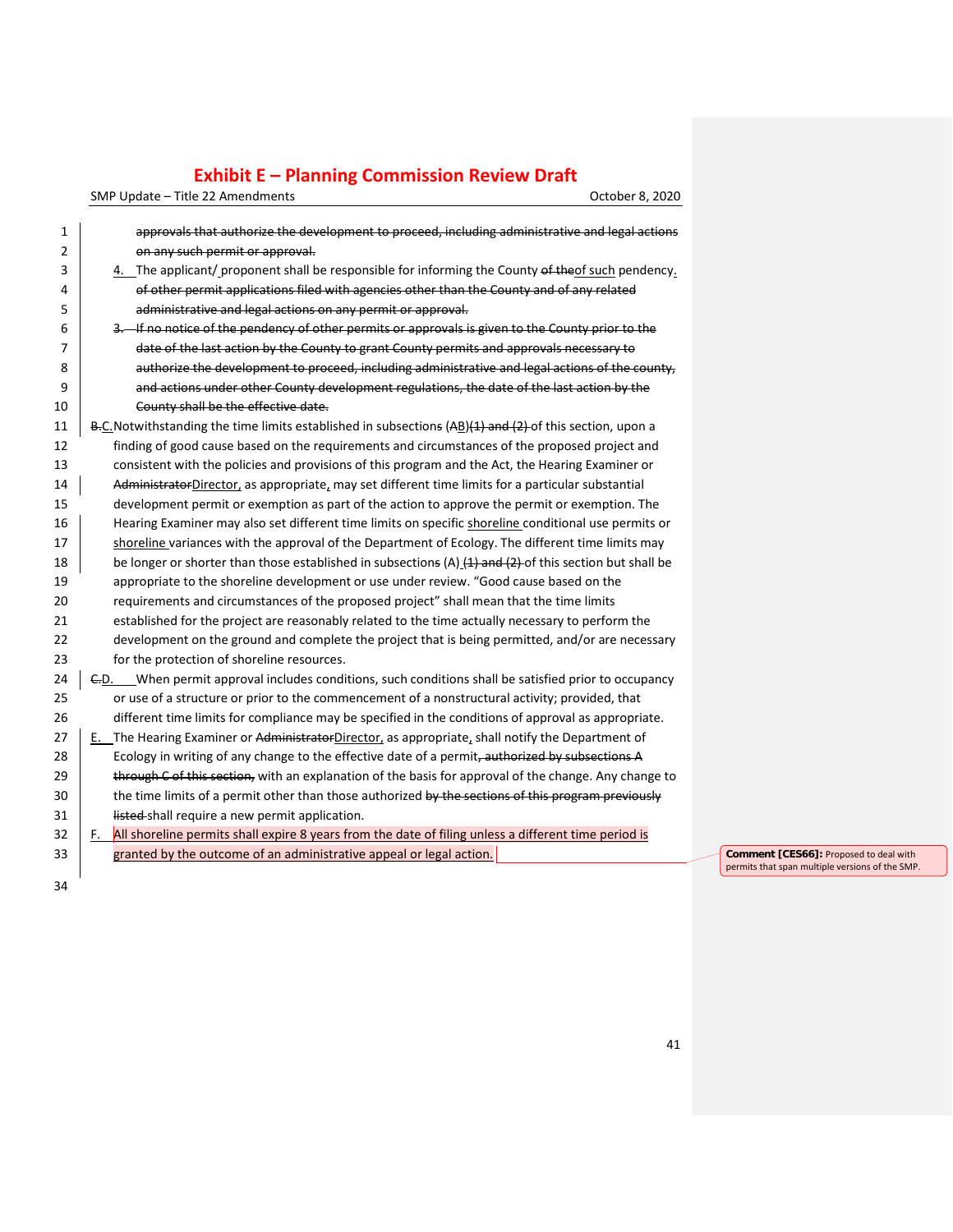approvals that authorize the development to proceed, including administrative and legal actions on any such permit or approval.

4. The applicant/ proponent shall be responsible for informing the County of theof such pendency. of other permit applications filed with agencies other than the County and of any related administrative and legal actions on any permit or approval.

3. If no notice of the pendency of other permits or approvals is given to the County prior to the date of the last action by the County to grant County permits and approvals necessary to authorize the development to proceed, including administrative and legal actions of the county, and actions under other County development regulations, the date of the last action by the County shall be the effective date.

B.C. Notwithstanding the time limits established in subsections (AB)(1) and (2) of this section, upon a finding of good cause based on the requirements and circumstances of the proposed project and consistent with the policies and provisions of this program and the Act, the Hearing Examiner or AdministratorDirector, as appropriate, may set different time limits for a particular substantial development permit or exemption as part of the action to approve the permit or exemption. The Hearing Examiner may also set different time limits on specific shoreline conditional use permits or shoreline variances with the approval of the Department of Ecology. The different time limits may be longer or shorter than those established in subsections (A) (1) and (2) of this section but shall be appropriate to the shoreline development or use under review. "Good cause based on the requirements and circumstances of the proposed project" shall mean that the time limits established for the project are reasonably related to the time actually necessary to perform the development on the ground and complete the project that is being permitted, and/or are necessary for the protection of shoreline resources.

C.D. When permit approval includes conditions, such conditions shall be satisfied prior to occupancy or use of a structure or prior to the commencement of a nonstructural activity; provided, that different time limits for compliance may be specified in the conditions of approval as appropriate.

E. The Hearing Examiner or AdministratorDirector, as appropriate, shall notify the Department of Ecology in writing of any change to the effective date of a permit, authorized by subsections A through C of this section, with an explanation of the basis for approval of the change. Any change to the time limits of a permit other than those authorized by the sections of this program previously listed shall require a new permit application.

F. All shoreline permits shall expire 8 years from the date of filing unless a different time period is granted by the outcome of an administrative appeal or legal action.

**Comment [CES66]:** Proposed to deal with permits that span multiple versions of the SMP.